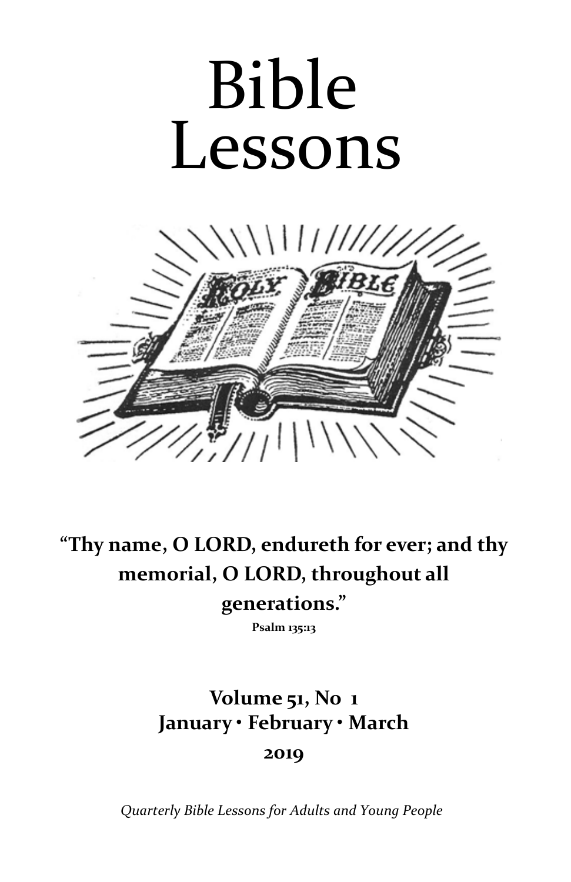# Bible Lessons

**"Thy name, O LORD, endureth for ever; and thy memorial, O LORD, throughout all generations."**

**Psalm 135:13**

**Volume 51, No 1**
**January • February • March**
**2019**

*Quarterly Bible Lessons for Adults and Young People*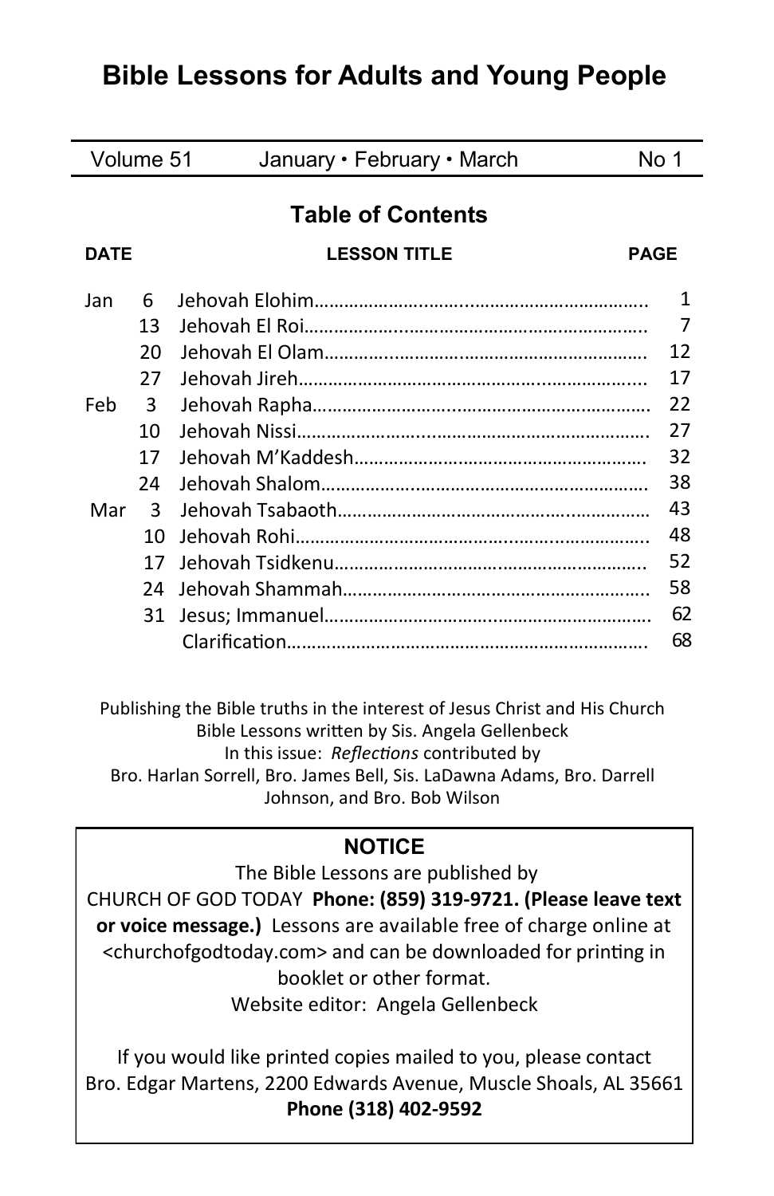# Bible Lessons for Adults and Young People

| Volume 51 | January • February • March | No 1 |
|---|---|---|

## Table of Contents

| DATE | | LESSON TITLE | PAGE |
|---|---|---|---|
| Jan | 6 | Jehovah Elohim | 1 |
| | 13 | Jehovah El Roi | 7 |
| | 20 | Jehovah El Olam | 12 |
| | 27 | Jehovah Jireh | 17 |
| Feb | 3 | Jehovah Rapha | 22 |
| | 10 | Jehovah Nissi | 27 |
| | 17 | Jehovah M'Kaddesh | 32 |
| | 24 | Jehovah Shalom | 38 |
| Mar | 3 | Jehovah Tsabaoth | 43 |
| | 10 | Jehovah Rohi | 48 |
| | 17 | Jehovah Tsidkenu | 52 |
| | 24 | Jehovah Shammah | 58 |
| | 31 | Jesus; Immanuel | 62 |
| | | Clarification | 68 |

Publishing the Bible truths in the interest of Jesus Christ and His Church
Bible Lessons written by Sis. Angela Gellenbeck
In this issue: *Reflections* contributed by
Bro. Harlan Sorrell, Bro. James Bell, Sis. LaDawna Adams, Bro. Darrell Johnson, and Bro. Bob Wilson

**NOTICE**

The Bible Lessons are published by
CHURCH OF GOD TODAY **Phone: (859) 319-9721. (Please leave text or voice message.)** Lessons are available free of charge online at <churchofgodtoday.com> and can be downloaded for printing in booklet or other format.
Website editor: Angela Gellenbeck

If you would like printed copies mailed to you, please contact
Bro. Edgar Martens, 2200 Edwards Avenue, Muscle Shoals, AL 35661
**Phone (318) 402-9592**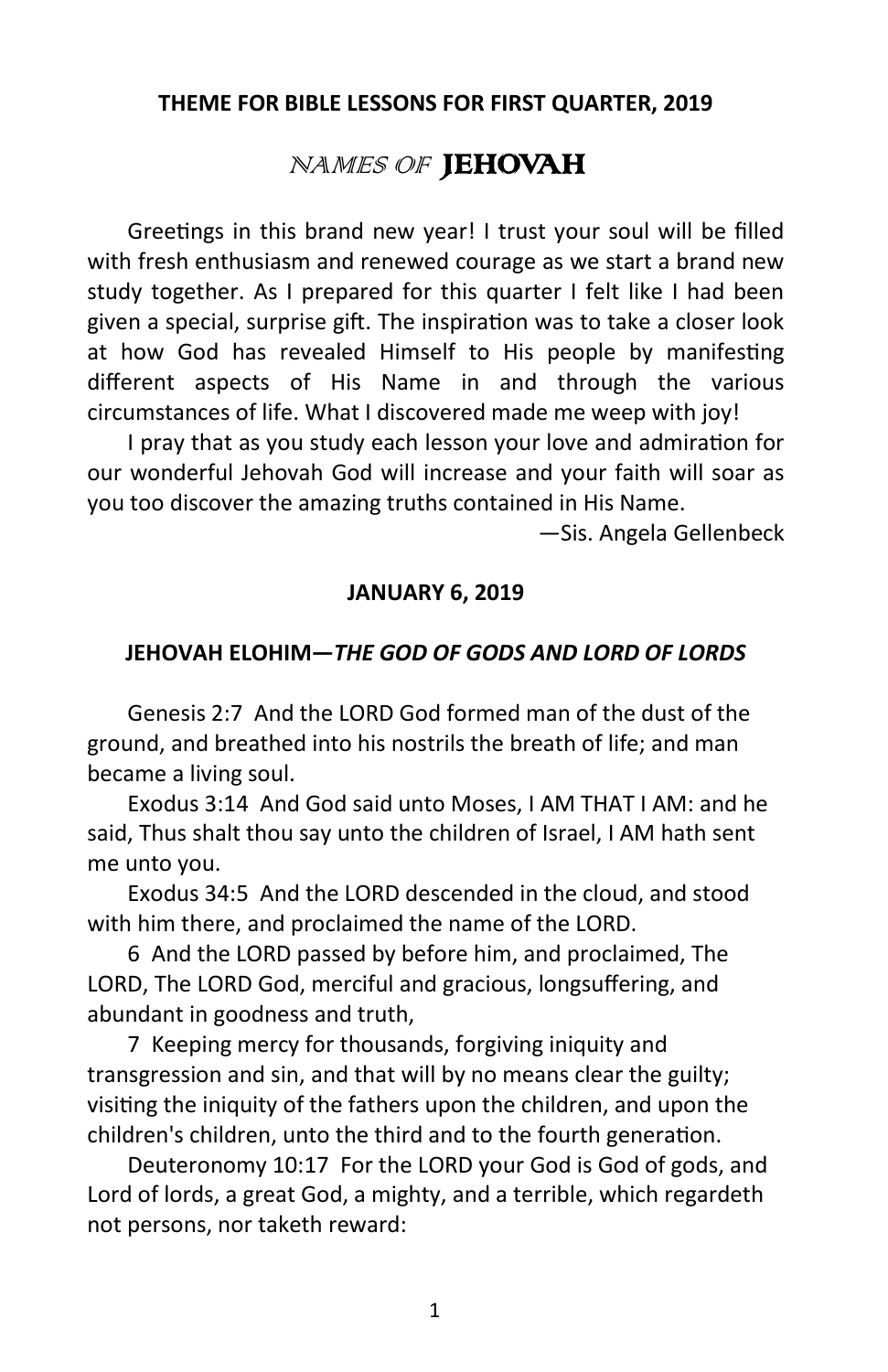## THEME FOR BIBLE LESSONS FOR FIRST QUARTER, 2019

# *NAMES OF* JEHOVAH

Greetings in this brand new year! I trust your soul will be filled with fresh enthusiasm and renewed courage as we start a brand new study together. As I prepared for this quarter I felt like I had been given a special, surprise gift. The inspiration was to take a closer look at how God has revealed Himself to His people by manifesting different aspects of His Name in and through the various circumstances of life. What I discovered made me weep with joy!

I pray that as you study each lesson your love and admiration for our wonderful Jehovah God will increase and your faith will soar as you too discover the amazing truths contained in His Name.

—Sis. Angela Gellenbeck

## JANUARY 6, 2019

### JEHOVAH ELOHIM—*THE GOD OF GODS AND LORD OF LORDS*

Genesis 2:7 And the LORD God formed man of the dust of the ground, and breathed into his nostrils the breath of life; and man became a living soul.

Exodus 3:14 And God said unto Moses, I AM THAT I AM: and he said, Thus shalt thou say unto the children of Israel, I AM hath sent me unto you.

Exodus 34:5 And the LORD descended in the cloud, and stood with him there, and proclaimed the name of the LORD.

6 And the LORD passed by before him, and proclaimed, The LORD, The LORD God, merciful and gracious, longsuffering, and abundant in goodness and truth,

7 Keeping mercy for thousands, forgiving iniquity and transgression and sin, and that will by no means clear the guilty; visiting the iniquity of the fathers upon the children, and upon the children's children, unto the third and to the fourth generation.

Deuteronomy 10:17 For the LORD your God is God of gods, and Lord of lords, a great God, a mighty, and a terrible, which regardeth not persons, nor taketh reward: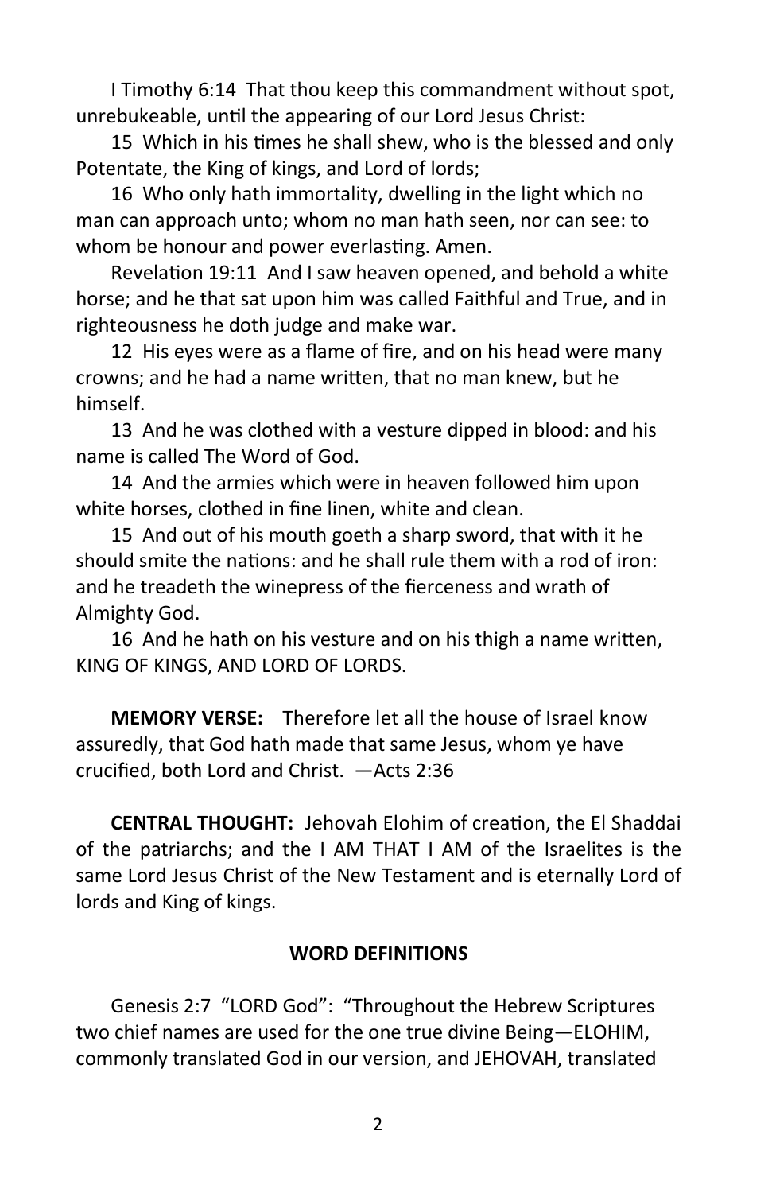I Timothy 6:14 That thou keep this commandment without spot, unrebukeable, until the appearing of our Lord Jesus Christ:

15 Which in his times he shall shew, who is the blessed and only Potentate, the King of kings, and Lord of lords;

16 Who only hath immortality, dwelling in the light which no man can approach unto; whom no man hath seen, nor can see: to whom be honour and power everlasting. Amen.

Revelation 19:11 And I saw heaven opened, and behold a white horse; and he that sat upon him was called Faithful and True, and in righteousness he doth judge and make war.

12 His eyes were as a flame of fire, and on his head were many crowns; and he had a name written, that no man knew, but he himself.

13 And he was clothed with a vesture dipped in blood: and his name is called The Word of God.

14 And the armies which were in heaven followed him upon white horses, clothed in fine linen, white and clean.

15 And out of his mouth goeth a sharp sword, that with it he should smite the nations: and he shall rule them with a rod of iron: and he treadeth the winepress of the fierceness and wrath of Almighty God.

16 And he hath on his vesture and on his thigh a name written, KING OF KINGS, AND LORD OF LORDS.

**MEMORY VERSE:** Therefore let all the house of Israel know assuredly, that God hath made that same Jesus, whom ye have crucified, both Lord and Christ. —Acts 2:36

**CENTRAL THOUGHT:** Jehovah Elohim of creation, the El Shaddai of the patriarchs; and the I AM THAT I AM of the Israelites is the same Lord Jesus Christ of the New Testament and is eternally Lord of lords and King of kings.

**WORD DEFINITIONS**

Genesis 2:7 "LORD God": "Throughout the Hebrew Scriptures two chief names are used for the one true divine Being—ELOHIM, commonly translated God in our version, and JEHOVAH, translated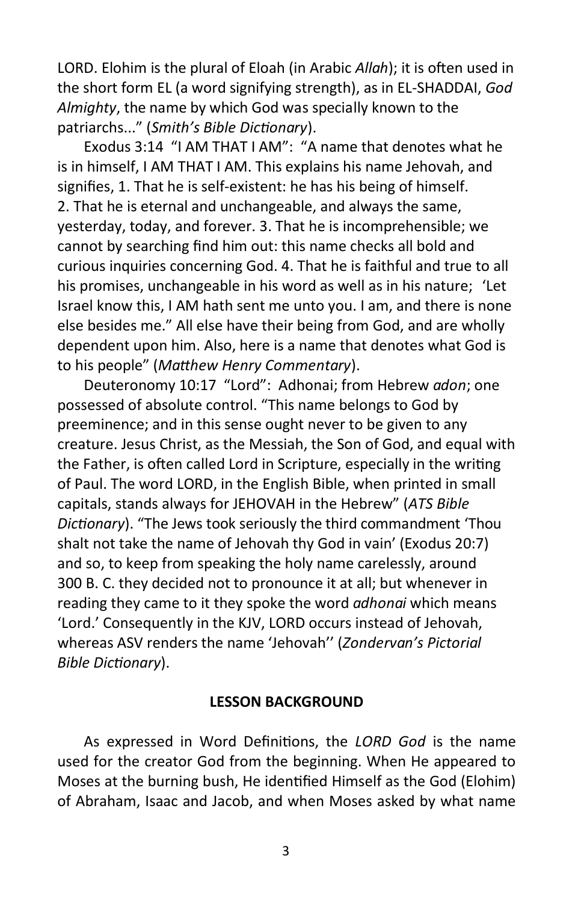LORD. Elohim is the plural of Eloah (in Arabic *Allah*); it is often used in the short form EL (a word signifying strength), as in EL-SHADDAI, *God Almighty*, the name by which God was specially known to the patriarchs..." (*Smith's Bible Dictionary*).

Exodus 3:14 "I AM THAT I AM": "A name that denotes what he is in himself, I AM THAT I AM. This explains his name Jehovah, and signifies, 1. That he is self-existent: he has his being of himself. 2. That he is eternal and unchangeable, and always the same, yesterday, today, and forever. 3. That he is incomprehensible; we cannot by searching find him out: this name checks all bold and curious inquiries concerning God. 4. That he is faithful and true to all his promises, unchangeable in his word as well as in his nature; 'Let Israel know this, I AM hath sent me unto you. I am, and there is none else besides me." All else have their being from God, and are wholly dependent upon him. Also, here is a name that denotes what God is to his people" (*Matthew Henry Commentary*).

Deuteronomy 10:17 "Lord": Adhonai; from Hebrew *adon*; one possessed of absolute control. "This name belongs to God by preeminence; and in this sense ought never to be given to any creature. Jesus Christ, as the Messiah, the Son of God, and equal with the Father, is often called Lord in Scripture, especially in the writing of Paul. The word LORD, in the English Bible, when printed in small capitals, stands always for JEHOVAH in the Hebrew" (*ATS Bible Dictionary*). "The Jews took seriously the third commandment 'Thou shalt not take the name of Jehovah thy God in vain' (Exodus 20:7) and so, to keep from speaking the holy name carelessly, around 300 B. C. they decided not to pronounce it at all; but whenever in reading they came to it they spoke the word *adhonai* which means 'Lord.' Consequently in the KJV, LORD occurs instead of Jehovah, whereas ASV renders the name 'Jehovah'' (*Zondervan's Pictorial Bible Dictionary*).

**LESSON BACKGROUND**

As expressed in Word Definitions, the *LORD God* is the name used for the creator God from the beginning. When He appeared to Moses at the burning bush, He identified Himself as the God (Elohim) of Abraham, Isaac and Jacob, and when Moses asked by what name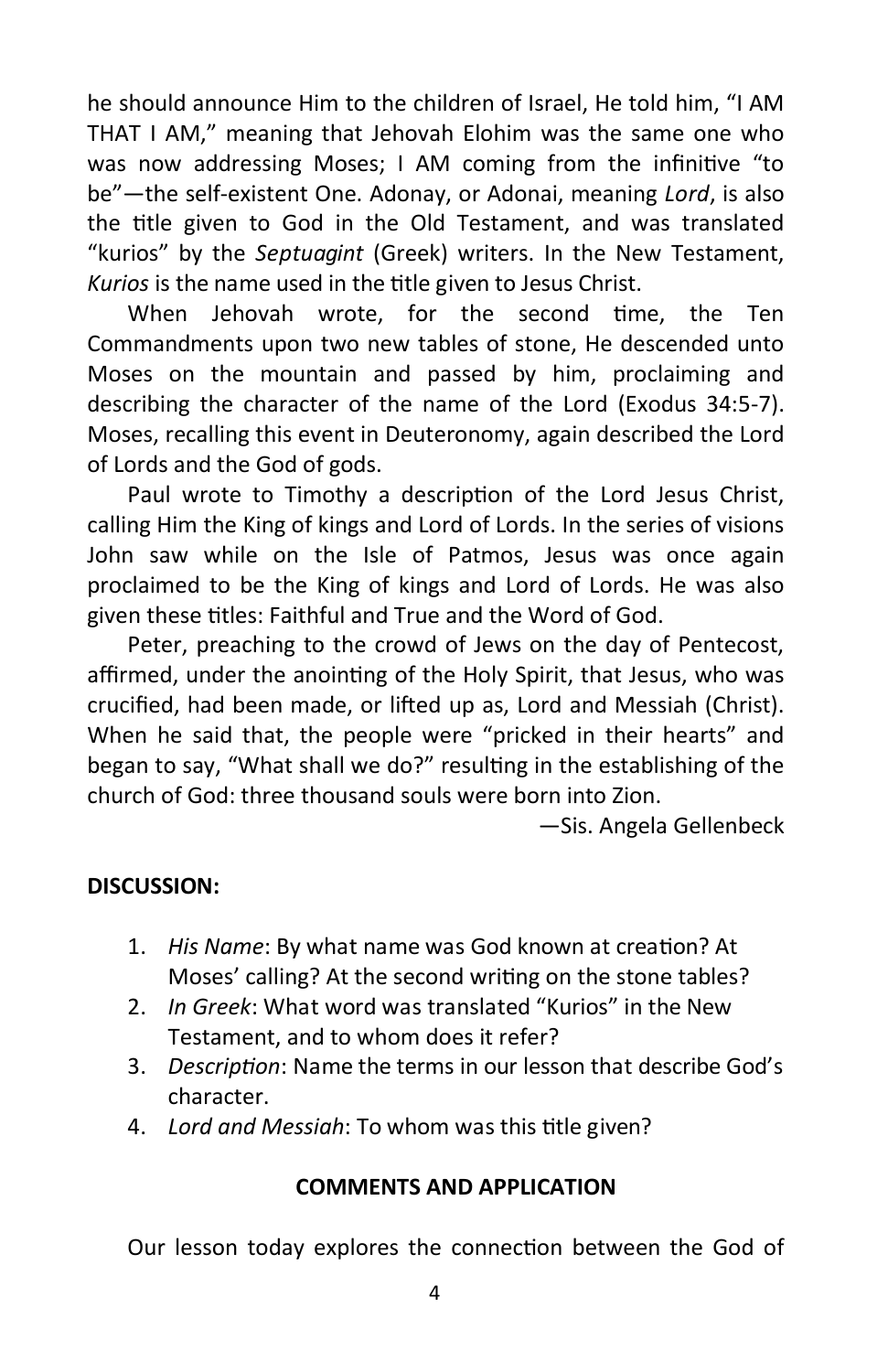he should announce Him to the children of Israel, He told him, "I AM THAT I AM," meaning that Jehovah Elohim was the same one who was now addressing Moses; I AM coming from the infinitive "to be"—the self-existent One. Adonay, or Adonai, meaning *Lord*, is also the title given to God in the Old Testament, and was translated "kurios" by the *Septuagint* (Greek) writers. In the New Testament, *Kurios* is the name used in the title given to Jesus Christ.

When Jehovah wrote, for the second time, the Ten Commandments upon two new tables of stone, He descended unto Moses on the mountain and passed by him, proclaiming and describing the character of the name of the Lord (Exodus 34:5-7). Moses, recalling this event in Deuteronomy, again described the Lord of Lords and the God of gods.

Paul wrote to Timothy a description of the Lord Jesus Christ, calling Him the King of kings and Lord of Lords. In the series of visions John saw while on the Isle of Patmos, Jesus was once again proclaimed to be the King of kings and Lord of Lords. He was also given these titles: Faithful and True and the Word of God.

Peter, preaching to the crowd of Jews on the day of Pentecost, affirmed, under the anointing of the Holy Spirit, that Jesus, who was crucified, had been made, or lifted up as, Lord and Messiah (Christ). When he said that, the people were "pricked in their hearts" and began to say, "What shall we do?" resulting in the establishing of the church of God: three thousand souls were born into Zion.

—Sis. Angela Gellenbeck

**DISCUSSION:**

1. *His Name*: By what name was God known at creation? At Moses' calling? At the second writing on the stone tables?
2. *In Greek*: What word was translated "Kurios" in the New Testament, and to whom does it refer?
3. *Description*: Name the terms in our lesson that describe God's character.
4. *Lord and Messiah*: To whom was this title given?

**COMMENTS AND APPLICATION**

Our lesson today explores the connection between the God of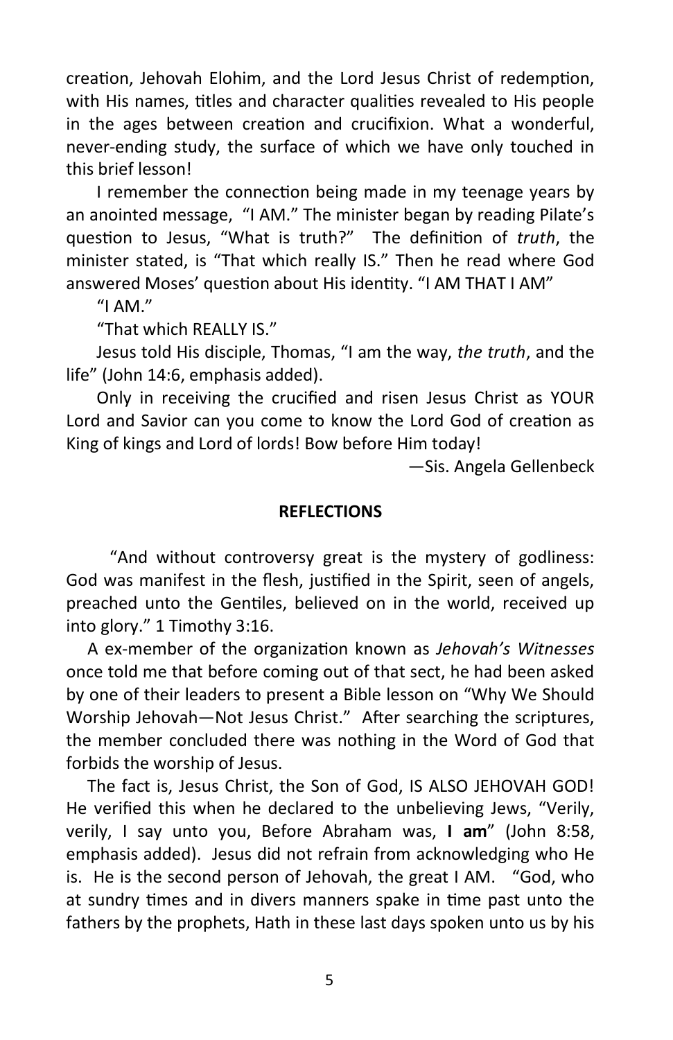creation, Jehovah Elohim, and the Lord Jesus Christ of redemption, with His names, titles and character qualities revealed to His people in the ages between creation and crucifixion. What a wonderful, never-ending study, the surface of which we have only touched in this brief lesson!

I remember the connection being made in my teenage years by an anointed message, "I AM." The minister began by reading Pilate's question to Jesus, "What is truth?" The definition of *truth*, the minister stated, is "That which really IS." Then he read where God answered Moses' question about His identity. "I AM THAT I AM"

"I AM."

"That which REALLY IS."

Jesus told His disciple, Thomas, "I am the way, *the truth*, and the life" (John 14:6, emphasis added).

Only in receiving the crucified and risen Jesus Christ as YOUR Lord and Savior can you come to know the Lord God of creation as King of kings and Lord of lords! Bow before Him today!

—Sis. Angela Gellenbeck

## REFLECTIONS

"And without controversy great is the mystery of godliness: God was manifest in the flesh, justified in the Spirit, seen of angels, preached unto the Gentiles, believed on in the world, received up into glory." 1 Timothy 3:16.

A ex-member of the organization known as *Jehovah's Witnesses* once told me that before coming out of that sect, he had been asked by one of their leaders to present a Bible lesson on "Why We Should Worship Jehovah—Not Jesus Christ." After searching the scriptures, the member concluded there was nothing in the Word of God that forbids the worship of Jesus.

The fact is, Jesus Christ, the Son of God, IS ALSO JEHOVAH GOD! He verified this when he declared to the unbelieving Jews, "Verily, verily, I say unto you, Before Abraham was, **I am**" (John 8:58, emphasis added). Jesus did not refrain from acknowledging who He is. He is the second person of Jehovah, the great I AM. "God, who at sundry times and in divers manners spake in time past unto the fathers by the prophets, Hath in these last days spoken unto us by his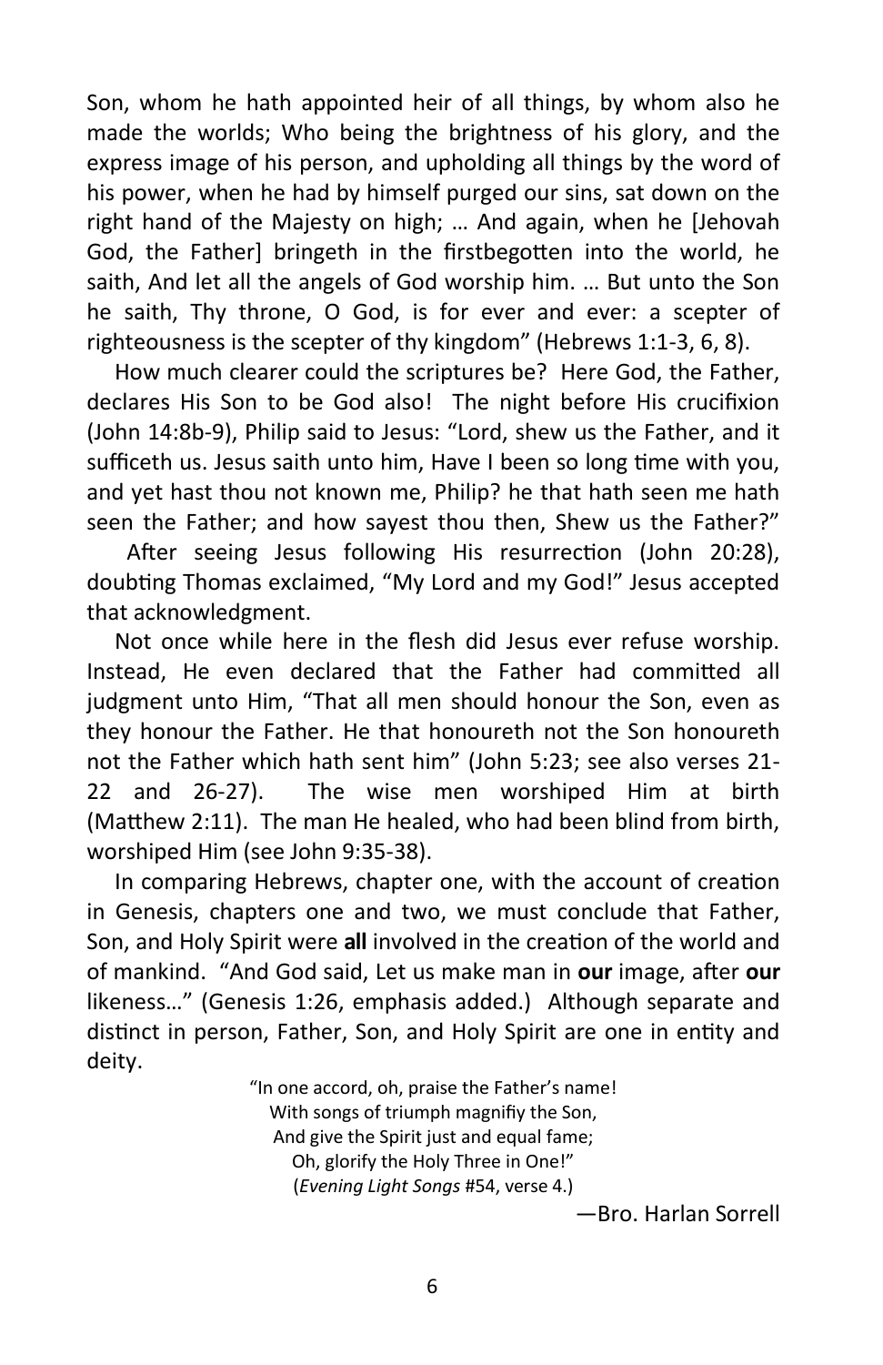Son, whom he hath appointed heir of all things, by whom also he made the worlds; Who being the brightness of his glory, and the express image of his person, and upholding all things by the word of his power, when he had by himself purged our sins, sat down on the right hand of the Majesty on high; … And again, when he [Jehovah God, the Father] bringeth in the firstbegotten into the world, he saith, And let all the angels of God worship him. … But unto the Son he saith, Thy throne, O God, is for ever and ever: a scepter of righteousness is the scepter of thy kingdom" (Hebrews 1:1-3, 6, 8).

How much clearer could the scriptures be? Here God, the Father, declares His Son to be God also! The night before His crucifixion (John 14:8b-9), Philip said to Jesus: "Lord, shew us the Father, and it sufficeth us. Jesus saith unto him, Have I been so long time with you, and yet hast thou not known me, Philip? he that hath seen me hath seen the Father; and how sayest thou then, Shew us the Father?"

After seeing Jesus following His resurrection (John 20:28), doubting Thomas exclaimed, "My Lord and my God!" Jesus accepted that acknowledgment.

Not once while here in the flesh did Jesus ever refuse worship. Instead, He even declared that the Father had committed all judgment unto Him, "That all men should honour the Son, even as they honour the Father. He that honoureth not the Son honoureth not the Father which hath sent him" (John 5:23; see also verses 21-22 and 26-27). The wise men worshiped Him at birth (Matthew 2:11). The man He healed, who had been blind from birth, worshiped Him (see John 9:35-38).

In comparing Hebrews, chapter one, with the account of creation in Genesis, chapters one and two, we must conclude that Father, Son, and Holy Spirit were **all** involved in the creation of the world and of mankind. "And God said, Let us make man in **our** image, after **our** likeness…" (Genesis 1:26, emphasis added.) Although separate and distinct in person, Father, Son, and Holy Spirit are one in entity and deity.

"In one accord, oh, praise the Father's name!  
With songs of triumph magnifiy the Son,  
And give the Spirit just and equal fame;  
Oh, glorify the Holy Three in One!"  
(*Evening Light Songs* #54, verse 4.)

—Bro. Harlan Sorrell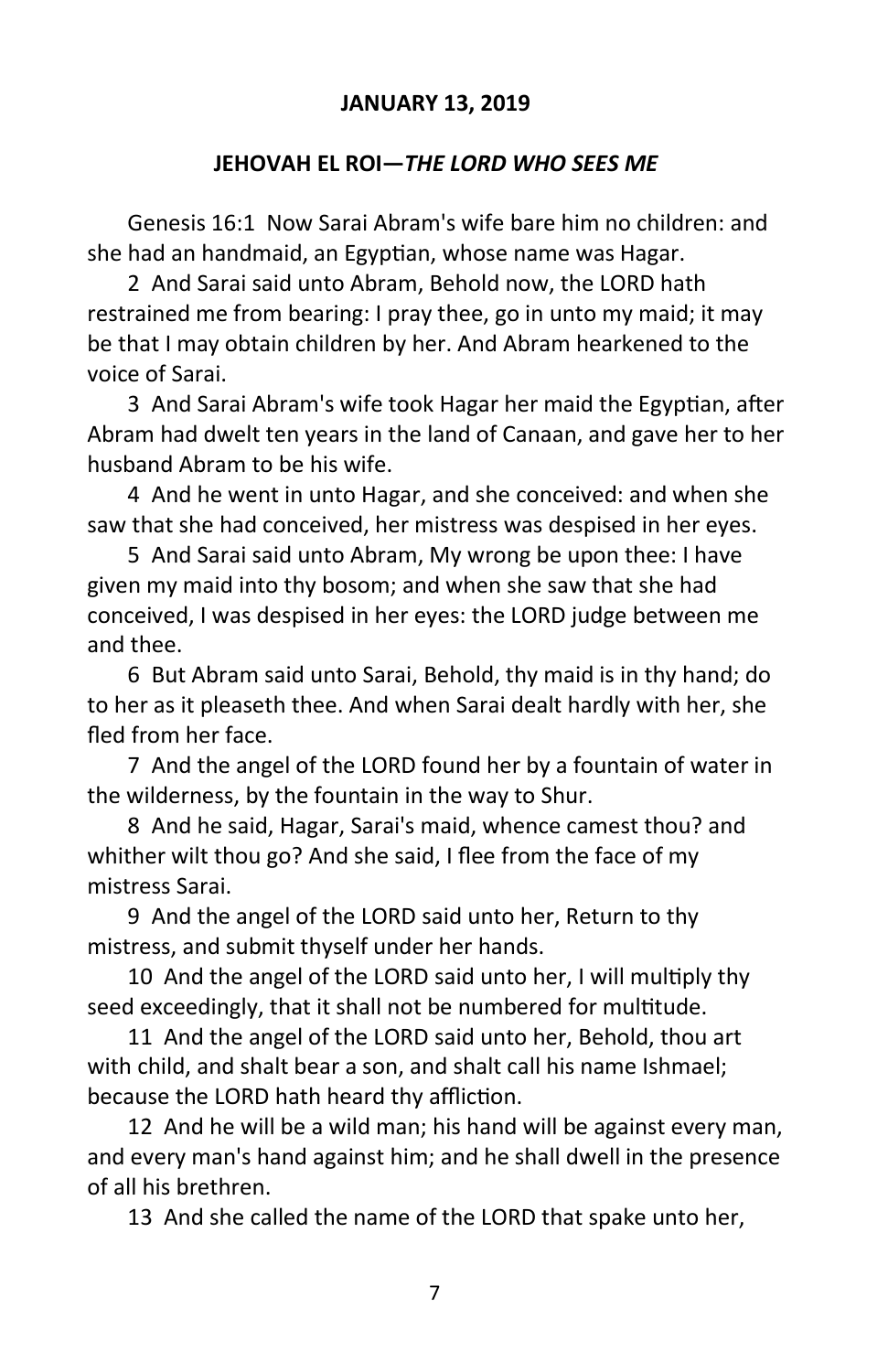**JANUARY 13, 2019**

## JEHOVAH EL ROI—*THE LORD WHO SEES ME*

Genesis 16:1 Now Sarai Abram's wife bare him no children: and she had an handmaid, an Egyptian, whose name was Hagar.

2 And Sarai said unto Abram, Behold now, the LORD hath restrained me from bearing: I pray thee, go in unto my maid; it may be that I may obtain children by her. And Abram hearkened to the voice of Sarai.

3 And Sarai Abram's wife took Hagar her maid the Egyptian, after Abram had dwelt ten years in the land of Canaan, and gave her to her husband Abram to be his wife.

4 And he went in unto Hagar, and she conceived: and when she saw that she had conceived, her mistress was despised in her eyes.

5 And Sarai said unto Abram, My wrong be upon thee: I have given my maid into thy bosom; and when she saw that she had conceived, I was despised in her eyes: the LORD judge between me and thee.

6 But Abram said unto Sarai, Behold, thy maid is in thy hand; do to her as it pleaseth thee. And when Sarai dealt hardly with her, she fled from her face.

7 And the angel of the LORD found her by a fountain of water in the wilderness, by the fountain in the way to Shur.

8 And he said, Hagar, Sarai's maid, whence camest thou? and whither wilt thou go? And she said, I flee from the face of my mistress Sarai.

9 And the angel of the LORD said unto her, Return to thy mistress, and submit thyself under her hands.

10 And the angel of the LORD said unto her, I will multiply thy seed exceedingly, that it shall not be numbered for multitude.

11 And the angel of the LORD said unto her, Behold, thou art with child, and shalt bear a son, and shalt call his name Ishmael; because the LORD hath heard thy affliction.

12 And he will be a wild man; his hand will be against every man, and every man's hand against him; and he shall dwell in the presence of all his brethren.

13 And she called the name of the LORD that spake unto her,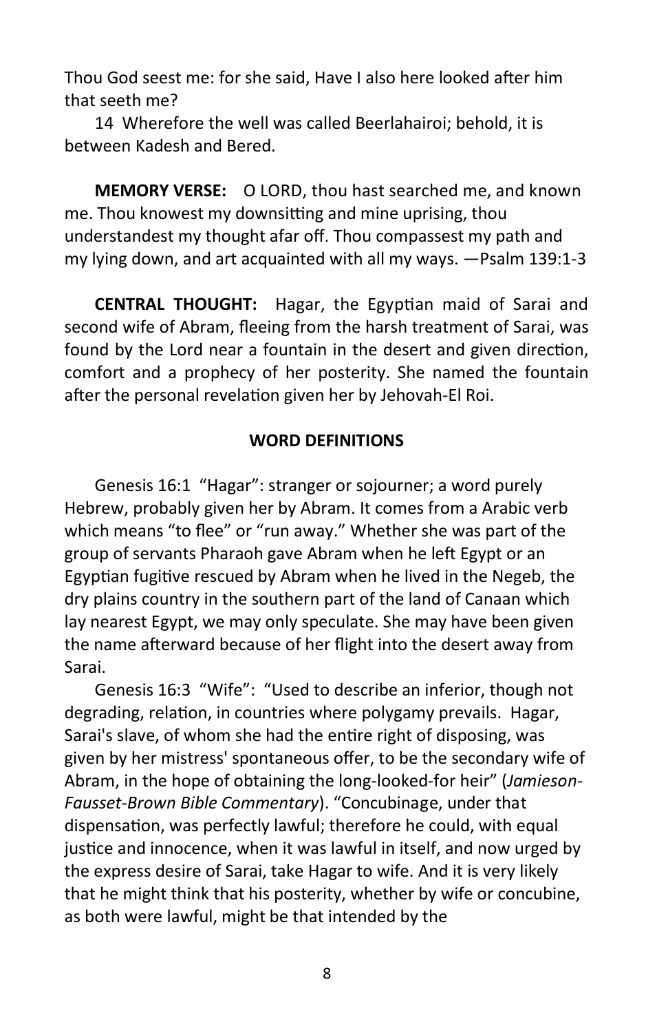Thou God seest me: for she said, Have I also here looked after him that seeth me?

14 Wherefore the well was called Beerlahairoi; behold, it is between Kadesh and Bered.

**MEMORY VERSE:** O LORD, thou hast searched me, and known me. Thou knowest my downsitting and mine uprising, thou understandest my thought afar off. Thou compassest my path and my lying down, and art acquainted with all my ways. —Psalm 139:1-3

**CENTRAL THOUGHT:** Hagar, the Egyptian maid of Sarai and second wife of Abram, fleeing from the harsh treatment of Sarai, was found by the Lord near a fountain in the desert and given direction, comfort and a prophecy of her posterity. She named the fountain after the personal revelation given her by Jehovah-El Roi.

## WORD DEFINITIONS

Genesis 16:1 "Hagar": stranger or sojourner; a word purely Hebrew, probably given her by Abram. It comes from a Arabic verb which means "to flee" or "run away." Whether she was part of the group of servants Pharaoh gave Abram when he left Egypt or an Egyptian fugitive rescued by Abram when he lived in the Negeb, the dry plains country in the southern part of the land of Canaan which lay nearest Egypt, we may only speculate. She may have been given the name afterward because of her flight into the desert away from Sarai.

Genesis 16:3 "Wife": "Used to describe an inferior, though not degrading, relation, in countries where polygamy prevails. Hagar, Sarai's slave, of whom she had the entire right of disposing, was given by her mistress' spontaneous offer, to be the secondary wife of Abram, in the hope of obtaining the long-looked-for heir" (*Jamieson-Fausset-Brown Bible Commentary*). "Concubinage, under that dispensation, was perfectly lawful; therefore he could, with equal justice and innocence, when it was lawful in itself, and now urged by the express desire of Sarai, take Hagar to wife. And it is very likely that he might think that his posterity, whether by wife or concubine, as both were lawful, might be that intended by the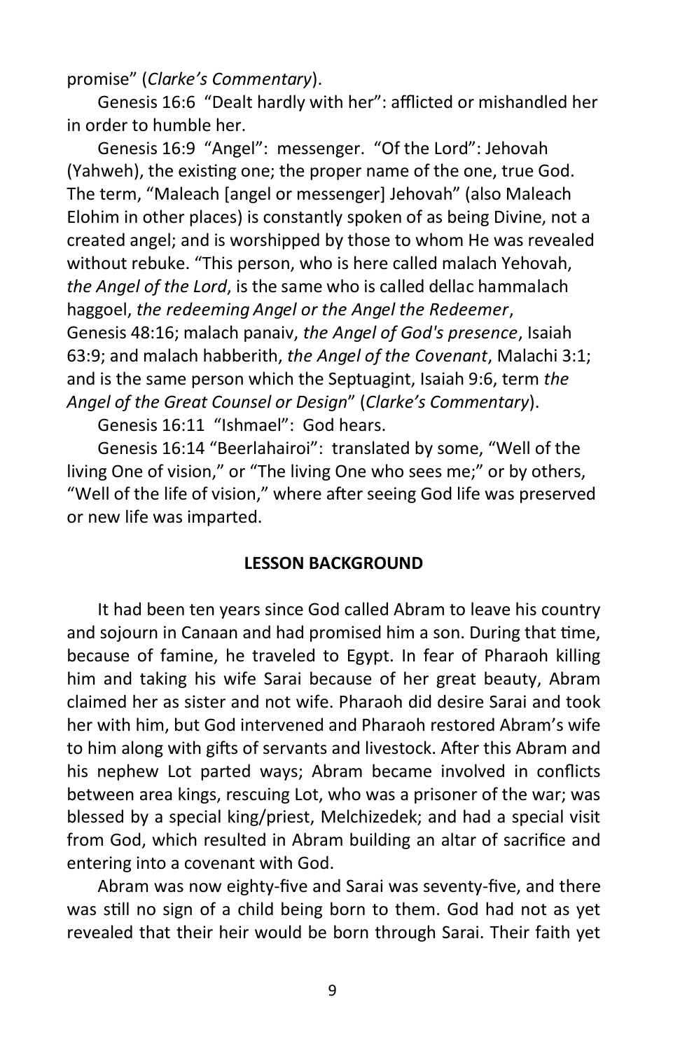promise" (*Clarke's Commentary*).

Genesis 16:6 "Dealt hardly with her": afflicted or mishandled her in order to humble her.

Genesis 16:9 "Angel": messenger. "Of the Lord": Jehovah (Yahweh), the existing one; the proper name of the one, true God. The term, "Maleach [angel or messenger] Jehovah" (also Maleach Elohim in other places) is constantly spoken of as being Divine, not a created angel; and is worshipped by those to whom He was revealed without rebuke. "This person, who is here called malach Yehovah, *the Angel of the Lord*, is the same who is called dellac hammalach haggoel, *the redeeming Angel or the Angel the Redeemer*, Genesis 48:16; malach panaiv, *the Angel of God's presence*, Isaiah 63:9; and malach habberith, *the Angel of the Covenant*, Malachi 3:1; and is the same person which the Septuagint, Isaiah 9:6, term *the Angel of the Great Counsel or Design*" (*Clarke's Commentary*).

Genesis 16:11 "Ishmael": God hears.

Genesis 16:14 "Beerlahairoi": translated by some, "Well of the living One of vision," or "The living One who sees me;" or by others, "Well of the life of vision," where after seeing God life was preserved or new life was imparted.

**LESSON BACKGROUND**

It had been ten years since God called Abram to leave his country and sojourn in Canaan and had promised him a son. During that time, because of famine, he traveled to Egypt. In fear of Pharaoh killing him and taking his wife Sarai because of her great beauty, Abram claimed her as sister and not wife. Pharaoh did desire Sarai and took her with him, but God intervened and Pharaoh restored Abram's wife to him along with gifts of servants and livestock. After this Abram and his nephew Lot parted ways; Abram became involved in conflicts between area kings, rescuing Lot, who was a prisoner of the war; was blessed by a special king/priest, Melchizedek; and had a special visit from God, which resulted in Abram building an altar of sacrifice and entering into a covenant with God.

Abram was now eighty-five and Sarai was seventy-five, and there was still no sign of a child being born to them. God had not as yet revealed that their heir would be born through Sarai. Their faith yet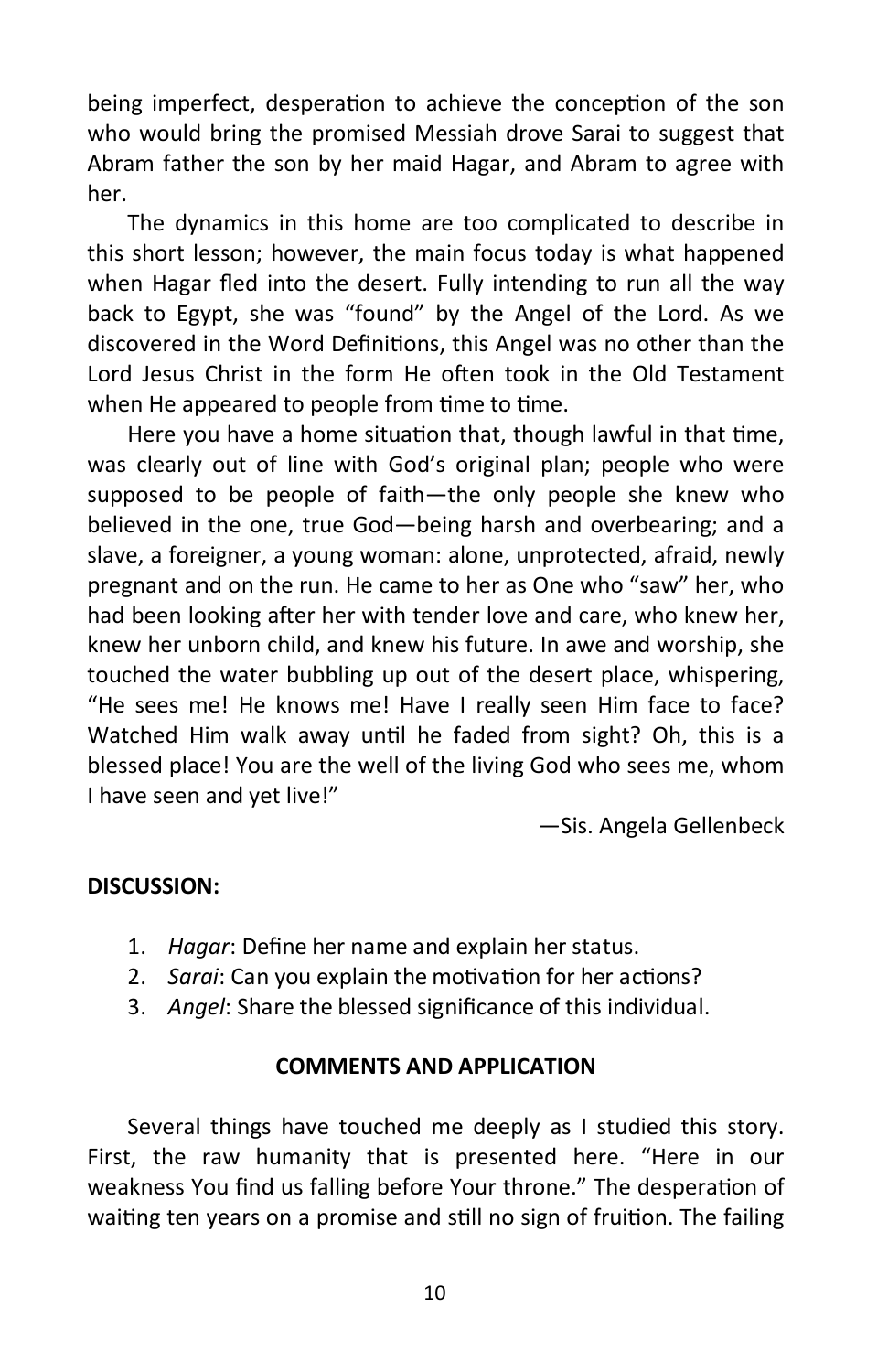being imperfect, desperation to achieve the conception of the son who would bring the promised Messiah drove Sarai to suggest that Abram father the son by her maid Hagar, and Abram to agree with her.

The dynamics in this home are too complicated to describe in this short lesson; however, the main focus today is what happened when Hagar fled into the desert. Fully intending to run all the way back to Egypt, she was "found" by the Angel of the Lord. As we discovered in the Word Definitions, this Angel was no other than the Lord Jesus Christ in the form He often took in the Old Testament when He appeared to people from time to time.

Here you have a home situation that, though lawful in that time, was clearly out of line with God's original plan; people who were supposed to be people of faith—the only people she knew who believed in the one, true God—being harsh and overbearing; and a slave, a foreigner, a young woman: alone, unprotected, afraid, newly pregnant and on the run. He came to her as One who "saw" her, who had been looking after her with tender love and care, who knew her, knew her unborn child, and knew his future. In awe and worship, she touched the water bubbling up out of the desert place, whispering, "He sees me! He knows me! Have I really seen Him face to face? Watched Him walk away until he faded from sight? Oh, this is a blessed place! You are the well of the living God who sees me, whom I have seen and yet live!"

—Sis. Angela Gellenbeck

**DISCUSSION:**

1. *Hagar*: Define her name and explain her status.
2. *Sarai*: Can you explain the motivation for her actions?
3. *Angel*: Share the blessed significance of this individual.

**COMMENTS AND APPLICATION**

Several things have touched me deeply as I studied this story. First, the raw humanity that is presented here. "Here in our weakness You find us falling before Your throne." The desperation of waiting ten years on a promise and still no sign of fruition. The failing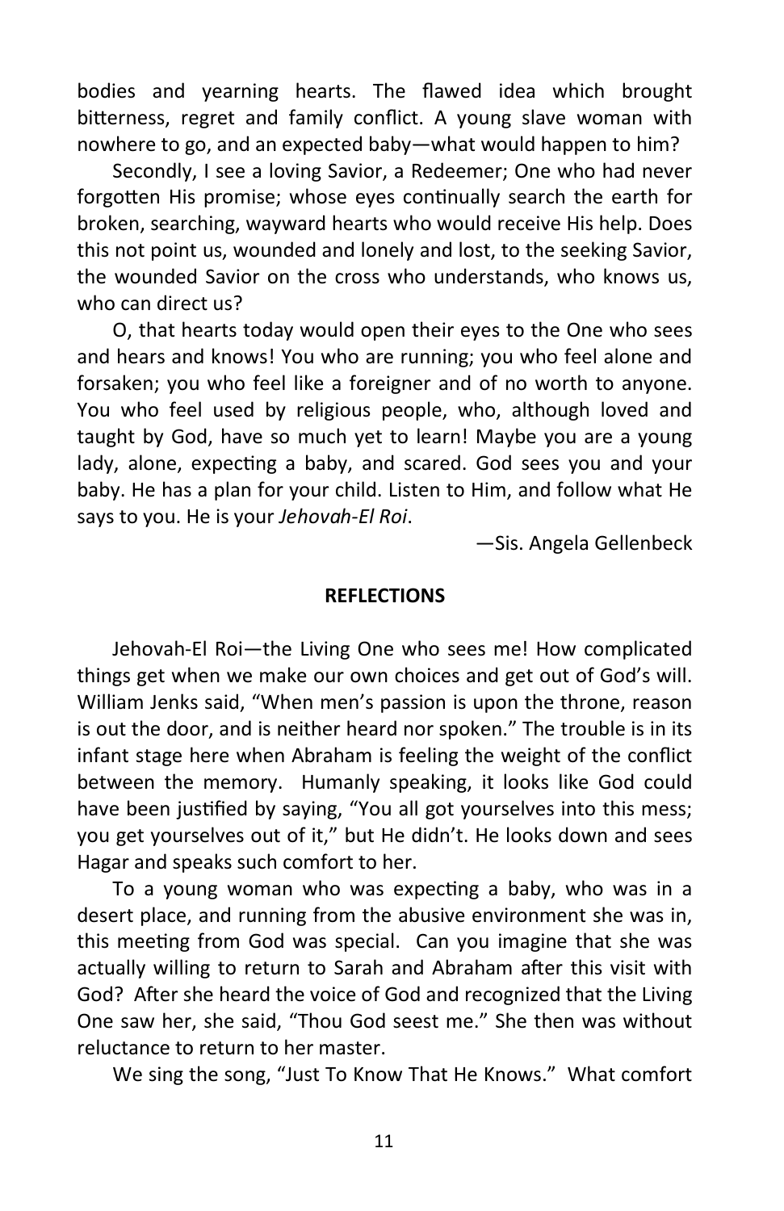bodies and yearning hearts. The flawed idea which brought bitterness, regret and family conflict. A young slave woman with nowhere to go, and an expected baby—what would happen to him?

Secondly, I see a loving Savior, a Redeemer; One who had never forgotten His promise; whose eyes continually search the earth for broken, searching, wayward hearts who would receive His help. Does this not point us, wounded and lonely and lost, to the seeking Savior, the wounded Savior on the cross who understands, who knows us, who can direct us?

O, that hearts today would open their eyes to the One who sees and hears and knows! You who are running; you who feel alone and forsaken; you who feel like a foreigner and of no worth to anyone. You who feel used by religious people, who, although loved and taught by God, have so much yet to learn! Maybe you are a young lady, alone, expecting a baby, and scared. God sees you and your baby. He has a plan for your child. Listen to Him, and follow what He says to you. He is your *Jehovah-El Roi*.

—Sis. Angela Gellenbeck

**REFLECTIONS**

Jehovah-El Roi—the Living One who sees me! How complicated things get when we make our own choices and get out of God's will. William Jenks said, "When men's passion is upon the throne, reason is out the door, and is neither heard nor spoken." The trouble is in its infant stage here when Abraham is feeling the weight of the conflict between the memory. Humanly speaking, it looks like God could have been justified by saying, "You all got yourselves into this mess; you get yourselves out of it," but He didn't. He looks down and sees Hagar and speaks such comfort to her.

To a young woman who was expecting a baby, who was in a desert place, and running from the abusive environment she was in, this meeting from God was special. Can you imagine that she was actually willing to return to Sarah and Abraham after this visit with God? After she heard the voice of God and recognized that the Living One saw her, she said, "Thou God seest me." She then was without reluctance to return to her master.

We sing the song, "Just To Know That He Knows." What comfort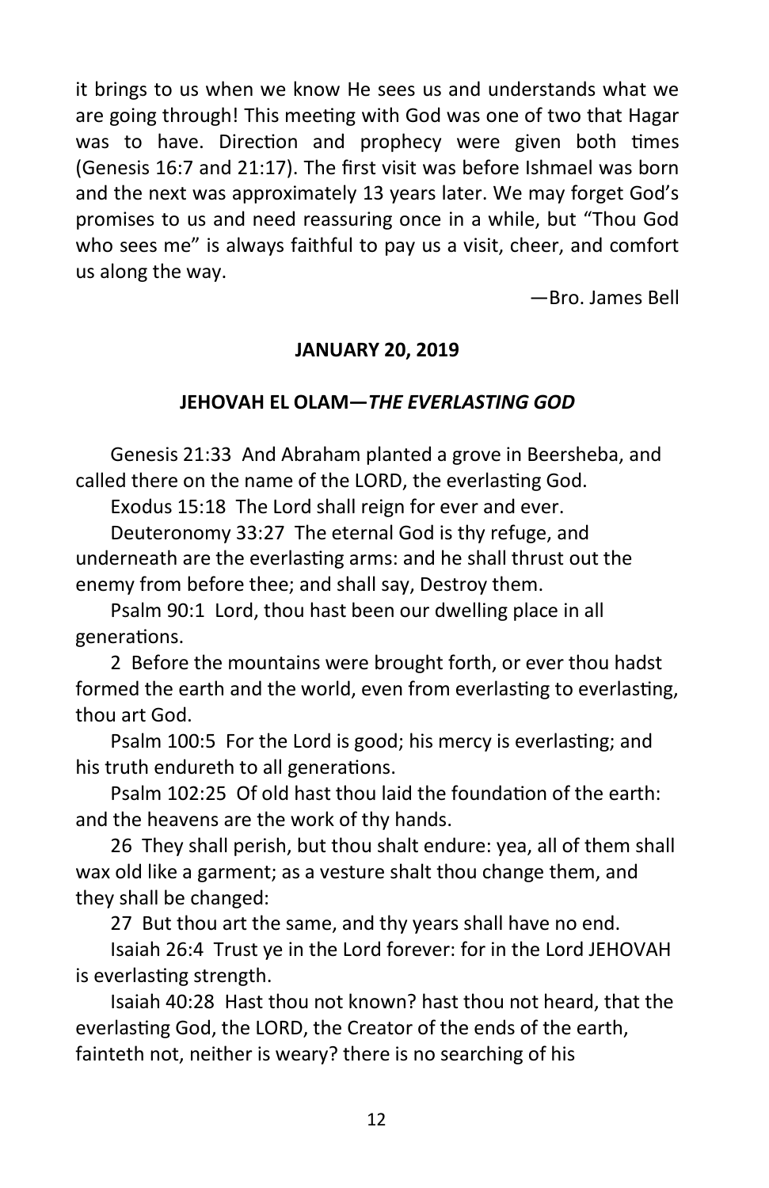it brings to us when we know He sees us and understands what we are going through! This meeting with God was one of two that Hagar was to have. Direction and prophecy were given both times (Genesis 16:7 and 21:17). The first visit was before Ishmael was born and the next was approximately 13 years later. We may forget God's promises to us and need reassuring once in a while, but "Thou God who sees me" is always faithful to pay us a visit, cheer, and comfort us along the way.

—Bro. James Bell

**JANUARY 20, 2019**

**JEHOVAH EL OLAM—*THE EVERLASTING GOD***

Genesis 21:33 And Abraham planted a grove in Beersheba, and called there on the name of the LORD, the everlasting God.

Exodus 15:18 The Lord shall reign for ever and ever.

Deuteronomy 33:27 The eternal God is thy refuge, and underneath are the everlasting arms: and he shall thrust out the enemy from before thee; and shall say, Destroy them.

Psalm 90:1 Lord, thou hast been our dwelling place in all generations.

2 Before the mountains were brought forth, or ever thou hadst formed the earth and the world, even from everlasting to everlasting, thou art God.

Psalm 100:5 For the Lord is good; his mercy is everlasting; and his truth endureth to all generations.

Psalm 102:25 Of old hast thou laid the foundation of the earth: and the heavens are the work of thy hands.

26 They shall perish, but thou shalt endure: yea, all of them shall wax old like a garment; as a vesture shalt thou change them, and they shall be changed:

27 But thou art the same, and thy years shall have no end.

Isaiah 26:4 Trust ye in the Lord forever: for in the Lord JEHOVAH is everlasting strength.

Isaiah 40:28 Hast thou not known? hast thou not heard, that the everlasting God, the LORD, the Creator of the ends of the earth, fainteth not, neither is weary? there is no searching of his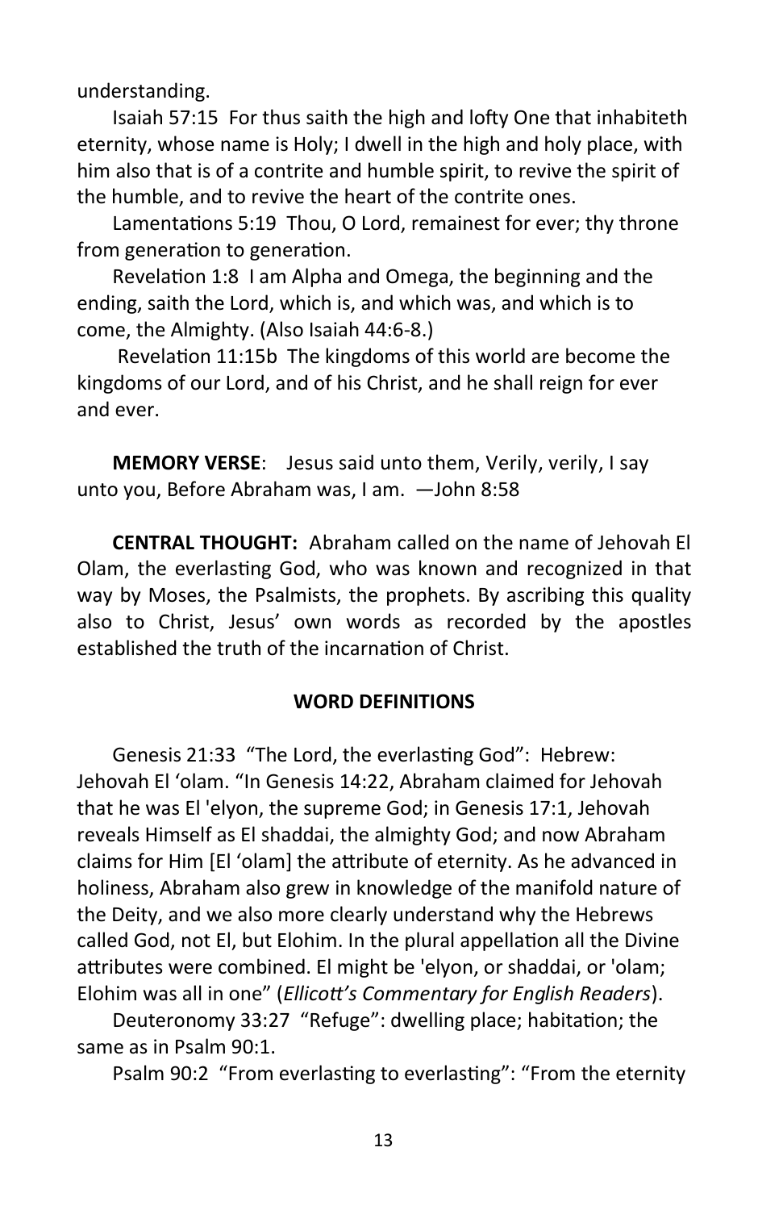understanding.

Isaiah 57:15 For thus saith the high and lofty One that inhabiteth eternity, whose name is Holy; I dwell in the high and holy place, with him also that is of a contrite and humble spirit, to revive the spirit of the humble, and to revive the heart of the contrite ones.

Lamentations 5:19 Thou, O Lord, remainest for ever; thy throne from generation to generation.

Revelation 1:8 I am Alpha and Omega, the beginning and the ending, saith the Lord, which is, and which was, and which is to come, the Almighty. (Also Isaiah 44:6-8.)

Revelation 11:15b The kingdoms of this world are become the kingdoms of our Lord, and of his Christ, and he shall reign for ever and ever.

**MEMORY VERSE**: Jesus said unto them, Verily, verily, I say unto you, Before Abraham was, I am. —John 8:58

**CENTRAL THOUGHT:** Abraham called on the name of Jehovah El Olam, the everlasting God, who was known and recognized in that way by Moses, the Psalmists, the prophets. By ascribing this quality also to Christ, Jesus' own words as recorded by the apostles established the truth of the incarnation of Christ.

**WORD DEFINITIONS**

Genesis 21:33 "The Lord, the everlasting God": Hebrew: Jehovah El 'olam. "In Genesis 14:22, Abraham claimed for Jehovah that he was El 'elyon, the supreme God; in Genesis 17:1, Jehovah reveals Himself as El shaddai, the almighty God; and now Abraham claims for Him [El 'olam] the attribute of eternity. As he advanced in holiness, Abraham also grew in knowledge of the manifold nature of the Deity, and we also more clearly understand why the Hebrews called God, not El, but Elohim. In the plural appellation all the Divine attributes were combined. El might be 'elyon, or shaddai, or 'olam; Elohim was all in one" (*Ellicott's Commentary for English Readers*).

Deuteronomy 33:27 "Refuge": dwelling place; habitation; the same as in Psalm 90:1.

Psalm 90:2 "From everlasting to everlasting": "From the eternity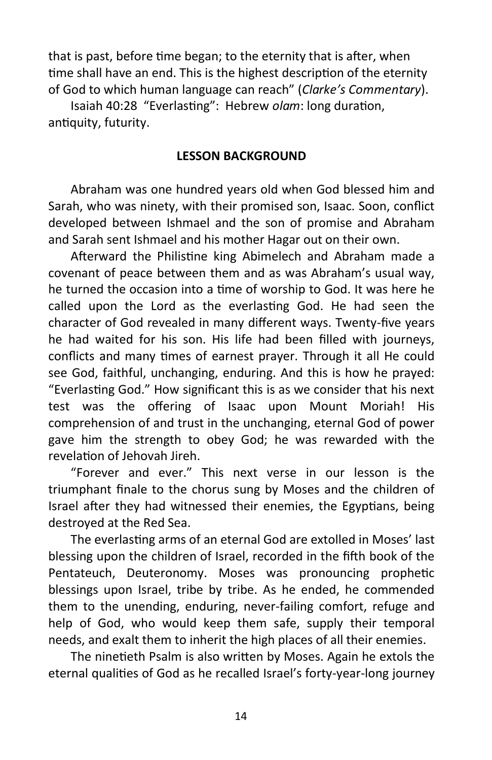that is past, before time began; to the eternity that is after, when time shall have an end. This is the highest description of the eternity of God to which human language can reach" (*Clarke's Commentary*).

Isaiah 40:28 "Everlasting": Hebrew *olam*: long duration, antiquity, futurity.

## LESSON BACKGROUND

Abraham was one hundred years old when God blessed him and Sarah, who was ninety, with their promised son, Isaac. Soon, conflict developed between Ishmael and the son of promise and Abraham and Sarah sent Ishmael and his mother Hagar out on their own.

Afterward the Philistine king Abimelech and Abraham made a covenant of peace between them and as was Abraham's usual way, he turned the occasion into a time of worship to God. It was here he called upon the Lord as the everlasting God. He had seen the character of God revealed in many different ways. Twenty-five years he had waited for his son. His life had been filled with journeys, conflicts and many times of earnest prayer. Through it all He could see God, faithful, unchanging, enduring. And this is how he prayed: "Everlasting God." How significant this is as we consider that his next test was the offering of Isaac upon Mount Moriah! His comprehension of and trust in the unchanging, eternal God of power gave him the strength to obey God; he was rewarded with the revelation of Jehovah Jireh.

"Forever and ever." This next verse in our lesson is the triumphant finale to the chorus sung by Moses and the children of Israel after they had witnessed their enemies, the Egyptians, being destroyed at the Red Sea.

The everlasting arms of an eternal God are extolled in Moses' last blessing upon the children of Israel, recorded in the fifth book of the Pentateuch, Deuteronomy. Moses was pronouncing prophetic blessings upon Israel, tribe by tribe. As he ended, he commended them to the unending, enduring, never-failing comfort, refuge and help of God, who would keep them safe, supply their temporal needs, and exalt them to inherit the high places of all their enemies.

The ninetieth Psalm is also written by Moses. Again he extols the eternal qualities of God as he recalled Israel's forty-year-long journey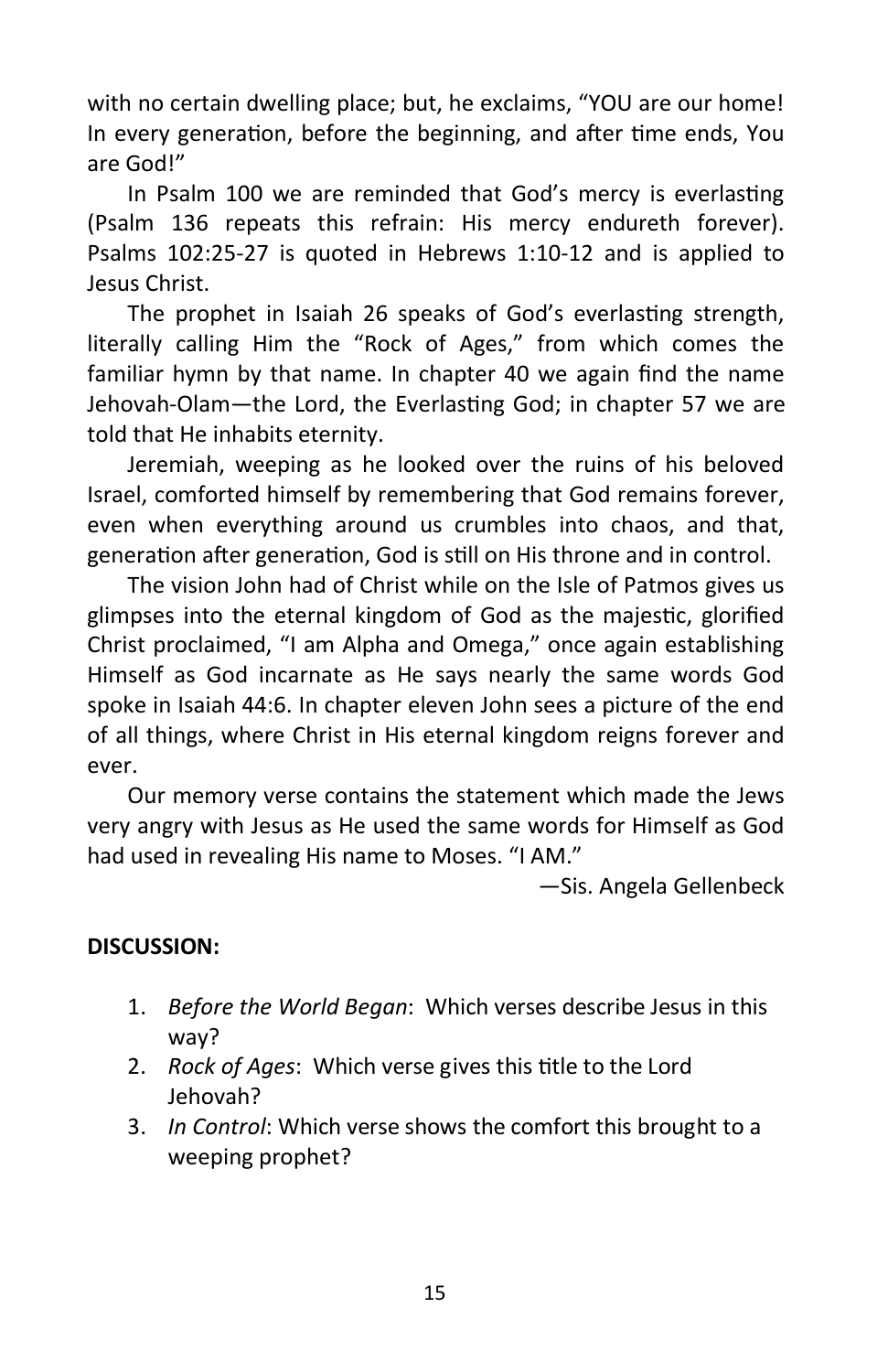with no certain dwelling place; but, he exclaims, "YOU are our home! In every generation, before the beginning, and after time ends, You are God!"

In Psalm 100 we are reminded that God's mercy is everlasting (Psalm 136 repeats this refrain: His mercy endureth forever). Psalms 102:25-27 is quoted in Hebrews 1:10-12 and is applied to Jesus Christ.

The prophet in Isaiah 26 speaks of God's everlasting strength, literally calling Him the "Rock of Ages," from which comes the familiar hymn by that name. In chapter 40 we again find the name Jehovah-Olam—the Lord, the Everlasting God; in chapter 57 we are told that He inhabits eternity.

Jeremiah, weeping as he looked over the ruins of his beloved Israel, comforted himself by remembering that God remains forever, even when everything around us crumbles into chaos, and that, generation after generation, God is still on His throne and in control.

The vision John had of Christ while on the Isle of Patmos gives us glimpses into the eternal kingdom of God as the majestic, glorified Christ proclaimed, "I am Alpha and Omega," once again establishing Himself as God incarnate as He says nearly the same words God spoke in Isaiah 44:6. In chapter eleven John sees a picture of the end of all things, where Christ in His eternal kingdom reigns forever and ever.

Our memory verse contains the statement which made the Jews very angry with Jesus as He used the same words for Himself as God had used in revealing His name to Moses. "I AM."

—Sis. Angela Gellenbeck

**DISCUSSION:**

1. *Before the World Began*: Which verses describe Jesus in this way?
2. *Rock of Ages*: Which verse gives this title to the Lord Jehovah?
3. *In Control*: Which verse shows the comfort this brought to a weeping prophet?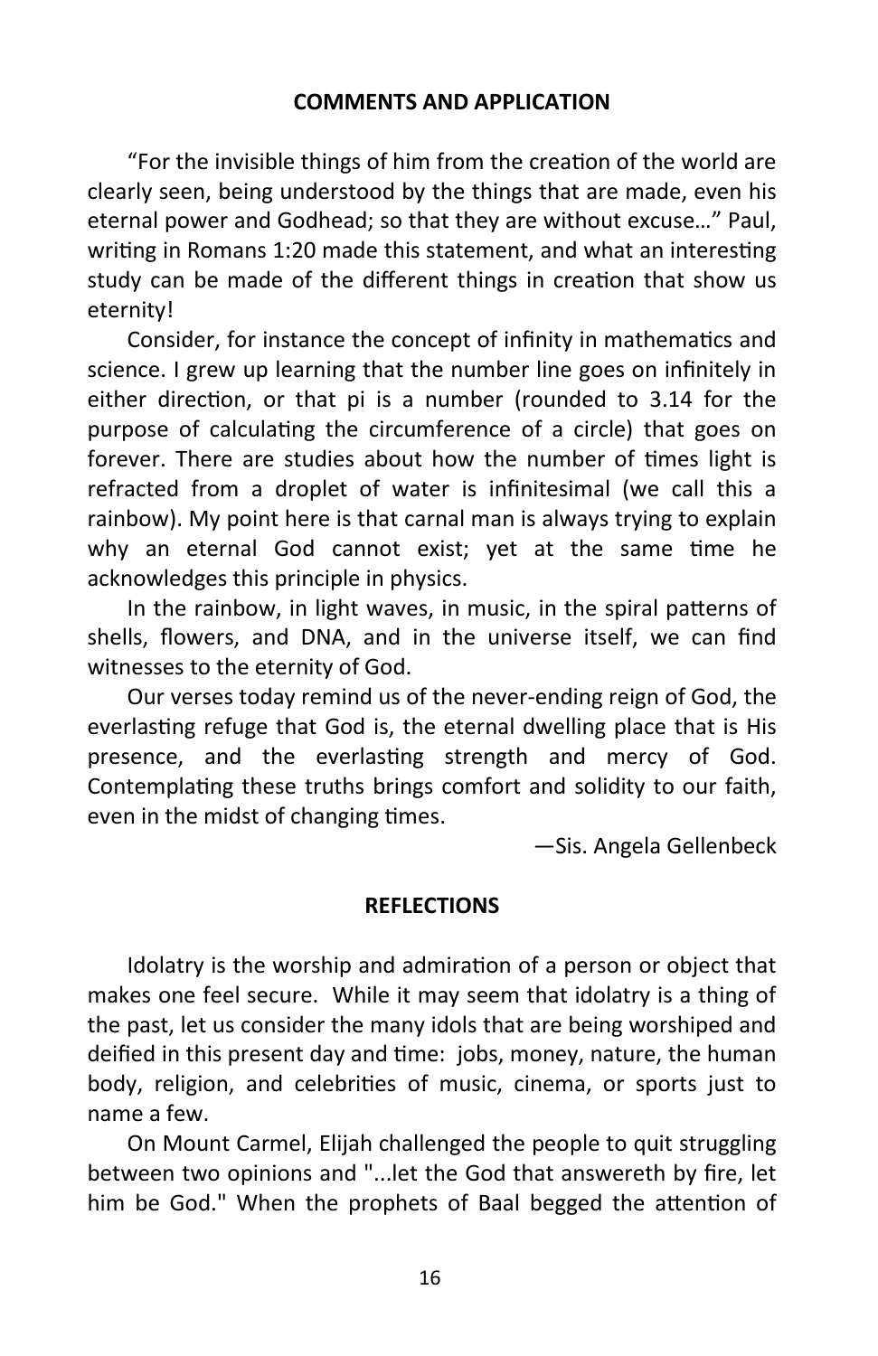## COMMENTS AND APPLICATION

"For the invisible things of him from the creation of the world are clearly seen, being understood by the things that are made, even his eternal power and Godhead; so that they are without excuse…" Paul, writing in Romans 1:20 made this statement, and what an interesting study can be made of the different things in creation that show us eternity!

Consider, for instance the concept of infinity in mathematics and science. I grew up learning that the number line goes on infinitely in either direction, or that pi is a number (rounded to 3.14 for the purpose of calculating the circumference of a circle) that goes on forever. There are studies about how the number of times light is refracted from a droplet of water is infinitesimal (we call this a rainbow). My point here is that carnal man is always trying to explain why an eternal God cannot exist; yet at the same time he acknowledges this principle in physics.

In the rainbow, in light waves, in music, in the spiral patterns of shells, flowers, and DNA, and in the universe itself, we can find witnesses to the eternity of God.

Our verses today remind us of the never-ending reign of God, the everlasting refuge that God is, the eternal dwelling place that is His presence, and the everlasting strength and mercy of God. Contemplating these truths brings comfort and solidity to our faith, even in the midst of changing times.

—Sis. Angela Gellenbeck

## REFLECTIONS

Idolatry is the worship and admiration of a person or object that makes one feel secure. While it may seem that idolatry is a thing of the past, let us consider the many idols that are being worshiped and deified in this present day and time: jobs, money, nature, the human body, religion, and celebrities of music, cinema, or sports just to name a few.

On Mount Carmel, Elijah challenged the people to quit struggling between two opinions and "...let the God that answereth by fire, let him be God." When the prophets of Baal begged the attention of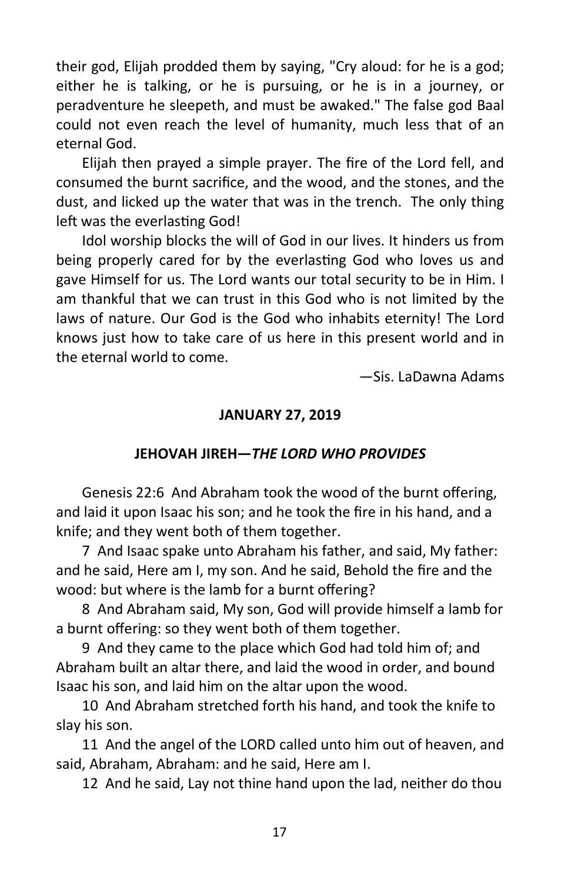their god, Elijah prodded them by saying, "Cry aloud: for he is a god; either he is talking, or he is pursuing, or he is in a journey, or peradventure he sleepeth, and must be awaked." The false god Baal could not even reach the level of humanity, much less that of an eternal God.

Elijah then prayed a simple prayer. The fire of the Lord fell, and consumed the burnt sacrifice, and the wood, and the stones, and the dust, and licked up the water that was in the trench. The only thing left was the everlasting God!

Idol worship blocks the will of God in our lives. It hinders us from being properly cared for by the everlasting God who loves us and gave Himself for us. The Lord wants our total security to be in Him. I am thankful that we can trust in this God who is not limited by the laws of nature. Our God is the God who inhabits eternity! The Lord knows just how to take care of us here in this present world and in the eternal world to come.

—Sis. LaDawna Adams

## JANUARY 27, 2019

## JEHOVAH JIREH—*THE LORD WHO PROVIDES*

Genesis 22:6 And Abraham took the wood of the burnt offering, and laid it upon Isaac his son; and he took the fire in his hand, and a knife; and they went both of them together.

7 And Isaac spake unto Abraham his father, and said, My father: and he said, Here am I, my son. And he said, Behold the fire and the wood: but where is the lamb for a burnt offering?

8 And Abraham said, My son, God will provide himself a lamb for a burnt offering: so they went both of them together.

9 And they came to the place which God had told him of; and Abraham built an altar there, and laid the wood in order, and bound Isaac his son, and laid him on the altar upon the wood.

10 And Abraham stretched forth his hand, and took the knife to slay his son.

11 And the angel of the LORD called unto him out of heaven, and said, Abraham, Abraham: and he said, Here am I.

12 And he said, Lay not thine hand upon the lad, neither do thou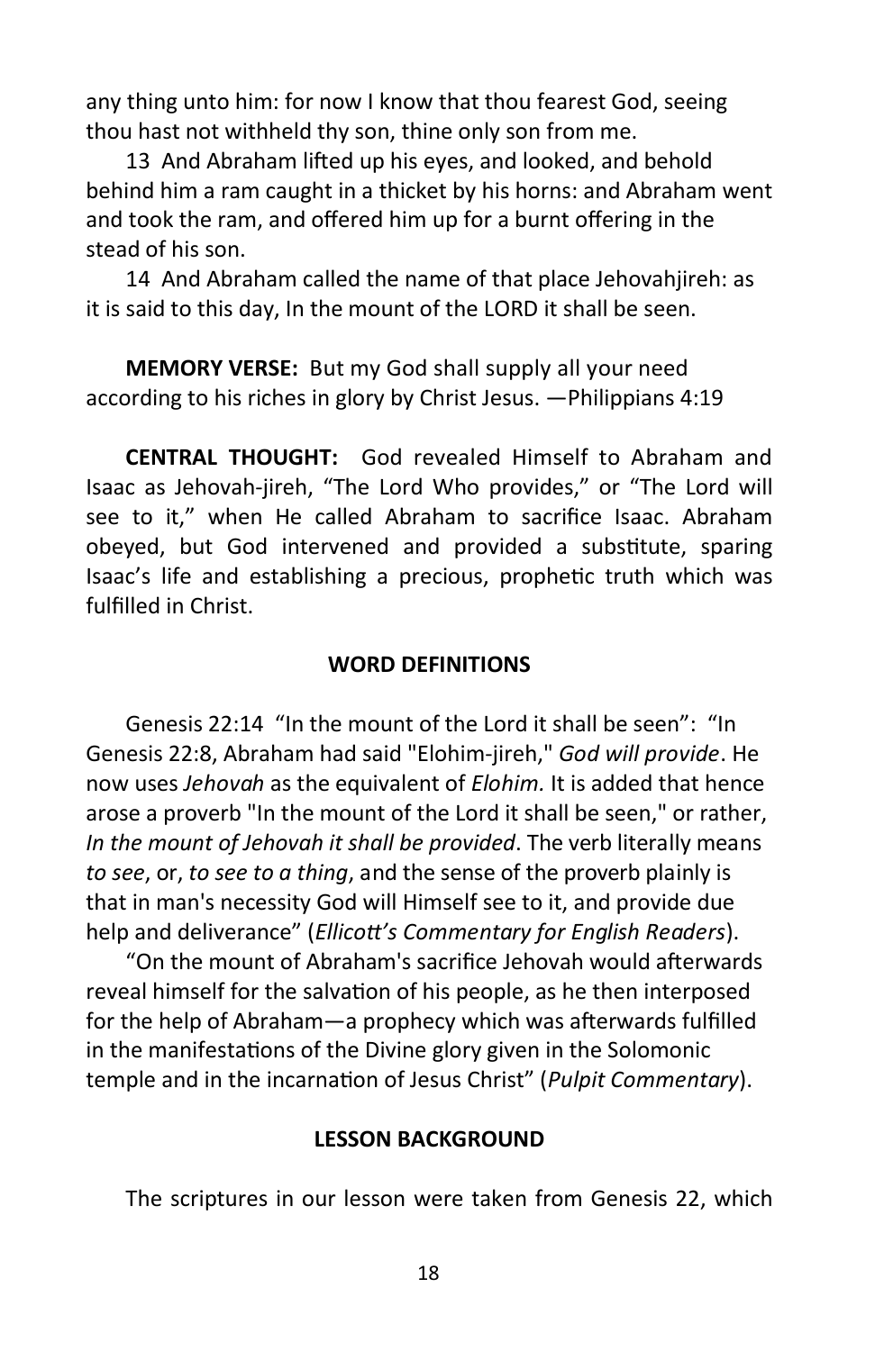any thing unto him: for now I know that thou fearest God, seeing thou hast not withheld thy son, thine only son from me.

13 And Abraham lifted up his eyes, and looked, and behold behind him a ram caught in a thicket by his horns: and Abraham went and took the ram, and offered him up for a burnt offering in the stead of his son.

14 And Abraham called the name of that place Jehovahjireh: as it is said to this day, In the mount of the LORD it shall be seen.

**MEMORY VERSE:** But my God shall supply all your need according to his riches in glory by Christ Jesus. —Philippians 4:19

**CENTRAL THOUGHT:** God revealed Himself to Abraham and Isaac as Jehovah-jireh, "The Lord Who provides," or "The Lord will see to it," when He called Abraham to sacrifice Isaac. Abraham obeyed, but God intervened and provided a substitute, sparing Isaac's life and establishing a precious, prophetic truth which was fulfilled in Christ.

### WORD DEFINITIONS

Genesis 22:14 "In the mount of the Lord it shall be seen": "In Genesis 22:8, Abraham had said "Elohim-jireh," *God will provide*. He now uses *Jehovah* as the equivalent of *Elohim.* It is added that hence arose a proverb "In the mount of the Lord it shall be seen," or rather, *In the mount of Jehovah it shall be provided*. The verb literally means *to see*, or, *to see to a thing*, and the sense of the proverb plainly is that in man's necessity God will Himself see to it, and provide due help and deliverance" (*Ellicott's Commentary for English Readers*).

"On the mount of Abraham's sacrifice Jehovah would afterwards reveal himself for the salvation of his people, as he then interposed for the help of Abraham—a prophecy which was afterwards fulfilled in the manifestations of the Divine glory given in the Solomonic temple and in the incarnation of Jesus Christ" (*Pulpit Commentary*).

### LESSON BACKGROUND

The scriptures in our lesson were taken from Genesis 22, which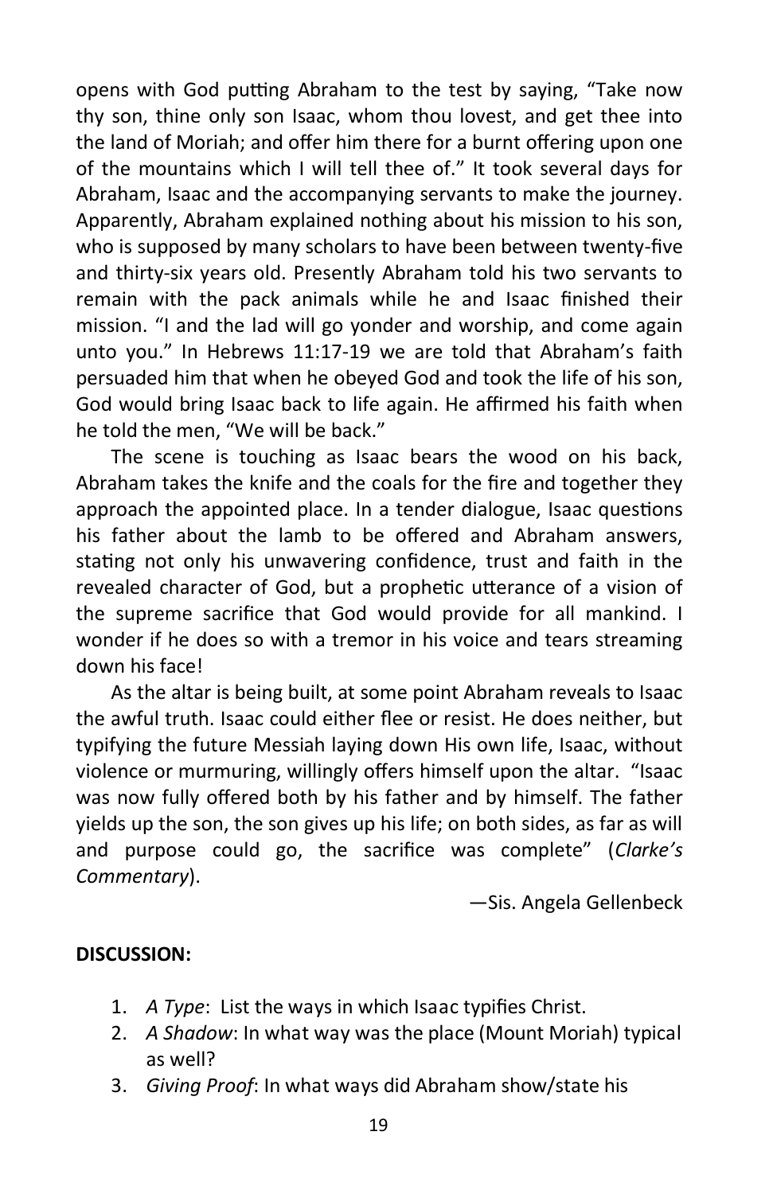opens with God putting Abraham to the test by saying, "Take now thy son, thine only son Isaac, whom thou lovest, and get thee into the land of Moriah; and offer him there for a burnt offering upon one of the mountains which I will tell thee of." It took several days for Abraham, Isaac and the accompanying servants to make the journey. Apparently, Abraham explained nothing about his mission to his son, who is supposed by many scholars to have been between twenty-five and thirty-six years old. Presently Abraham told his two servants to remain with the pack animals while he and Isaac finished their mission. "I and the lad will go yonder and worship, and come again unto you." In Hebrews 11:17-19 we are told that Abraham's faith persuaded him that when he obeyed God and took the life of his son, God would bring Isaac back to life again. He affirmed his faith when he told the men, "We will be back."

The scene is touching as Isaac bears the wood on his back, Abraham takes the knife and the coals for the fire and together they approach the appointed place. In a tender dialogue, Isaac questions his father about the lamb to be offered and Abraham answers, stating not only his unwavering confidence, trust and faith in the revealed character of God, but a prophetic utterance of a vision of the supreme sacrifice that God would provide for all mankind. I wonder if he does so with a tremor in his voice and tears streaming down his face!

As the altar is being built, at some point Abraham reveals to Isaac the awful truth. Isaac could either flee or resist. He does neither, but typifying the future Messiah laying down His own life, Isaac, without violence or murmuring, willingly offers himself upon the altar. "Isaac was now fully offered both by his father and by himself. The father yields up the son, the son gives up his life; on both sides, as far as will and purpose could go, the sacrifice was complete" (*Clarke's Commentary*).

—Sis. Angela Gellenbeck

**DISCUSSION:**

1. *A Type*: List the ways in which Isaac typifies Christ.
2. *A Shadow*: In what way was the place (Mount Moriah) typical as well?
3. *Giving Proof*: In what ways did Abraham show/state his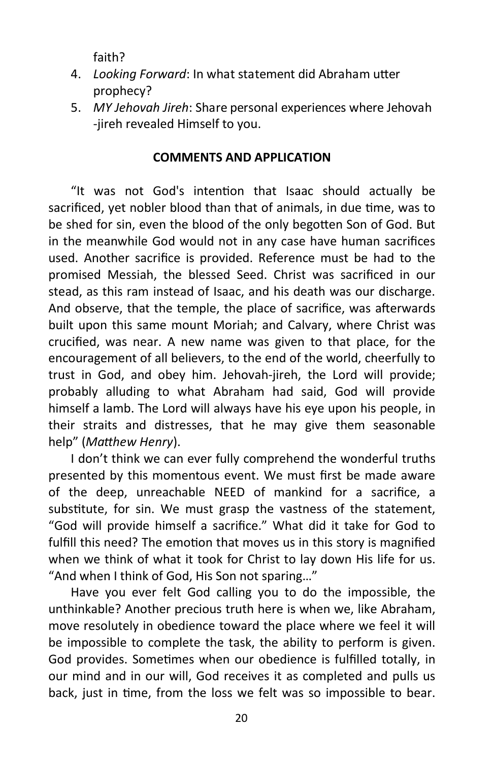faith?

4. *Looking Forward*: In what statement did Abraham utter prophecy?
5. *MY Jehovah Jireh*: Share personal experiences where Jehovah -jireh revealed Himself to you.

**COMMENTS AND APPLICATION**

"It was not God's intention that Isaac should actually be sacrificed, yet nobler blood than that of animals, in due time, was to be shed for sin, even the blood of the only begotten Son of God. But in the meanwhile God would not in any case have human sacrifices used. Another sacrifice is provided. Reference must be had to the promised Messiah, the blessed Seed. Christ was sacrificed in our stead, as this ram instead of Isaac, and his death was our discharge. And observe, that the temple, the place of sacrifice, was afterwards built upon this same mount Moriah; and Calvary, where Christ was crucified, was near. A new name was given to that place, for the encouragement of all believers, to the end of the world, cheerfully to trust in God, and obey him. Jehovah-jireh, the Lord will provide; probably alluding to what Abraham had said, God will provide himself a lamb. The Lord will always have his eye upon his people, in their straits and distresses, that he may give them seasonable help" (*Matthew Henry*).

I don't think we can ever fully comprehend the wonderful truths presented by this momentous event. We must first be made aware of the deep, unreachable NEED of mankind for a sacrifice, a substitute, for sin. We must grasp the vastness of the statement, "God will provide himself a sacrifice." What did it take for God to fulfill this need? The emotion that moves us in this story is magnified when we think of what it took for Christ to lay down His life for us. "And when I think of God, His Son not sparing…"

Have you ever felt God calling you to do the impossible, the unthinkable? Another precious truth here is when we, like Abraham, move resolutely in obedience toward the place where we feel it will be impossible to complete the task, the ability to perform is given. God provides. Sometimes when our obedience is fulfilled totally, in our mind and in our will, God receives it as completed and pulls us back, just in time, from the loss we felt was so impossible to bear.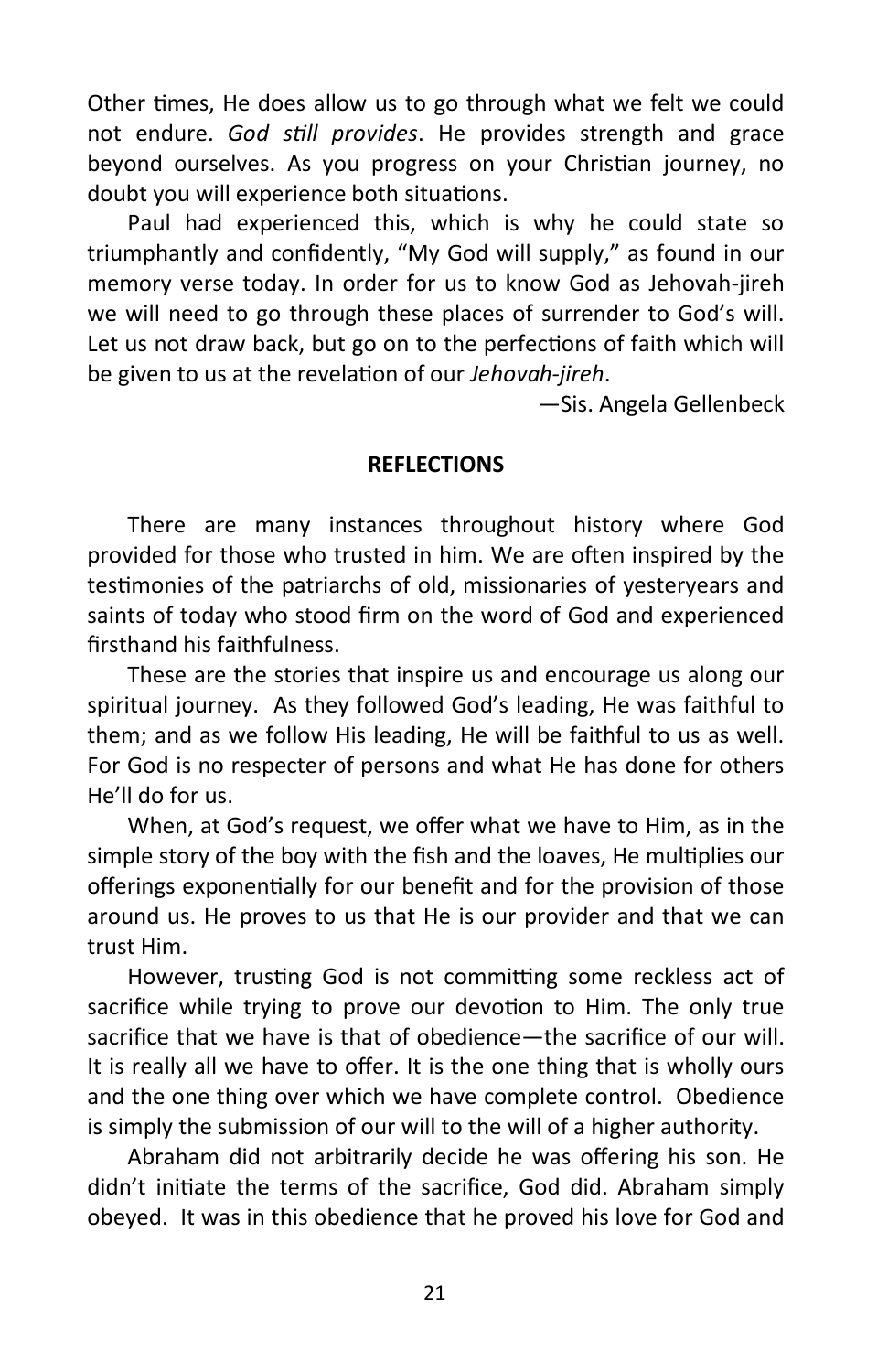Other times, He does allow us to go through what we felt we could not endure. *God still provides*. He provides strength and grace beyond ourselves. As you progress on your Christian journey, no doubt you will experience both situations.

Paul had experienced this, which is why he could state so triumphantly and confidently, "My God will supply," as found in our memory verse today. In order for us to know God as Jehovah-jireh we will need to go through these places of surrender to God's will. Let us not draw back, but go on to the perfections of faith which will be given to us at the revelation of our *Jehovah-jireh*.

—Sis. Angela Gellenbeck

**REFLECTIONS**

There are many instances throughout history where God provided for those who trusted in him. We are often inspired by the testimonies of the patriarchs of old, missionaries of yesteryears and saints of today who stood firm on the word of God and experienced firsthand his faithfulness.

These are the stories that inspire us and encourage us along our spiritual journey. As they followed God's leading, He was faithful to them; and as we follow His leading, He will be faithful to us as well. For God is no respecter of persons and what He has done for others He'll do for us.

When, at God's request, we offer what we have to Him, as in the simple story of the boy with the fish and the loaves, He multiplies our offerings exponentially for our benefit and for the provision of those around us. He proves to us that He is our provider and that we can trust Him.

However, trusting God is not committing some reckless act of sacrifice while trying to prove our devotion to Him. The only true sacrifice that we have is that of obedience—the sacrifice of our will. It is really all we have to offer. It is the one thing that is wholly ours and the one thing over which we have complete control. Obedience is simply the submission of our will to the will of a higher authority.

Abraham did not arbitrarily decide he was offering his son. He didn't initiate the terms of the sacrifice, God did. Abraham simply obeyed. It was in this obedience that he proved his love for God and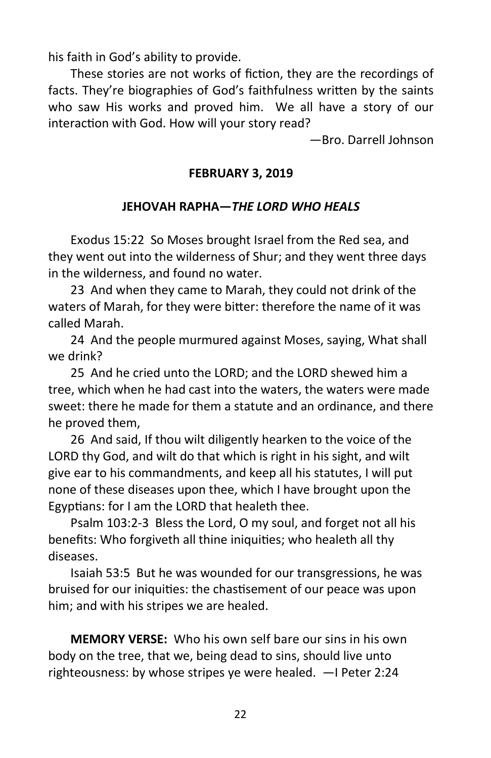his faith in God's ability to provide.

These stories are not works of fiction, they are the recordings of facts. They're biographies of God's faithfulness written by the saints who saw His works and proved him. We all have a story of our interaction with God. How will your story read?

—Bro. Darrell Johnson

## FEBRUARY 3, 2019

### JEHOVAH RAPHA—*THE LORD WHO HEALS*

Exodus 15:22 So Moses brought Israel from the Red sea, and they went out into the wilderness of Shur; and they went three days in the wilderness, and found no water.

23 And when they came to Marah, they could not drink of the waters of Marah, for they were bitter: therefore the name of it was called Marah.

24 And the people murmured against Moses, saying, What shall we drink?

25 And he cried unto the LORD; and the LORD shewed him a tree, which when he had cast into the waters, the waters were made sweet: there he made for them a statute and an ordinance, and there he proved them,

26 And said, If thou wilt diligently hearken to the voice of the LORD thy God, and wilt do that which is right in his sight, and wilt give ear to his commandments, and keep all his statutes, I will put none of these diseases upon thee, which I have brought upon the Egyptians: for I am the LORD that healeth thee.

Psalm 103:2-3 Bless the Lord, O my soul, and forget not all his benefits: Who forgiveth all thine iniquities; who healeth all thy diseases.

Isaiah 53:5 But he was wounded for our transgressions, he was bruised for our iniquities: the chastisement of our peace was upon him; and with his stripes we are healed.

**MEMORY VERSE:** Who his own self bare our sins in his own body on the tree, that we, being dead to sins, should live unto righteousness: by whose stripes ye were healed. —I Peter 2:24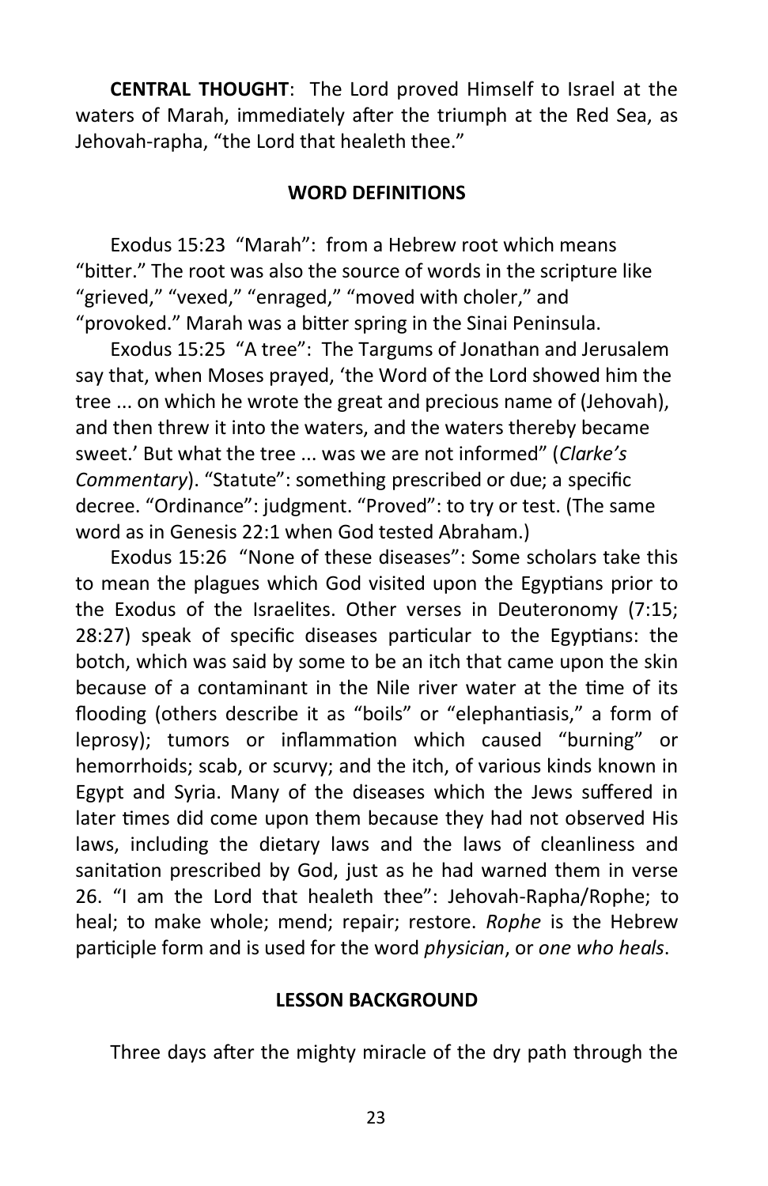**CENTRAL THOUGHT**: The Lord proved Himself to Israel at the waters of Marah, immediately after the triumph at the Red Sea, as Jehovah-rapha, "the Lord that healeth thee."

## WORD DEFINITIONS

Exodus 15:23 "Marah": from a Hebrew root which means "bitter." The root was also the source of words in the scripture like "grieved," "vexed," "enraged," "moved with choler," and "provoked." Marah was a bitter spring in the Sinai Peninsula.

Exodus 15:25 "A tree": The Targums of Jonathan and Jerusalem say that, when Moses prayed, 'the Word of the Lord showed him the tree ... on which he wrote the great and precious name of (Jehovah), and then threw it into the waters, and the waters thereby became sweet.' But what the tree ... was we are not informed" (*Clarke's Commentary*). "Statute": something prescribed or due; a specific decree. "Ordinance": judgment. "Proved": to try or test. (The same word as in Genesis 22:1 when God tested Abraham.)

Exodus 15:26 "None of these diseases": Some scholars take this to mean the plagues which God visited upon the Egyptians prior to the Exodus of the Israelites. Other verses in Deuteronomy (7:15; 28:27) speak of specific diseases particular to the Egyptians: the botch, which was said by some to be an itch that came upon the skin because of a contaminant in the Nile river water at the time of its flooding (others describe it as "boils" or "elephantiasis," a form of leprosy); tumors or inflammation which caused "burning" or hemorrhoids; scab, or scurvy; and the itch, of various kinds known in Egypt and Syria. Many of the diseases which the Jews suffered in later times did come upon them because they had not observed His laws, including the dietary laws and the laws of cleanliness and sanitation prescribed by God, just as he had warned them in verse 26. "I am the Lord that healeth thee": Jehovah-Rapha/Rophe; to heal; to make whole; mend; repair; restore. *Rophe* is the Hebrew participle form and is used for the word *physician*, or *one who heals*.

## LESSON BACKGROUND

Three days after the mighty miracle of the dry path through the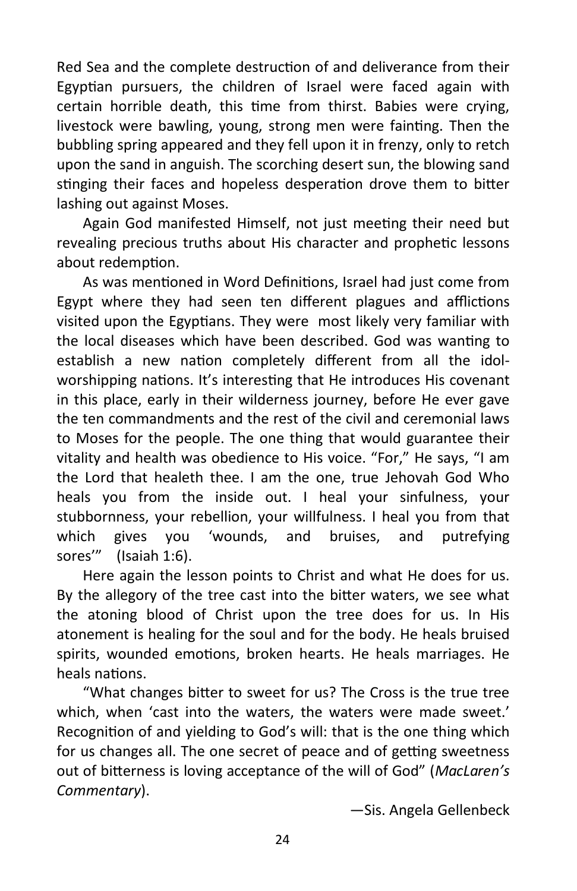Red Sea and the complete destruction of and deliverance from their Egyptian pursuers, the children of Israel were faced again with certain horrible death, this time from thirst. Babies were crying, livestock were bawling, young, strong men were fainting. Then the bubbling spring appeared and they fell upon it in frenzy, only to retch upon the sand in anguish. The scorching desert sun, the blowing sand stinging their faces and hopeless desperation drove them to bitter lashing out against Moses.

Again God manifested Himself, not just meeting their need but revealing precious truths about His character and prophetic lessons about redemption.

As was mentioned in Word Definitions, Israel had just come from Egypt where they had seen ten different plagues and afflictions visited upon the Egyptians. They were most likely very familiar with the local diseases which have been described. God was wanting to establish a new nation completely different from all the idol-worshipping nations. It's interesting that He introduces His covenant in this place, early in their wilderness journey, before He ever gave the ten commandments and the rest of the civil and ceremonial laws to Moses for the people. The one thing that would guarantee their vitality and health was obedience to His voice. "For," He says, "I am the Lord that healeth thee. I am the one, true Jehovah God Who heals you from the inside out. I heal your sinfulness, your stubbornness, your rebellion, your willfulness. I heal you from that which gives you 'wounds, and bruises, and putrefying sores'" (Isaiah 1:6).

Here again the lesson points to Christ and what He does for us. By the allegory of the tree cast into the bitter waters, we see what the atoning blood of Christ upon the tree does for us. In His atonement is healing for the soul and for the body. He heals bruised spirits, wounded emotions, broken hearts. He heals marriages. He heals nations.

"What changes bitter to sweet for us? The Cross is the true tree which, when 'cast into the waters, the waters were made sweet.' Recognition of and yielding to God's will: that is the one thing which for us changes all. The one secret of peace and of getting sweetness out of bitterness is loving acceptance of the will of God" (*MacLaren's Commentary*).

—Sis. Angela Gellenbeck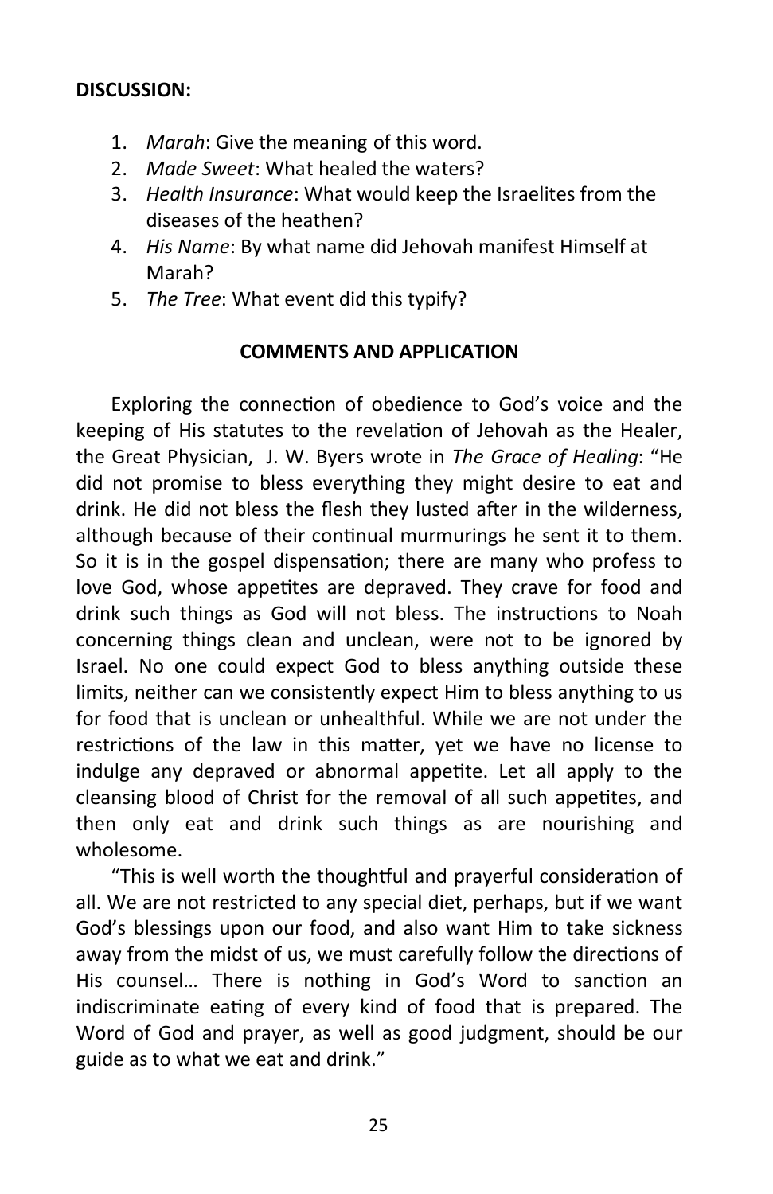**DISCUSSION:**

1. *Marah*: Give the meaning of this word.
2. *Made Sweet*: What healed the waters?
3. *Health Insurance*: What would keep the Israelites from the diseases of the heathen?
4. *His Name*: By what name did Jehovah manifest Himself at Marah?
5. *The Tree*: What event did this typify?

## COMMENTS AND APPLICATION

Exploring the connection of obedience to God's voice and the keeping of His statutes to the revelation of Jehovah as the Healer, the Great Physician, J. W. Byers wrote in *The Grace of Healing*: "He did not promise to bless everything they might desire to eat and drink. He did not bless the flesh they lusted after in the wilderness, although because of their continual murmurings he sent it to them. So it is in the gospel dispensation; there are many who profess to love God, whose appetites are depraved. They crave for food and drink such things as God will not bless. The instructions to Noah concerning things clean and unclean, were not to be ignored by Israel. No one could expect God to bless anything outside these limits, neither can we consistently expect Him to bless anything to us for food that is unclean or unhealthful. While we are not under the restrictions of the law in this matter, yet we have no license to indulge any depraved or abnormal appetite. Let all apply to the cleansing blood of Christ for the removal of all such appetites, and then only eat and drink such things as are nourishing and wholesome.

"This is well worth the thoughtful and prayerful consideration of all. We are not restricted to any special diet, perhaps, but if we want God's blessings upon our food, and also want Him to take sickness away from the midst of us, we must carefully follow the directions of His counsel… There is nothing in God's Word to sanction an indiscriminate eating of every kind of food that is prepared. The Word of God and prayer, as well as good judgment, should be our guide as to what we eat and drink."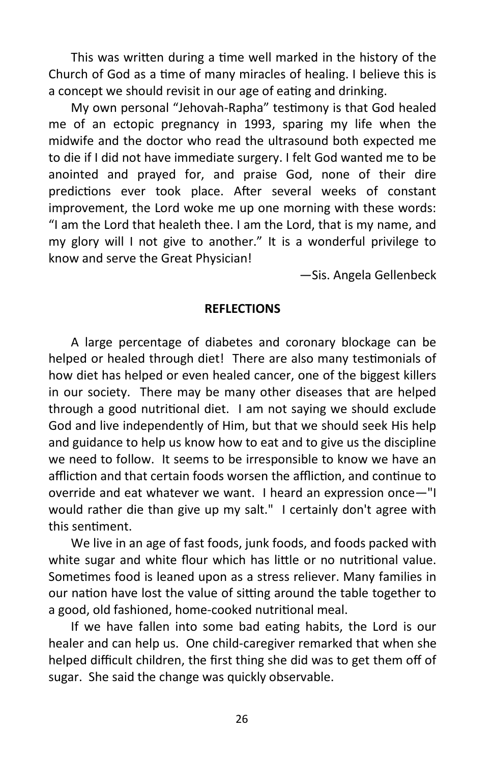This was written during a time well marked in the history of the Church of God as a time of many miracles of healing. I believe this is a concept we should revisit in our age of eating and drinking.

My own personal "Jehovah-Rapha" testimony is that God healed me of an ectopic pregnancy in 1993, sparing my life when the midwife and the doctor who read the ultrasound both expected me to die if I did not have immediate surgery. I felt God wanted me to be anointed and prayed for, and praise God, none of their dire predictions ever took place. After several weeks of constant improvement, the Lord woke me up one morning with these words: "I am the Lord that healeth thee. I am the Lord, that is my name, and my glory will I not give to another." It is a wonderful privilege to know and serve the Great Physician!

—Sis. Angela Gellenbeck

**REFLECTIONS**

A large percentage of diabetes and coronary blockage can be helped or healed through diet! There are also many testimonials of how diet has helped or even healed cancer, one of the biggest killers in our society. There may be many other diseases that are helped through a good nutritional diet. I am not saying we should exclude God and live independently of Him, but that we should seek His help and guidance to help us know how to eat and to give us the discipline we need to follow. It seems to be irresponsible to know we have an affliction and that certain foods worsen the affliction, and continue to override and eat whatever we want. I heard an expression once—"I would rather die than give up my salt." I certainly don't agree with this sentiment.

We live in an age of fast foods, junk foods, and foods packed with white sugar and white flour which has little or no nutritional value. Sometimes food is leaned upon as a stress reliever. Many families in our nation have lost the value of sitting around the table together to a good, old fashioned, home-cooked nutritional meal.

If we have fallen into some bad eating habits, the Lord is our healer and can help us. One child-caregiver remarked that when she helped difficult children, the first thing she did was to get them off of sugar. She said the change was quickly observable.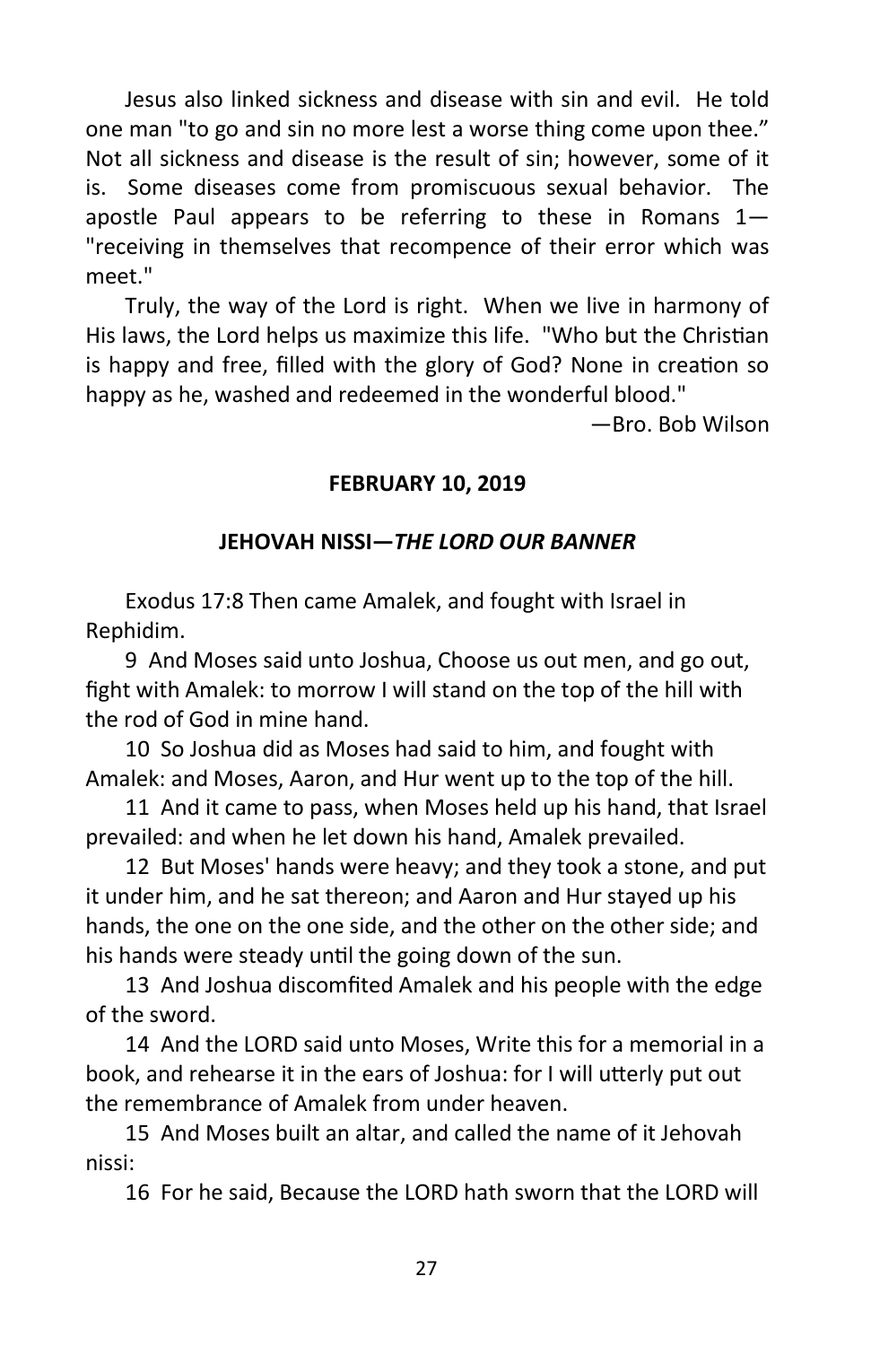Jesus also linked sickness and disease with sin and evil. He told one man "to go and sin no more lest a worse thing come upon thee." Not all sickness and disease is the result of sin; however, some of it is. Some diseases come from promiscuous sexual behavior. The apostle Paul appears to be referring to these in Romans 1—"receiving in themselves that recompence of their error which was meet."

Truly, the way of the Lord is right. When we live in harmony of His laws, the Lord helps us maximize this life. "Who but the Christian is happy and free, filled with the glory of God? None in creation so happy as he, washed and redeemed in the wonderful blood."

—Bro. Bob Wilson

## FEBRUARY 10, 2019

## JEHOVAH NISSI—*THE LORD OUR BANNER*

Exodus 17:8 Then came Amalek, and fought with Israel in Rephidim.

9 And Moses said unto Joshua, Choose us out men, and go out, fight with Amalek: to morrow I will stand on the top of the hill with the rod of God in mine hand.

10 So Joshua did as Moses had said to him, and fought with Amalek: and Moses, Aaron, and Hur went up to the top of the hill.

11 And it came to pass, when Moses held up his hand, that Israel prevailed: and when he let down his hand, Amalek prevailed.

12 But Moses' hands were heavy; and they took a stone, and put it under him, and he sat thereon; and Aaron and Hur stayed up his hands, the one on the one side, and the other on the other side; and his hands were steady until the going down of the sun.

13 And Joshua discomfited Amalek and his people with the edge of the sword.

14 And the LORD said unto Moses, Write this for a memorial in a book, and rehearse it in the ears of Joshua: for I will utterly put out the remembrance of Amalek from under heaven.

15 And Moses built an altar, and called the name of it Jehovah nissi:

16 For he said, Because the LORD hath sworn that the LORD will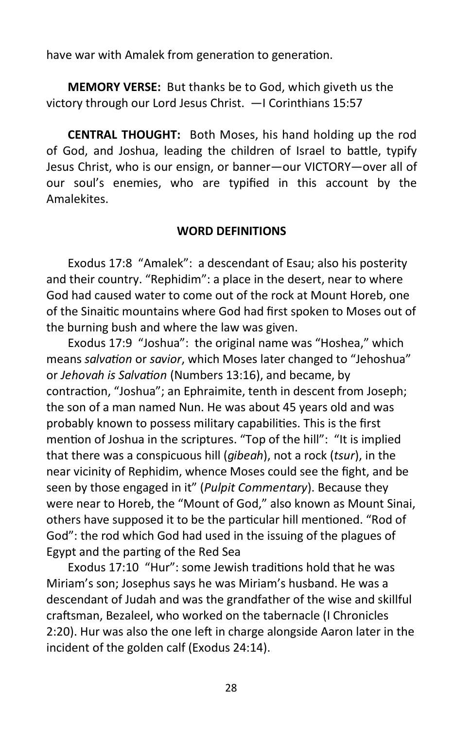have war with Amalek from generation to generation.

**MEMORY VERSE:** But thanks be to God, which giveth us the victory through our Lord Jesus Christ. —I Corinthians 15:57

**CENTRAL THOUGHT:** Both Moses, his hand holding up the rod of God, and Joshua, leading the children of Israel to battle, typify Jesus Christ, who is our ensign, or banner—our VICTORY—over all of our soul's enemies, who are typified in this account by the Amalekites.

**WORD DEFINITIONS**

Exodus 17:8 "Amalek": a descendant of Esau; also his posterity and their country. "Rephidim": a place in the desert, near to where God had caused water to come out of the rock at Mount Horeb, one of the Sinaitic mountains where God had first spoken to Moses out of the burning bush and where the law was given.

Exodus 17:9 "Joshua": the original name was "Hoshea," which means *salvation* or *savior*, which Moses later changed to "Jehoshua" or *Jehovah is Salvation* (Numbers 13:16), and became, by contraction, "Joshua"; an Ephraimite, tenth in descent from Joseph; the son of a man named Nun. He was about 45 years old and was probably known to possess military capabilities. This is the first mention of Joshua in the scriptures. "Top of the hill": "It is implied that there was a conspicuous hill (*gibeah*), not a rock (*tsur*), in the near vicinity of Rephidim, whence Moses could see the fight, and be seen by those engaged in it" (*Pulpit Commentary*). Because they were near to Horeb, the "Mount of God," also known as Mount Sinai, others have supposed it to be the particular hill mentioned. "Rod of God": the rod which God had used in the issuing of the plagues of Egypt and the parting of the Red Sea

Exodus 17:10 "Hur": some Jewish traditions hold that he was Miriam's son; Josephus says he was Miriam's husband. He was a descendant of Judah and was the grandfather of the wise and skillful craftsman, Bezaleel, who worked on the tabernacle (I Chronicles 2:20). Hur was also the one left in charge alongside Aaron later in the incident of the golden calf (Exodus 24:14).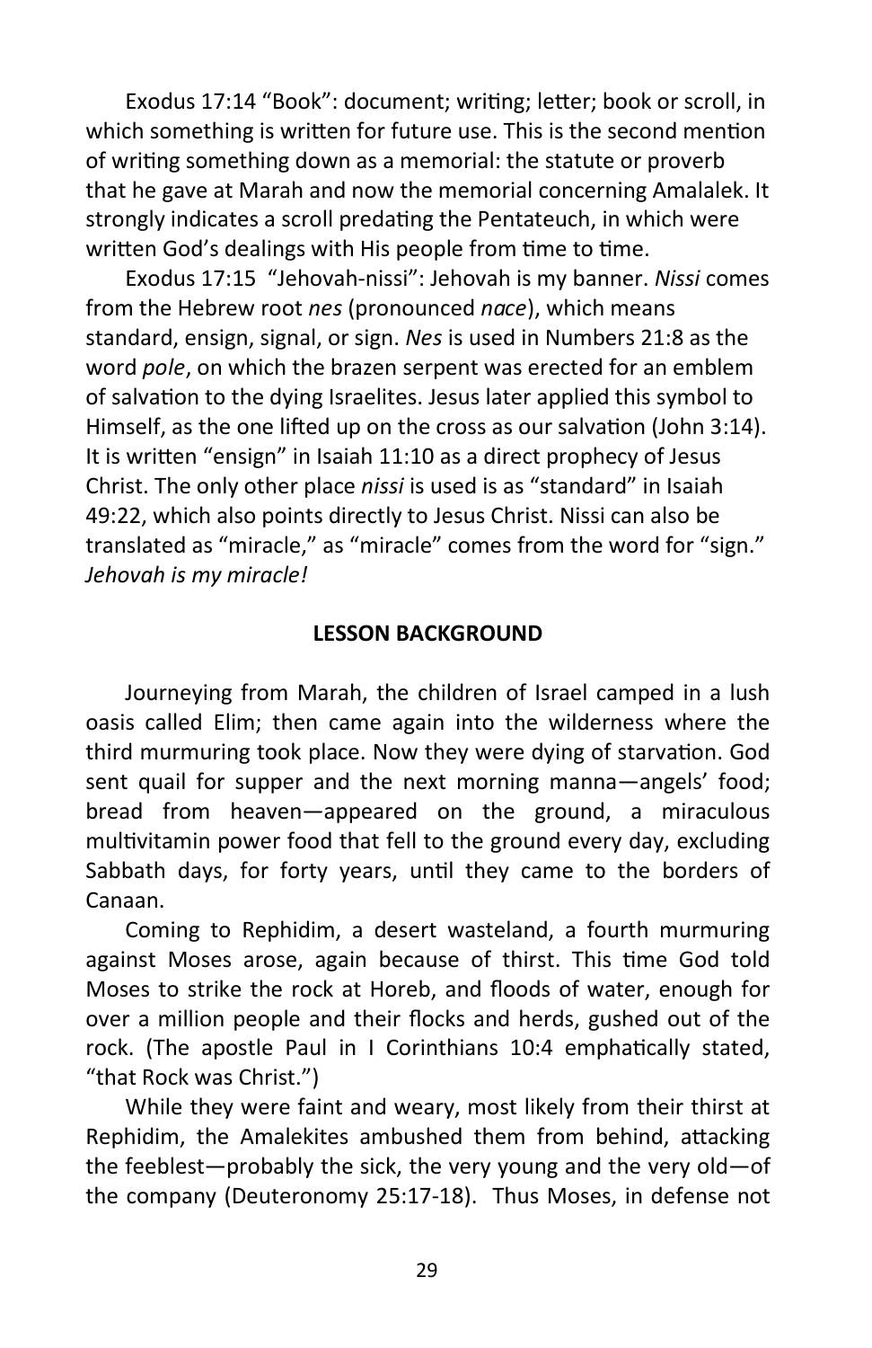Exodus 17:14 “Book”: document; writing; letter; book or scroll, in which something is written for future use. This is the second mention of writing something down as a memorial: the statute or proverb that he gave at Marah and now the memorial concerning Amalalek. It strongly indicates a scroll predating the Pentateuch, in which were written God’s dealings with His people from time to time.

Exodus 17:15 “Jehovah-nissi”: Jehovah is my banner. *Nissi* comes from the Hebrew root *nes* (pronounced *nace*), which means standard, ensign, signal, or sign. *Nes* is used in Numbers 21:8 as the word *pole*, on which the brazen serpent was erected for an emblem of salvation to the dying Israelites. Jesus later applied this symbol to Himself, as the one lifted up on the cross as our salvation (John 3:14). It is written “ensign” in Isaiah 11:10 as a direct prophecy of Jesus Christ. The only other place *nissi* is used is as “standard” in Isaiah 49:22, which also points directly to Jesus Christ. Nissi can also be translated as “miracle,” as “miracle” comes from the word for “sign.” *Jehovah is my miracle!*

**LESSON BACKGROUND**

Journeying from Marah, the children of Israel camped in a lush oasis called Elim; then came again into the wilderness where the third murmuring took place. Now they were dying of starvation. God sent quail for supper and the next morning manna—angels’ food; bread from heaven—appeared on the ground, a miraculous multivitamin power food that fell to the ground every day, excluding Sabbath days, for forty years, until they came to the borders of Canaan.

Coming to Rephidim, a desert wasteland, a fourth murmuring against Moses arose, again because of thirst. This time God told Moses to strike the rock at Horeb, and floods of water, enough for over a million people and their flocks and herds, gushed out of the rock. (The apostle Paul in I Corinthians 10:4 emphatically stated, “that Rock was Christ.”)

While they were faint and weary, most likely from their thirst at Rephidim, the Amalekites ambushed them from behind, attacking the feeblest—probably the sick, the very young and the very old—of the company (Deuteronomy 25:17-18). Thus Moses, in defense not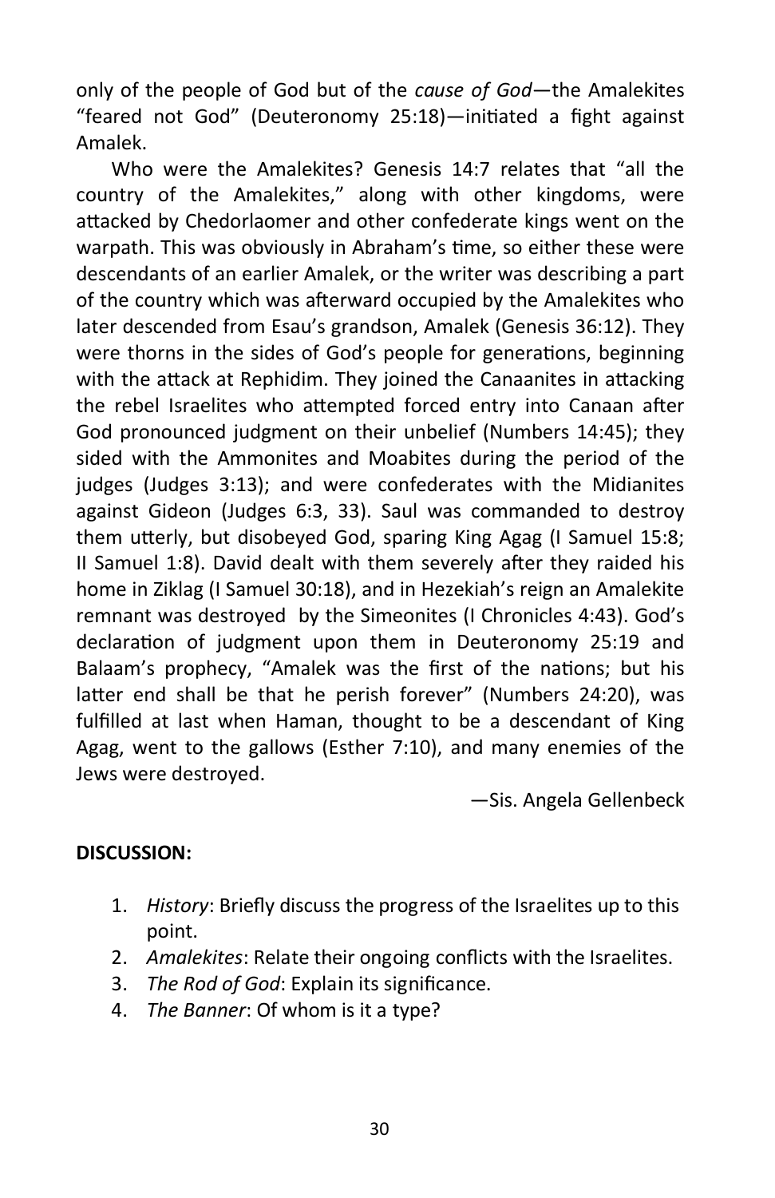only of the people of God but of the *cause of God*—the Amalekites "feared not God" (Deuteronomy 25:18)—initiated a fight against Amalek.

Who were the Amalekites? Genesis 14:7 relates that "all the country of the Amalekites," along with other kingdoms, were attacked by Chedorlaomer and other confederate kings went on the warpath. This was obviously in Abraham's time, so either these were descendants of an earlier Amalek, or the writer was describing a part of the country which was afterward occupied by the Amalekites who later descended from Esau's grandson, Amalek (Genesis 36:12). They were thorns in the sides of God's people for generations, beginning with the attack at Rephidim. They joined the Canaanites in attacking the rebel Israelites who attempted forced entry into Canaan after God pronounced judgment on their unbelief (Numbers 14:45); they sided with the Ammonites and Moabites during the period of the judges (Judges 3:13); and were confederates with the Midianites against Gideon (Judges 6:3, 33). Saul was commanded to destroy them utterly, but disobeyed God, sparing King Agag (I Samuel 15:8; II Samuel 1:8). David dealt with them severely after they raided his home in Ziklag (I Samuel 30:18), and in Hezekiah's reign an Amalekite remnant was destroyed by the Simeonites (I Chronicles 4:43). God's declaration of judgment upon them in Deuteronomy 25:19 and Balaam's prophecy, "Amalek was the first of the nations; but his latter end shall be that he perish forever" (Numbers 24:20), was fulfilled at last when Haman, thought to be a descendant of King Agag, went to the gallows (Esther 7:10), and many enemies of the Jews were destroyed.

—Sis. Angela Gellenbeck

**DISCUSSION:**

1. *History*: Briefly discuss the progress of the Israelites up to this point.
2. *Amalekites*: Relate their ongoing conflicts with the Israelites.
3. *The Rod of God*: Explain its significance.
4. *The Banner*: Of whom is it a type?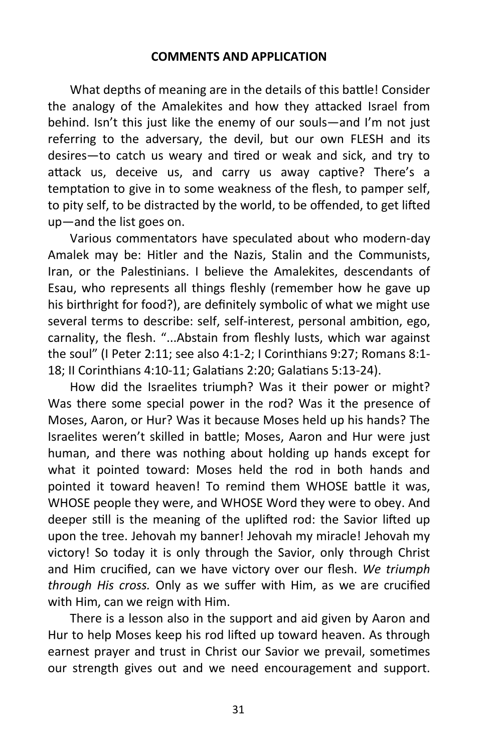**COMMENTS AND APPLICATION**

What depths of meaning are in the details of this battle! Consider the analogy of the Amalekites and how they attacked Israel from behind. Isn't this just like the enemy of our souls—and I'm not just referring to the adversary, the devil, but our own FLESH and its desires—to catch us weary and tired or weak and sick, and try to attack us, deceive us, and carry us away captive? There's a temptation to give in to some weakness of the flesh, to pamper self, to pity self, to be distracted by the world, to be offended, to get lifted up—and the list goes on.

Various commentators have speculated about who modern-day Amalek may be: Hitler and the Nazis, Stalin and the Communists, Iran, or the Palestinians. I believe the Amalekites, descendants of Esau, who represents all things fleshly (remember how he gave up his birthright for food?), are definitely symbolic of what we might use several terms to describe: self, self-interest, personal ambition, ego, carnality, the flesh. "...Abstain from fleshly lusts, which war against the soul" (I Peter 2:11; see also 4:1-2; I Corinthians 9:27; Romans 8:1-18; II Corinthians 4:10-11; Galatians 2:20; Galatians 5:13-24).

How did the Israelites triumph? Was it their power or might? Was there some special power in the rod? Was it the presence of Moses, Aaron, or Hur? Was it because Moses held up his hands? The Israelites weren't skilled in battle; Moses, Aaron and Hur were just human, and there was nothing about holding up hands except for what it pointed toward: Moses held the rod in both hands and pointed it toward heaven! To remind them WHOSE battle it was, WHOSE people they were, and WHOSE Word they were to obey. And deeper still is the meaning of the uplifted rod: the Savior lifted up upon the tree. Jehovah my banner! Jehovah my miracle! Jehovah my victory! So today it is only through the Savior, only through Christ and Him crucified, can we have victory over our flesh. *We triumph through His cross.* Only as we suffer with Him, as we are crucified with Him, can we reign with Him.

There is a lesson also in the support and aid given by Aaron and Hur to help Moses keep his rod lifted up toward heaven. As through earnest prayer and trust in Christ our Savior we prevail, sometimes our strength gives out and we need encouragement and support.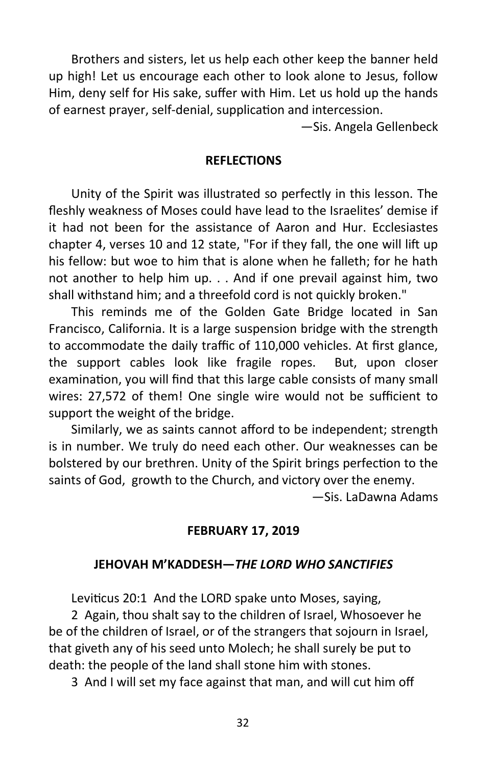Brothers and sisters, let us help each other keep the banner held up high! Let us encourage each other to look alone to Jesus, follow Him, deny self for His sake, suffer with Him. Let us hold up the hands of earnest prayer, self-denial, supplication and intercession.

—Sis. Angela Gellenbeck

## REFLECTIONS

Unity of the Spirit was illustrated so perfectly in this lesson. The fleshly weakness of Moses could have lead to the Israelites' demise if it had not been for the assistance of Aaron and Hur. Ecclesiastes chapter 4, verses 10 and 12 state, "For if they fall, the one will lift up his fellow: but woe to him that is alone when he falleth; for he hath not another to help him up. . . And if one prevail against him, two shall withstand him; and a threefold cord is not quickly broken."

This reminds me of the Golden Gate Bridge located in San Francisco, California. It is a large suspension bridge with the strength to accommodate the daily traffic of 110,000 vehicles. At first glance, the support cables look like fragile ropes. But, upon closer examination, you will find that this large cable consists of many small wires: 27,572 of them! One single wire would not be sufficient to support the weight of the bridge.

Similarly, we as saints cannot afford to be independent; strength is in number. We truly do need each other. Our weaknesses can be bolstered by our brethren. Unity of the Spirit brings perfection to the saints of God, growth to the Church, and victory over the enemy.

—Sis. LaDawna Adams

## FEBRUARY 17, 2019

## JEHOVAH M'KADDESH—*THE LORD WHO SANCTIFIES*

Leviticus 20:1 And the LORD spake unto Moses, saying,

2 Again, thou shalt say to the children of Israel, Whosoever he be of the children of Israel, or of the strangers that sojourn in Israel, that giveth any of his seed unto Molech; he shall surely be put to death: the people of the land shall stone him with stones.

3 And I will set my face against that man, and will cut him off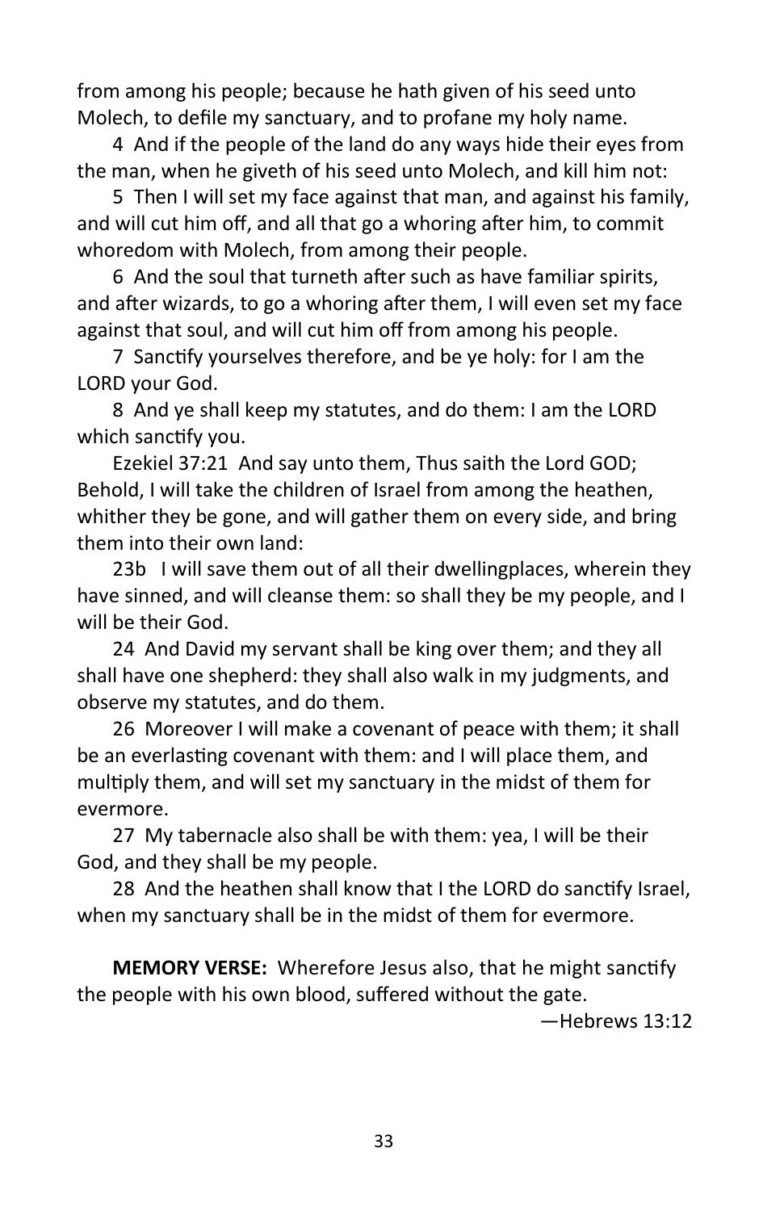from among his people; because he hath given of his seed unto Molech, to defile my sanctuary, and to profane my holy name.

4 And if the people of the land do any ways hide their eyes from the man, when he giveth of his seed unto Molech, and kill him not:

5 Then I will set my face against that man, and against his family, and will cut him off, and all that go a whoring after him, to commit whoredom with Molech, from among their people.

6 And the soul that turneth after such as have familiar spirits, and after wizards, to go a whoring after them, I will even set my face against that soul, and will cut him off from among his people.

7 Sanctify yourselves therefore, and be ye holy: for I am the LORD your God.

8 And ye shall keep my statutes, and do them: I am the LORD which sanctify you.

Ezekiel 37:21 And say unto them, Thus saith the Lord GOD; Behold, I will take the children of Israel from among the heathen, whither they be gone, and will gather them on every side, and bring them into their own land:

23b I will save them out of all their dwellingplaces, wherein they have sinned, and will cleanse them: so shall they be my people, and I will be their God.

24 And David my servant shall be king over them; and they all shall have one shepherd: they shall also walk in my judgments, and observe my statutes, and do them.

26 Moreover I will make a covenant of peace with them; it shall be an everlasting covenant with them: and I will place them, and multiply them, and will set my sanctuary in the midst of them for evermore.

27 My tabernacle also shall be with them: yea, I will be their God, and they shall be my people.

28 And the heathen shall know that I the LORD do sanctify Israel, when my sanctuary shall be in the midst of them for evermore.

**MEMORY VERSE:** Wherefore Jesus also, that he might sanctify the people with his own blood, suffered without the gate.

—Hebrews 13:12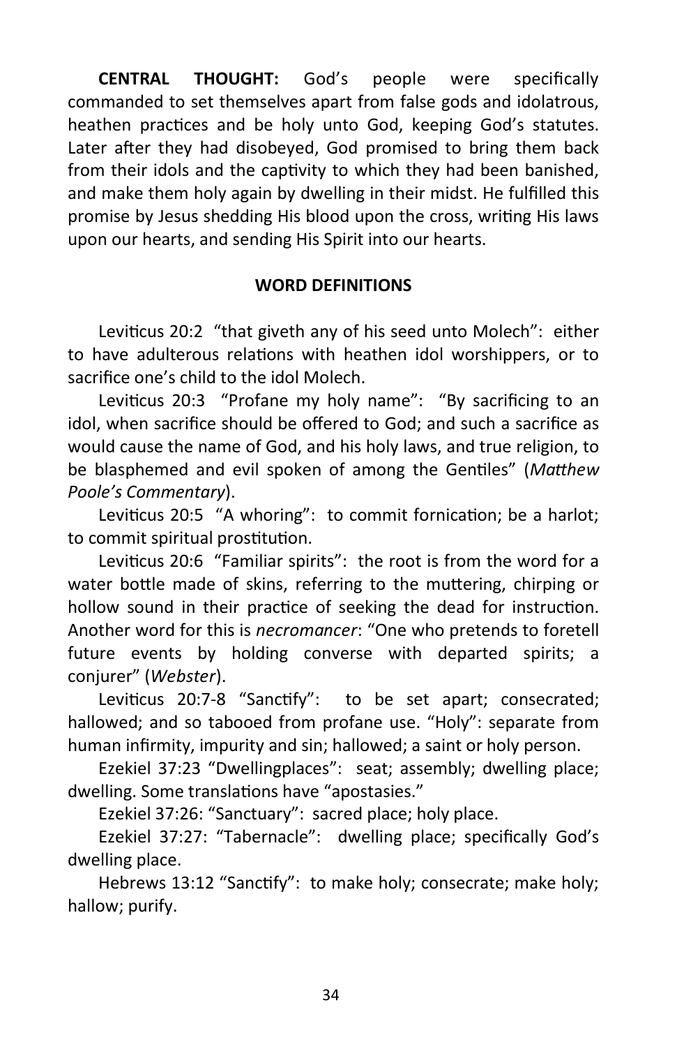**CENTRAL THOUGHT:** God's people were specifically commanded to set themselves apart from false gods and idolatrous, heathen practices and be holy unto God, keeping God's statutes. Later after they had disobeyed, God promised to bring them back from their idols and the captivity to which they had been banished, and make them holy again by dwelling in their midst. He fulfilled this promise by Jesus shedding His blood upon the cross, writing His laws upon our hearts, and sending His Spirit into our hearts.

**WORD DEFINITIONS**

Leviticus 20:2 "that giveth any of his seed unto Molech": either to have adulterous relations with heathen idol worshippers, or to sacrifice one's child to the idol Molech.

Leviticus 20:3 "Profane my holy name": "By sacrificing to an idol, when sacrifice should be offered to God; and such a sacrifice as would cause the name of God, and his holy laws, and true religion, to be blasphemed and evil spoken of among the Gentiles" (*Matthew Poole's Commentary*).

Leviticus 20:5 "A whoring": to commit fornication; be a harlot; to commit spiritual prostitution.

Leviticus 20:6 "Familiar spirits": the root is from the word for a water bottle made of skins, referring to the muttering, chirping or hollow sound in their practice of seeking the dead for instruction. Another word for this is *necromancer*: "One who pretends to foretell future events by holding converse with departed spirits; a conjurer" (*Webster*).

Leviticus 20:7-8 "Sanctify": to be set apart; consecrated; hallowed; and so tabooed from profane use. "Holy": separate from human infirmity, impurity and sin; hallowed; a saint or holy person.

Ezekiel 37:23 "Dwellingplaces": seat; assembly; dwelling place; dwelling. Some translations have "apostasies."

Ezekiel 37:26: "Sanctuary": sacred place; holy place.

Ezekiel 37:27: "Tabernacle": dwelling place; specifically God's dwelling place.

Hebrews 13:12 "Sanctify": to make holy; consecrate; make holy; hallow; purify.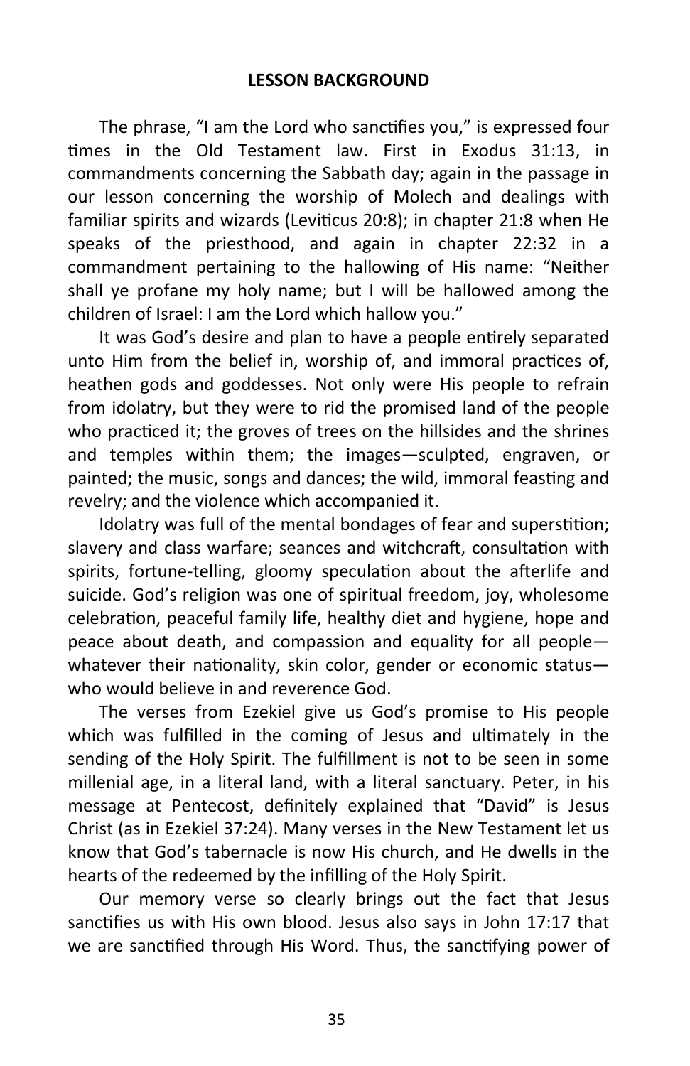## LESSON BACKGROUND

The phrase, "I am the Lord who sanctifies you," is expressed four times in the Old Testament law. First in Exodus 31:13, in commandments concerning the Sabbath day; again in the passage in our lesson concerning the worship of Molech and dealings with familiar spirits and wizards (Leviticus 20:8); in chapter 21:8 when He speaks of the priesthood, and again in chapter 22:32 in a commandment pertaining to the hallowing of His name: "Neither shall ye profane my holy name; but I will be hallowed among the children of Israel: I am the Lord which hallow you."

It was God's desire and plan to have a people entirely separated unto Him from the belief in, worship of, and immoral practices of, heathen gods and goddesses. Not only were His people to refrain from idolatry, but they were to rid the promised land of the people who practiced it; the groves of trees on the hillsides and the shrines and temples within them; the images—sculpted, engraven, or painted; the music, songs and dances; the wild, immoral feasting and revelry; and the violence which accompanied it.

Idolatry was full of the mental bondages of fear and superstition; slavery and class warfare; seances and witchcraft, consultation with spirits, fortune-telling, gloomy speculation about the afterlife and suicide. God's religion was one of spiritual freedom, joy, wholesome celebration, peaceful family life, healthy diet and hygiene, hope and peace about death, and compassion and equality for all people—whatever their nationality, skin color, gender or economic status—who would believe in and reverence God.

The verses from Ezekiel give us God's promise to His people which was fulfilled in the coming of Jesus and ultimately in the sending of the Holy Spirit. The fulfillment is not to be seen in some millenial age, in a literal land, with a literal sanctuary. Peter, in his message at Pentecost, definitely explained that "David" is Jesus Christ (as in Ezekiel 37:24). Many verses in the New Testament let us know that God's tabernacle is now His church, and He dwells in the hearts of the redeemed by the infilling of the Holy Spirit.

Our memory verse so clearly brings out the fact that Jesus sanctifies us with His own blood. Jesus also says in John 17:17 that we are sanctified through His Word. Thus, the sanctifying power of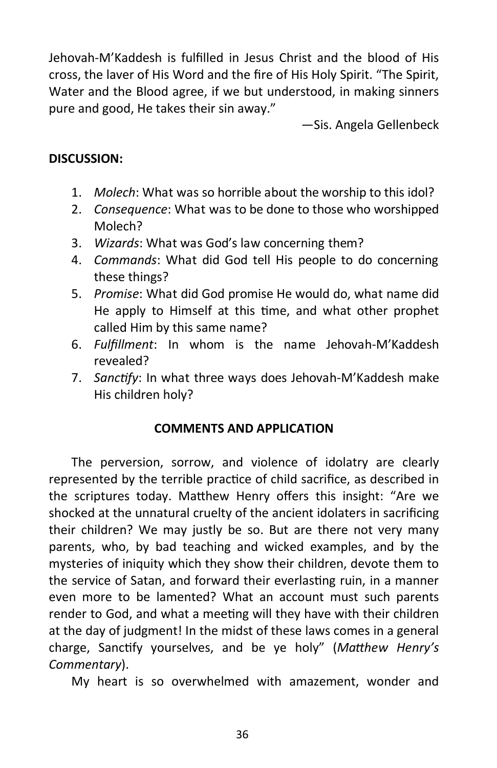Jehovah-M'Kaddesh is fulfilled in Jesus Christ and the blood of His cross, the laver of His Word and the fire of His Holy Spirit. "The Spirit, Water and the Blood agree, if we but understood, in making sinners pure and good, He takes their sin away."

—Sis. Angela Gellenbeck

**DISCUSSION:**

1. *Molech*: What was so horrible about the worship to this idol?
2. *Consequence*: What was to be done to those who worshipped Molech?
3. *Wizards*: What was God's law concerning them?
4. *Commands*: What did God tell His people to do concerning these things?
5. *Promise*: What did God promise He would do, what name did He apply to Himself at this time, and what other prophet called Him by this same name?
6. *Fulfillment*: In whom is the name Jehovah-M'Kaddesh revealed?
7. *Sanctify*: In what three ways does Jehovah-M'Kaddesh make His children holy?

**COMMENTS AND APPLICATION**

The perversion, sorrow, and violence of idolatry are clearly represented by the terrible practice of child sacrifice, as described in the scriptures today. Matthew Henry offers this insight: "Are we shocked at the unnatural cruelty of the ancient idolaters in sacrificing their children? We may justly be so. But are there not very many parents, who, by bad teaching and wicked examples, and by the mysteries of iniquity which they show their children, devote them to the service of Satan, and forward their everlasting ruin, in a manner even more to be lamented? What an account must such parents render to God, and what a meeting will they have with their children at the day of judgment! In the midst of these laws comes in a general charge, Sanctify yourselves, and be ye holy" (*Matthew Henry's Commentary*).

My heart is so overwhelmed with amazement, wonder and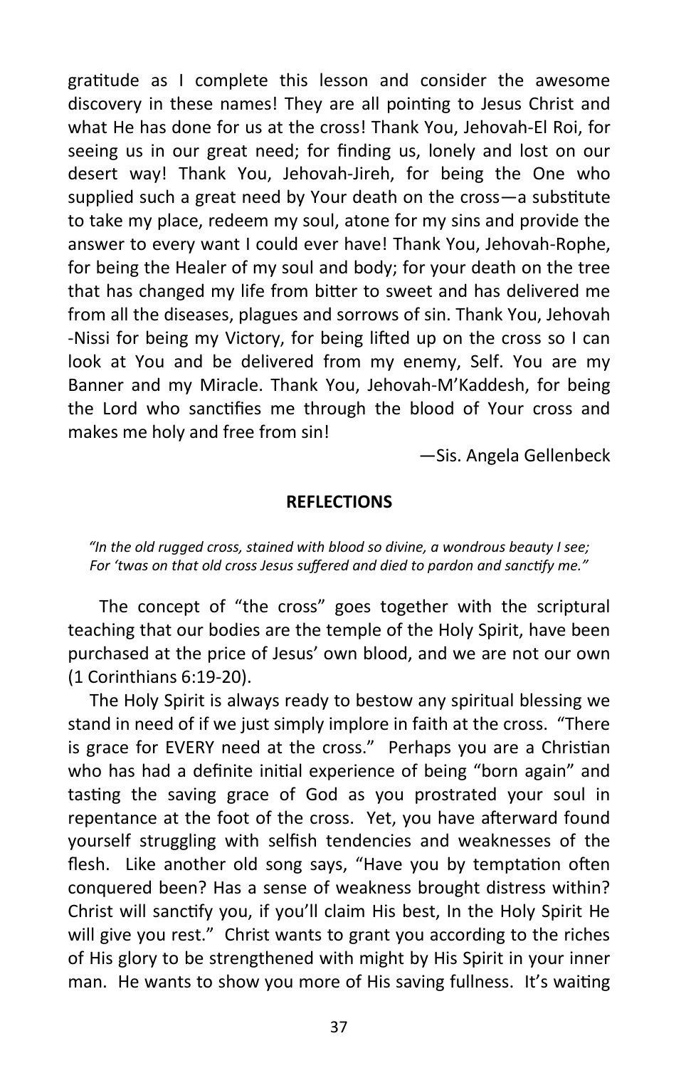gratitude as I complete this lesson and consider the awesome discovery in these names! They are all pointing to Jesus Christ and what He has done for us at the cross! Thank You, Jehovah-El Roi, for seeing us in our great need; for finding us, lonely and lost on our desert way! Thank You, Jehovah-Jireh, for being the One who supplied such a great need by Your death on the cross—a substitute to take my place, redeem my soul, atone for my sins and provide the answer to every want I could ever have! Thank You, Jehovah-Rophe, for being the Healer of my soul and body; for your death on the tree that has changed my life from bitter to sweet and has delivered me from all the diseases, plagues and sorrows of sin. Thank You, Jehovah -Nissi for being my Victory, for being lifted up on the cross so I can look at You and be delivered from my enemy, Self. You are my Banner and my Miracle. Thank You, Jehovah-M'Kaddesh, for being the Lord who sanctifies me through the blood of Your cross and makes me holy and free from sin!

—Sis. Angela Gellenbeck

**REFLECTIONS**

*"In the old rugged cross, stained with blood so divine, a wondrous beauty I see; For 'twas on that old cross Jesus suffered and died to pardon and sanctify me."*

The concept of "the cross" goes together with the scriptural teaching that our bodies are the temple of the Holy Spirit, have been purchased at the price of Jesus' own blood, and we are not our own (1 Corinthians 6:19-20).

The Holy Spirit is always ready to bestow any spiritual blessing we stand in need of if we just simply implore in faith at the cross. "There is grace for EVERY need at the cross." Perhaps you are a Christian who has had a definite initial experience of being "born again" and tasting the saving grace of God as you prostrated your soul in repentance at the foot of the cross. Yet, you have afterward found yourself struggling with selfish tendencies and weaknesses of the flesh. Like another old song says, "Have you by temptation often conquered been? Has a sense of weakness brought distress within? Christ will sanctify you, if you'll claim His best, In the Holy Spirit He will give you rest." Christ wants to grant you according to the riches of His glory to be strengthened with might by His Spirit in your inner man. He wants to show you more of His saving fullness. It's waiting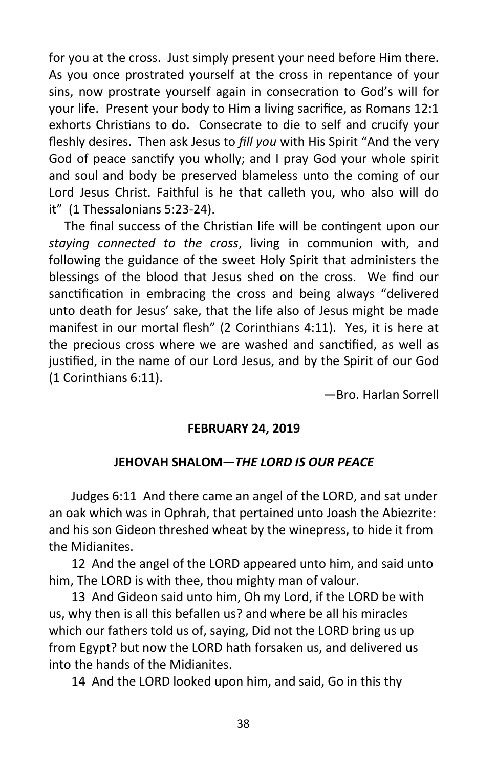for you at the cross. Just simply present your need before Him there. As you once prostrated yourself at the cross in repentance of your sins, now prostrate yourself again in consecration to God's will for your life. Present your body to Him a living sacrifice, as Romans 12:1 exhorts Christians to do. Consecrate to die to self and crucify your fleshly desires. Then ask Jesus to *fill you* with His Spirit "And the very God of peace sanctify you wholly; and I pray God your whole spirit and soul and body be preserved blameless unto the coming of our Lord Jesus Christ. Faithful is he that calleth you, who also will do it" (1 Thessalonians 5:23-24).

The final success of the Christian life will be contingent upon our *staying connected to the cross*, living in communion with, and following the guidance of the sweet Holy Spirit that administers the blessings of the blood that Jesus shed on the cross. We find our sanctification in embracing the cross and being always "delivered unto death for Jesus' sake, that the life also of Jesus might be made manifest in our mortal flesh" (2 Corinthians 4:11). Yes, it is here at the precious cross where we are washed and sanctified, as well as justified, in the name of our Lord Jesus, and by the Spirit of our God (1 Corinthians 6:11).

—Bro. Harlan Sorrell

**FEBRUARY 24, 2019**

## JEHOVAH SHALOM—*THE LORD IS OUR PEACE*

Judges 6:11 And there came an angel of the LORD, and sat under an oak which was in Ophrah, that pertained unto Joash the Abiezrite: and his son Gideon threshed wheat by the winepress, to hide it from the Midianites.

12 And the angel of the LORD appeared unto him, and said unto him, The LORD is with thee, thou mighty man of valour.

13 And Gideon said unto him, Oh my Lord, if the LORD be with us, why then is all this befallen us? and where be all his miracles which our fathers told us of, saying, Did not the LORD bring us up from Egypt? but now the LORD hath forsaken us, and delivered us into the hands of the Midianites.

14 And the LORD looked upon him, and said, Go in this thy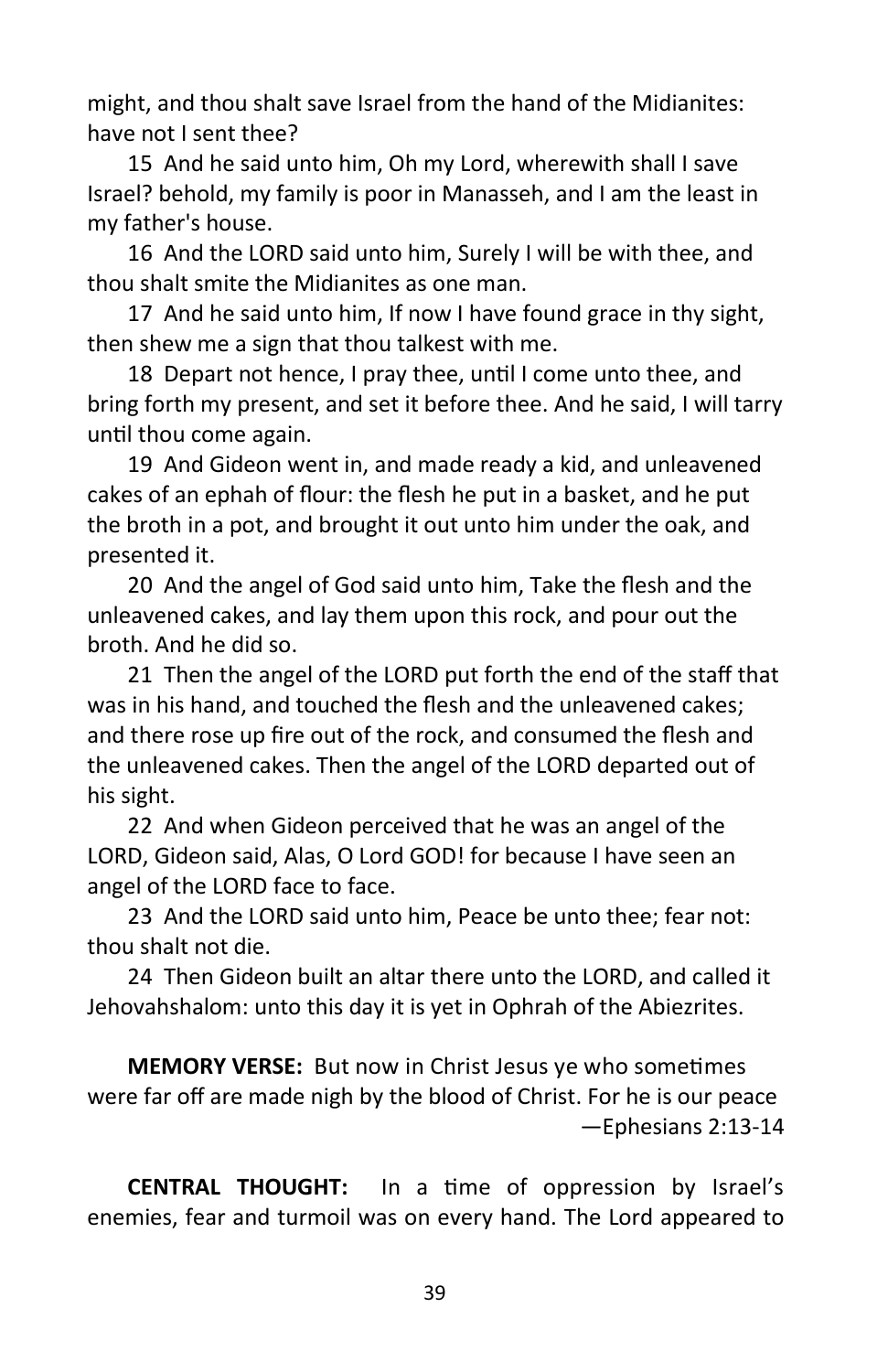might, and thou shalt save Israel from the hand of the Midianites: have not I sent thee?

15 And he said unto him, Oh my Lord, wherewith shall I save Israel? behold, my family is poor in Manasseh, and I am the least in my father's house.

16 And the LORD said unto him, Surely I will be with thee, and thou shalt smite the Midianites as one man.

17 And he said unto him, If now I have found grace in thy sight, then shew me a sign that thou talkest with me.

18 Depart not hence, I pray thee, until I come unto thee, and bring forth my present, and set it before thee. And he said, I will tarry until thou come again.

19 And Gideon went in, and made ready a kid, and unleavened cakes of an ephah of flour: the flesh he put in a basket, and he put the broth in a pot, and brought it out unto him under the oak, and presented it.

20 And the angel of God said unto him, Take the flesh and the unleavened cakes, and lay them upon this rock, and pour out the broth. And he did so.

21 Then the angel of the LORD put forth the end of the staff that was in his hand, and touched the flesh and the unleavened cakes; and there rose up fire out of the rock, and consumed the flesh and the unleavened cakes. Then the angel of the LORD departed out of his sight.

22 And when Gideon perceived that he was an angel of the LORD, Gideon said, Alas, O Lord GOD! for because I have seen an angel of the LORD face to face.

23 And the LORD said unto him, Peace be unto thee; fear not: thou shalt not die.

24 Then Gideon built an altar there unto the LORD, and called it Jehovahshalom: unto this day it is yet in Ophrah of the Abiezrites.

**MEMORY VERSE:** But now in Christ Jesus ye who sometimes were far off are made nigh by the blood of Christ. For he is our peace —Ephesians 2:13-14

**CENTRAL THOUGHT:** In a time of oppression by Israel's enemies, fear and turmoil was on every hand. The Lord appeared to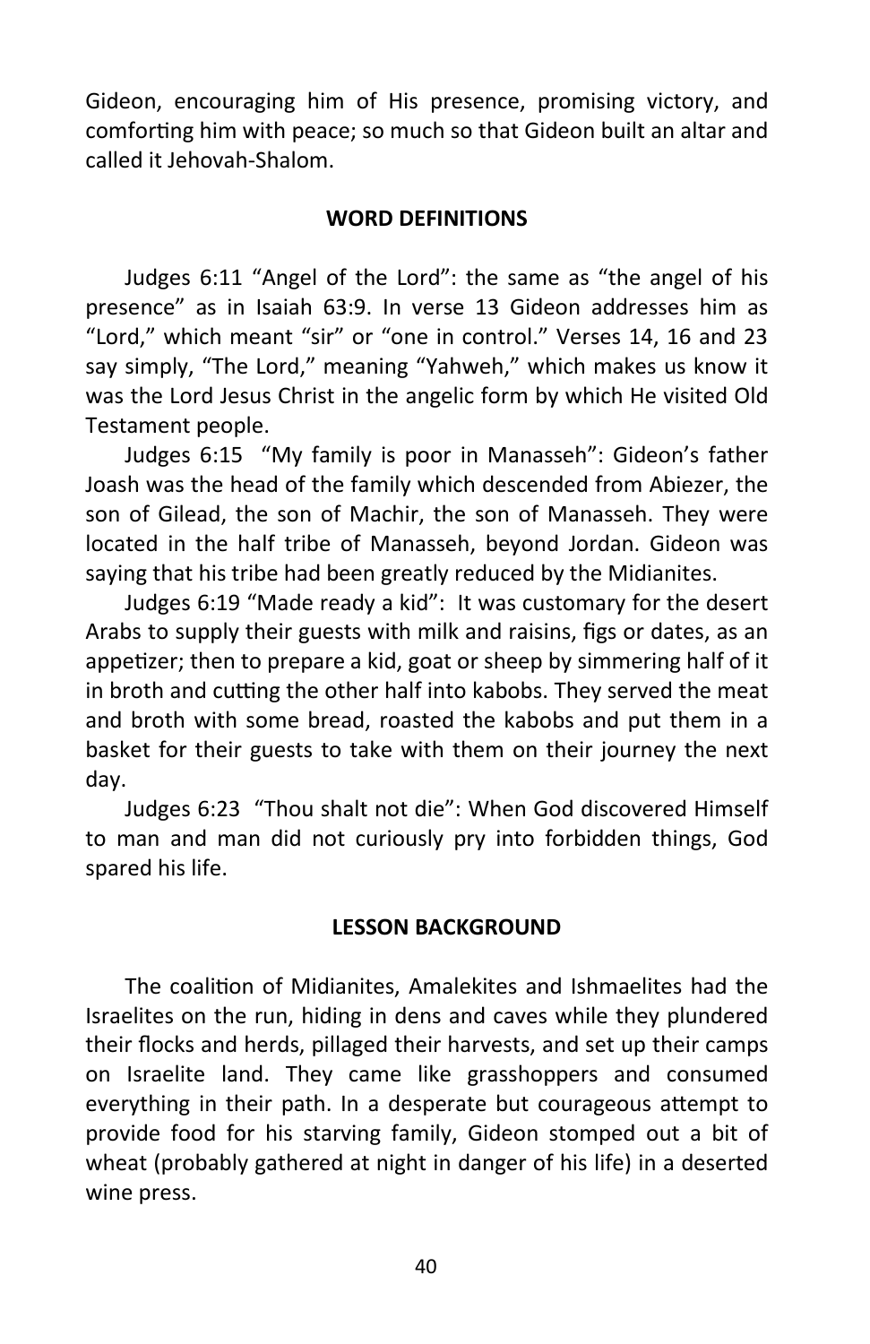Gideon, encouraging him of His presence, promising victory, and comforting him with peace; so much so that Gideon built an altar and called it Jehovah-Shalom.

## WORD DEFINITIONS

Judges 6:11 "Angel of the Lord": the same as "the angel of his presence" as in Isaiah 63:9. In verse 13 Gideon addresses him as "Lord," which meant "sir" or "one in control." Verses 14, 16 and 23 say simply, "The Lord," meaning "Yahweh," which makes us know it was the Lord Jesus Christ in the angelic form by which He visited Old Testament people.

Judges 6:15 "My family is poor in Manasseh": Gideon's father Joash was the head of the family which descended from Abiezer, the son of Gilead, the son of Machir, the son of Manasseh. They were located in the half tribe of Manasseh, beyond Jordan. Gideon was saying that his tribe had been greatly reduced by the Midianites.

Judges 6:19 "Made ready a kid": It was customary for the desert Arabs to supply their guests with milk and raisins, figs or dates, as an appetizer; then to prepare a kid, goat or sheep by simmering half of it in broth and cutting the other half into kabobs. They served the meat and broth with some bread, roasted the kabobs and put them in a basket for their guests to take with them on their journey the next day.

Judges 6:23 "Thou shalt not die": When God discovered Himself to man and man did not curiously pry into forbidden things, God spared his life.

## LESSON BACKGROUND

The coalition of Midianites, Amalekites and Ishmaelites had the Israelites on the run, hiding in dens and caves while they plundered their flocks and herds, pillaged their harvests, and set up their camps on Israelite land. They came like grasshoppers and consumed everything in their path. In a desperate but courageous attempt to provide food for his starving family, Gideon stomped out a bit of wheat (probably gathered at night in danger of his life) in a deserted wine press.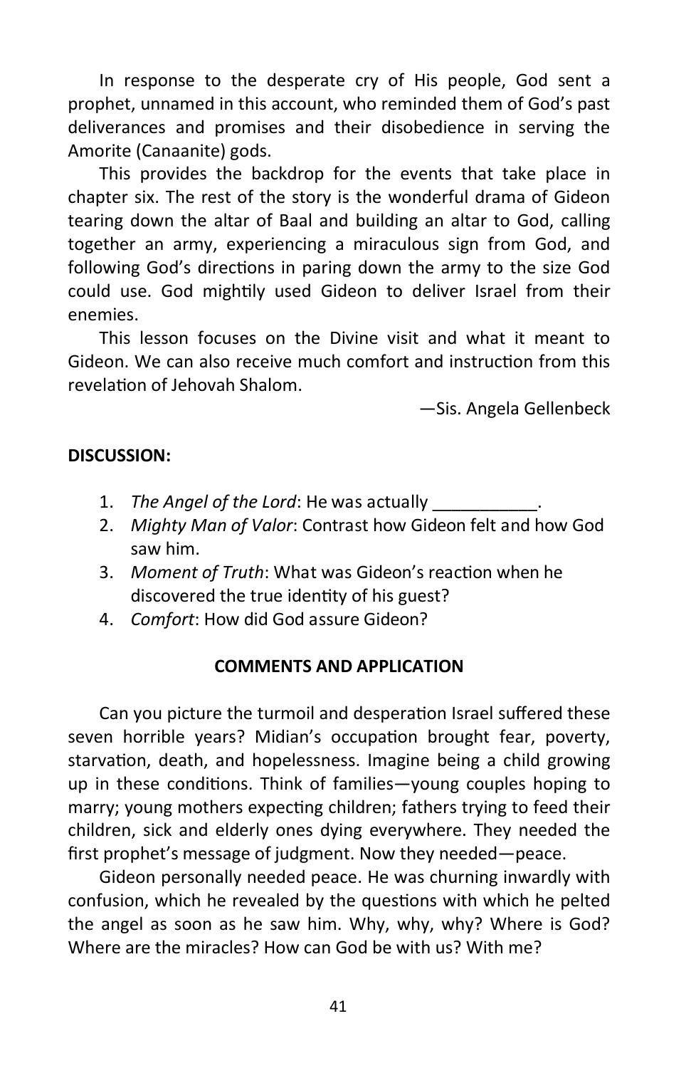In response to the desperate cry of His people, God sent a prophet, unnamed in this account, who reminded them of God's past deliverances and promises and their disobedience in serving the Amorite (Canaanite) gods.

This provides the backdrop for the events that take place in chapter six. The rest of the story is the wonderful drama of Gideon tearing down the altar of Baal and building an altar to God, calling together an army, experiencing a miraculous sign from God, and following God's directions in paring down the army to the size God could use. God mightily used Gideon to deliver Israel from their enemies.

This lesson focuses on the Divine visit and what it meant to Gideon. We can also receive much comfort and instruction from this revelation of Jehovah Shalom.

—Sis. Angela Gellenbeck

**DISCUSSION:**

1. *The Angel of the Lord*: He was actually ___________.
2. *Mighty Man of Valor*: Contrast how Gideon felt and how God saw him.
3. *Moment of Truth*: What was Gideon's reaction when he discovered the true identity of his guest?
4. *Comfort*: How did God assure Gideon?

**COMMENTS AND APPLICATION**

Can you picture the turmoil and desperation Israel suffered these seven horrible years? Midian's occupation brought fear, poverty, starvation, death, and hopelessness. Imagine being a child growing up in these conditions. Think of families—young couples hoping to marry; young mothers expecting children; fathers trying to feed their children, sick and elderly ones dying everywhere. They needed the first prophet's message of judgment. Now they needed—peace.

Gideon personally needed peace. He was churning inwardly with confusion, which he revealed by the questions with which he pelted the angel as soon as he saw him. Why, why, why? Where is God? Where are the miracles? How can God be with us? With me?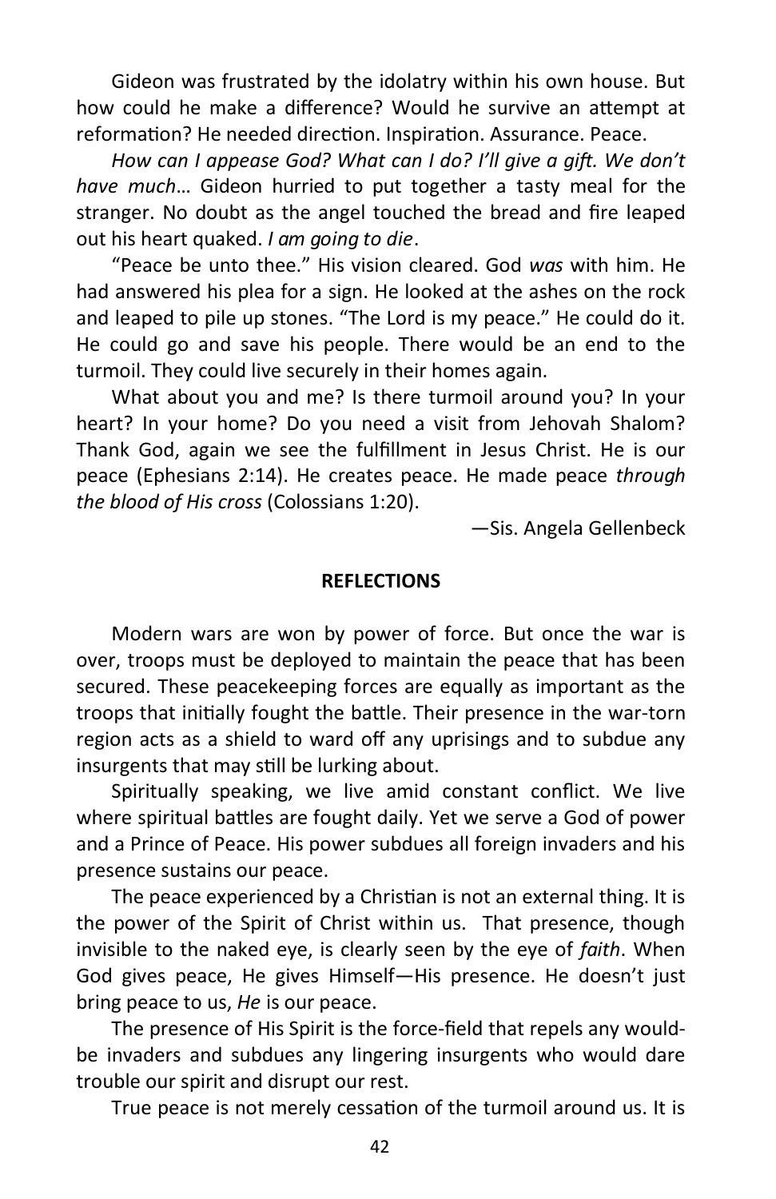Gideon was frustrated by the idolatry within his own house. But how could he make a difference? Would he survive an attempt at reformation? He needed direction. Inspiration. Assurance. Peace.

*How can I appease God? What can I do? I'll give a gift. We don't have much*… Gideon hurried to put together a tasty meal for the stranger. No doubt as the angel touched the bread and fire leaped out his heart quaked. *I am going to die*.

"Peace be unto thee." His vision cleared. God *was* with him. He had answered his plea for a sign. He looked at the ashes on the rock and leaped to pile up stones. "The Lord is my peace." He could do it. He could go and save his people. There would be an end to the turmoil. They could live securely in their homes again.

What about you and me? Is there turmoil around you? In your heart? In your home? Do you need a visit from Jehovah Shalom? Thank God, again we see the fulfillment in Jesus Christ. He is our peace (Ephesians 2:14). He creates peace. He made peace *through the blood of His cross* (Colossians 1:20).

—Sis. Angela Gellenbeck

**REFLECTIONS**

Modern wars are won by power of force. But once the war is over, troops must be deployed to maintain the peace that has been secured. These peacekeeping forces are equally as important as the troops that initially fought the battle. Their presence in the war-torn region acts as a shield to ward off any uprisings and to subdue any insurgents that may still be lurking about.

Spiritually speaking, we live amid constant conflict. We live where spiritual battles are fought daily. Yet we serve a God of power and a Prince of Peace. His power subdues all foreign invaders and his presence sustains our peace.

The peace experienced by a Christian is not an external thing. It is the power of the Spirit of Christ within us. That presence, though invisible to the naked eye, is clearly seen by the eye of *faith*. When God gives peace, He gives Himself—His presence. He doesn't just bring peace to us, *He* is our peace.

The presence of His Spirit is the force-field that repels any would-be invaders and subdues any lingering insurgents who would dare trouble our spirit and disrupt our rest.

True peace is not merely cessation of the turmoil around us. It is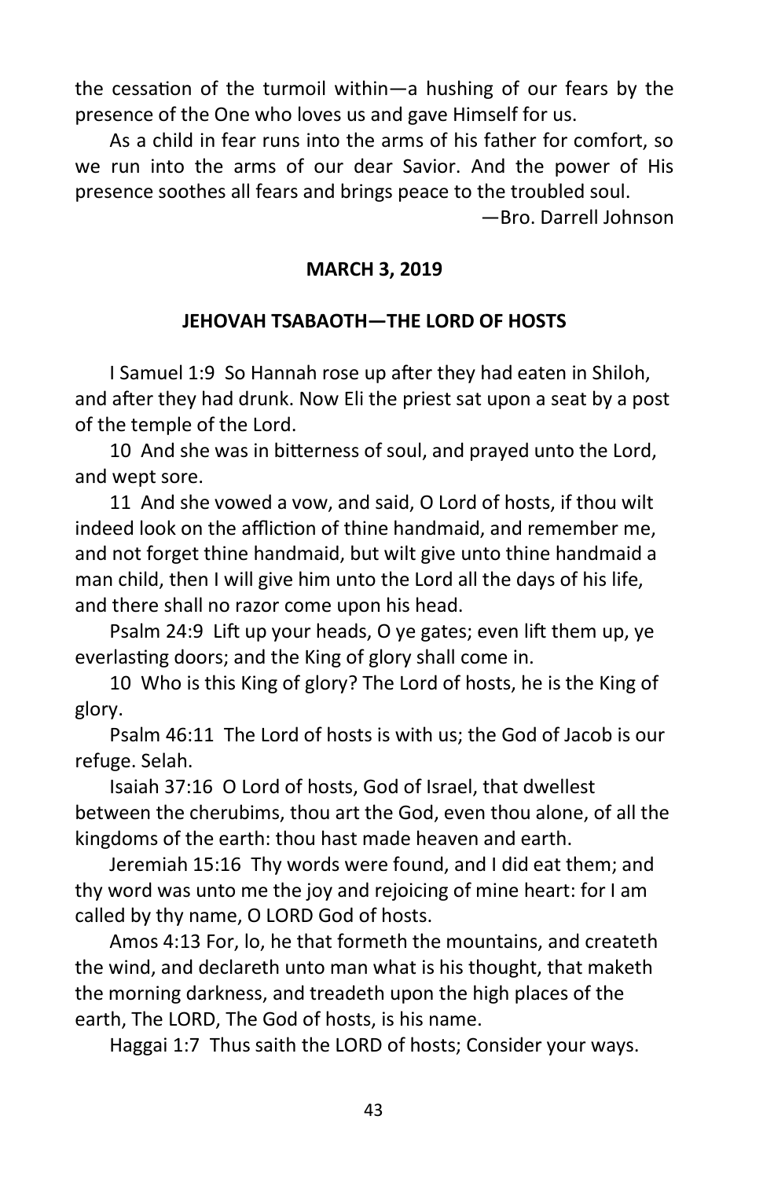the cessation of the turmoil within—a hushing of our fears by the presence of the One who loves us and gave Himself for us.

As a child in fear runs into the arms of his father for comfort, so we run into the arms of our dear Savior. And the power of His presence soothes all fears and brings peace to the troubled soul.

—Bro. Darrell Johnson

**MARCH 3, 2019**

**JEHOVAH TSABAOTH—THE LORD OF HOSTS**

I Samuel 1:9 So Hannah rose up after they had eaten in Shiloh, and after they had drunk. Now Eli the priest sat upon a seat by a post of the temple of the Lord.

10 And she was in bitterness of soul, and prayed unto the Lord, and wept sore.

11 And she vowed a vow, and said, O Lord of hosts, if thou wilt indeed look on the affliction of thine handmaid, and remember me, and not forget thine handmaid, but wilt give unto thine handmaid a man child, then I will give him unto the Lord all the days of his life, and there shall no razor come upon his head.

Psalm 24:9 Lift up your heads, O ye gates; even lift them up, ye everlasting doors; and the King of glory shall come in.

10 Who is this King of glory? The Lord of hosts, he is the King of glory.

Psalm 46:11 The Lord of hosts is with us; the God of Jacob is our refuge. Selah.

Isaiah 37:16 O Lord of hosts, God of Israel, that dwellest between the cherubims, thou art the God, even thou alone, of all the kingdoms of the earth: thou hast made heaven and earth.

Jeremiah 15:16 Thy words were found, and I did eat them; and thy word was unto me the joy and rejoicing of mine heart: for I am called by thy name, O LORD God of hosts.

Amos 4:13 For, lo, he that formeth the mountains, and createth the wind, and declareth unto man what is his thought, that maketh the morning darkness, and treadeth upon the high places of the earth, The LORD, The God of hosts, is his name.

Haggai 1:7 Thus saith the LORD of hosts; Consider your ways.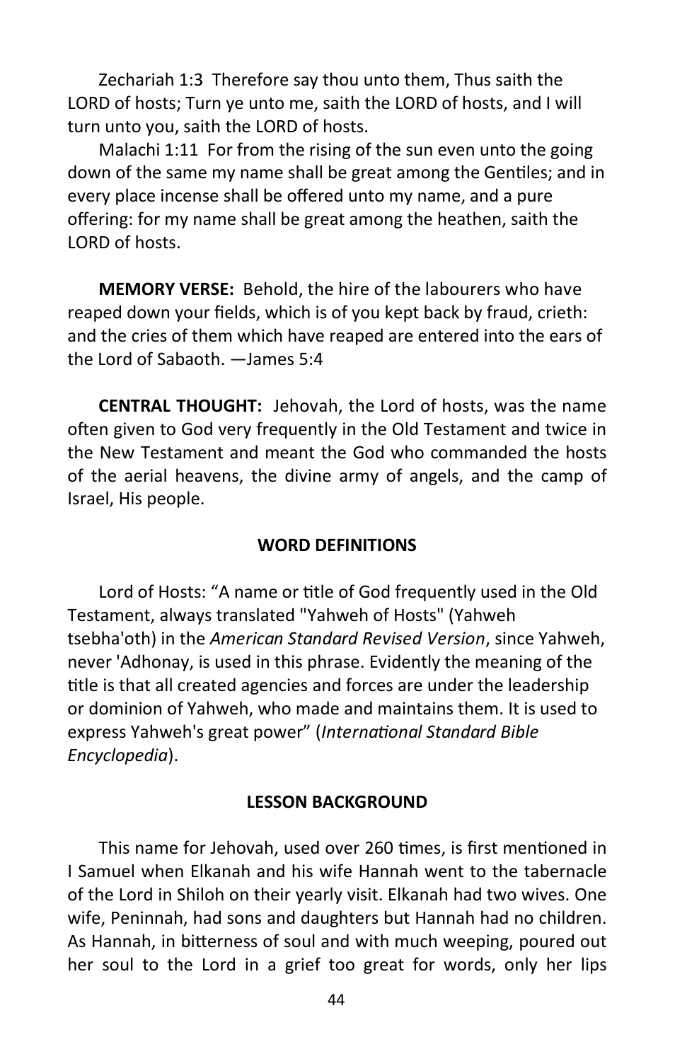Zechariah 1:3  Therefore say thou unto them, Thus saith the LORD of hosts; Turn ye unto me, saith the LORD of hosts, and I will turn unto you, saith the LORD of hosts.

Malachi 1:11  For from the rising of the sun even unto the going down of the same my name shall be great among the Gentiles; and in every place incense shall be offered unto my name, and a pure offering: for my name shall be great among the heathen, saith the LORD of hosts.

**MEMORY VERSE:** Behold, the hire of the labourers who have reaped down your fields, which is of you kept back by fraud, crieth: and the cries of them which have reaped are entered into the ears of the Lord of Sabaoth. —James 5:4

**CENTRAL THOUGHT:** Jehovah, the Lord of hosts, was the name often given to God very frequently in the Old Testament and twice in the New Testament and meant the God who commanded the hosts of the aerial heavens, the divine army of angels, and the camp of Israel, His people.

## WORD DEFINITIONS

Lord of Hosts: "A name or title of God frequently used in the Old Testament, always translated "Yahweh of Hosts" (Yahweh tsebha'oth) in the *American Standard Revised Version*, since Yahweh, never 'Adhonay, is used in this phrase. Evidently the meaning of the title is that all created agencies and forces are under the leadership or dominion of Yahweh, who made and maintains them. It is used to express Yahweh's great power" (*International Standard Bible Encyclopedia*).

## LESSON BACKGROUND

This name for Jehovah, used over 260 times, is first mentioned in I Samuel when Elkanah and his wife Hannah went to the tabernacle of the Lord in Shiloh on their yearly visit. Elkanah had two wives. One wife, Peninnah, had sons and daughters but Hannah had no children. As Hannah, in bitterness of soul and with much weeping, poured out her soul to the Lord in a grief too great for words, only her lips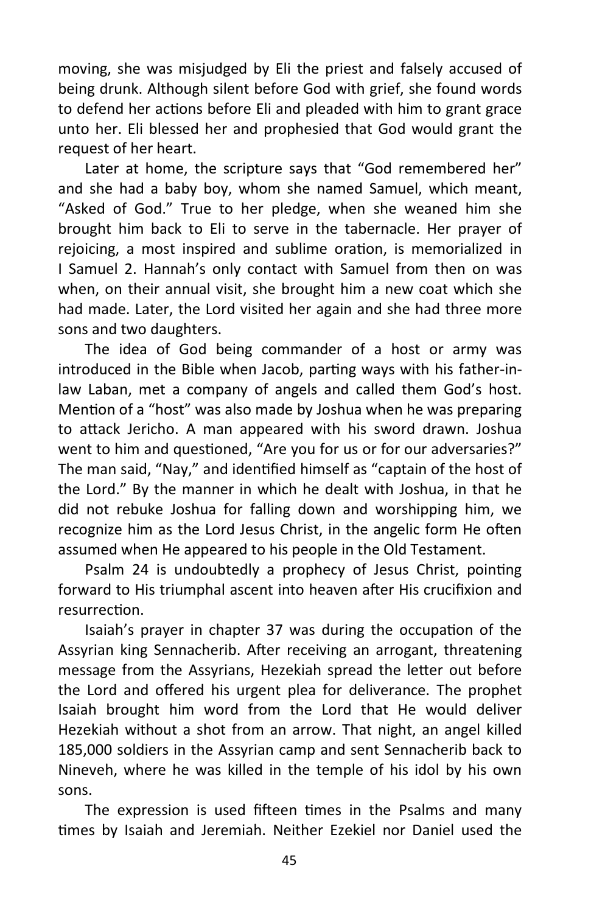moving, she was misjudged by Eli the priest and falsely accused of being drunk. Although silent before God with grief, she found words to defend her actions before Eli and pleaded with him to grant grace unto her. Eli blessed her and prophesied that God would grant the request of her heart.

Later at home, the scripture says that "God remembered her" and she had a baby boy, whom she named Samuel, which meant, "Asked of God." True to her pledge, when she weaned him she brought him back to Eli to serve in the tabernacle. Her prayer of rejoicing, a most inspired and sublime oration, is memorialized in I Samuel 2. Hannah's only contact with Samuel from then on was when, on their annual visit, she brought him a new coat which she had made. Later, the Lord visited her again and she had three more sons and two daughters.

The idea of God being commander of a host or army was introduced in the Bible when Jacob, parting ways with his father-in-law Laban, met a company of angels and called them God's host. Mention of a "host" was also made by Joshua when he was preparing to attack Jericho. A man appeared with his sword drawn. Joshua went to him and questioned, "Are you for us or for our adversaries?" The man said, "Nay," and identified himself as "captain of the host of the Lord." By the manner in which he dealt with Joshua, in that he did not rebuke Joshua for falling down and worshipping him, we recognize him as the Lord Jesus Christ, in the angelic form He often assumed when He appeared to his people in the Old Testament.

Psalm 24 is undoubtedly a prophecy of Jesus Christ, pointing forward to His triumphal ascent into heaven after His crucifixion and resurrection.

Isaiah's prayer in chapter 37 was during the occupation of the Assyrian king Sennacherib. After receiving an arrogant, threatening message from the Assyrians, Hezekiah spread the letter out before the Lord and offered his urgent plea for deliverance. The prophet Isaiah brought him word from the Lord that He would deliver Hezekiah without a shot from an arrow. That night, an angel killed 185,000 soldiers in the Assyrian camp and sent Sennacherib back to Nineveh, where he was killed in the temple of his idol by his own sons.

The expression is used fifteen times in the Psalms and many times by Isaiah and Jeremiah. Neither Ezekiel nor Daniel used the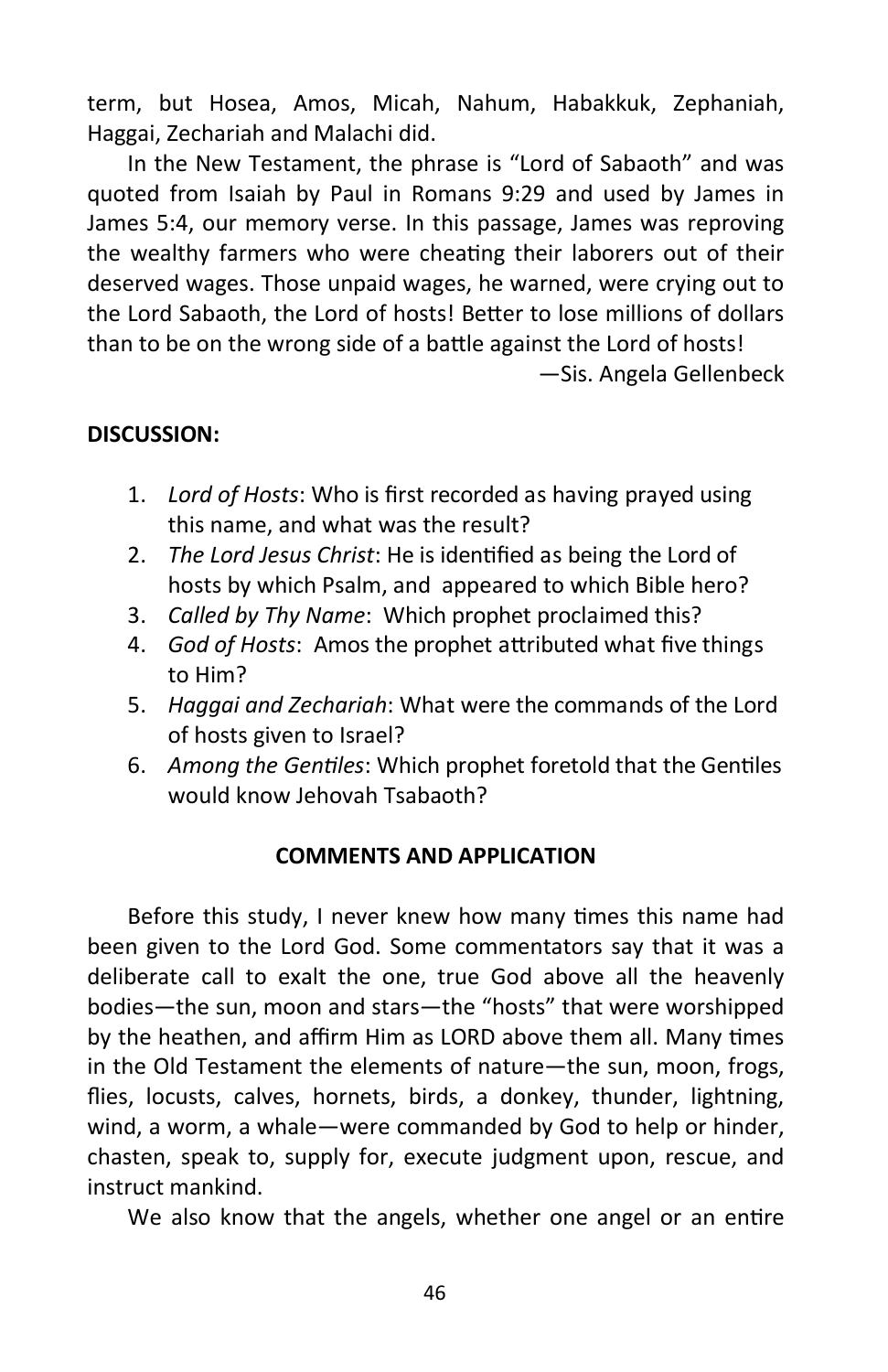term, but Hosea, Amos, Micah, Nahum, Habakkuk, Zephaniah, Haggai, Zechariah and Malachi did.

In the New Testament, the phrase is "Lord of Sabaoth" and was quoted from Isaiah by Paul in Romans 9:29 and used by James in James 5:4, our memory verse. In this passage, James was reproving the wealthy farmers who were cheating their laborers out of their deserved wages. Those unpaid wages, he warned, were crying out to the Lord Sabaoth, the Lord of hosts! Better to lose millions of dollars than to be on the wrong side of a battle against the Lord of hosts!

—Sis. Angela Gellenbeck

**DISCUSSION:**

1. *Lord of Hosts*: Who is first recorded as having prayed using this name, and what was the result?
2. *The Lord Jesus Christ*: He is identified as being the Lord of hosts by which Psalm, and appeared to which Bible hero?
3. *Called by Thy Name*: Which prophet proclaimed this?
4. *God of Hosts*: Amos the prophet attributed what five things to Him?
5. *Haggai and Zechariah*: What were the commands of the Lord of hosts given to Israel?
6. *Among the Gentiles*: Which prophet foretold that the Gentiles would know Jehovah Tsabaoth?

**COMMENTS AND APPLICATION**

Before this study, I never knew how many times this name had been given to the Lord God. Some commentators say that it was a deliberate call to exalt the one, true God above all the heavenly bodies—the sun, moon and stars—the "hosts" that were worshipped by the heathen, and affirm Him as LORD above them all. Many times in the Old Testament the elements of nature—the sun, moon, frogs, flies, locusts, calves, hornets, birds, a donkey, thunder, lightning, wind, a worm, a whale—were commanded by God to help or hinder, chasten, speak to, supply for, execute judgment upon, rescue, and instruct mankind.

We also know that the angels, whether one angel or an entire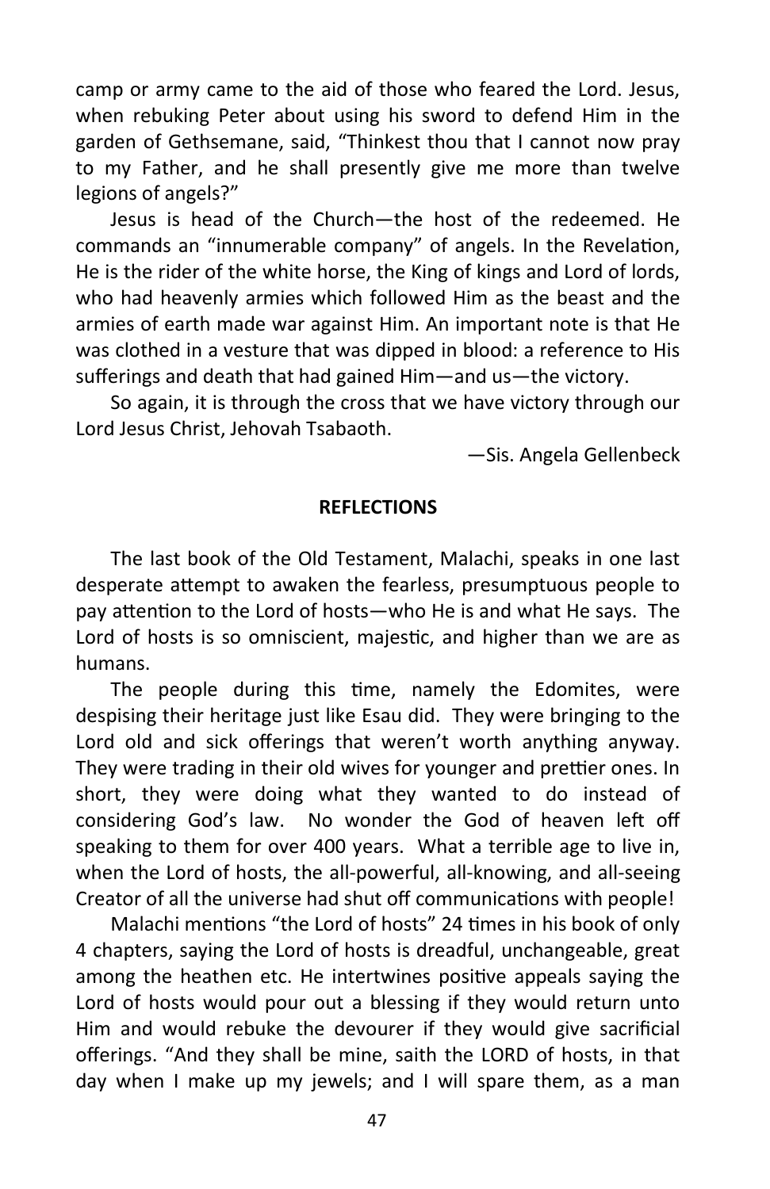camp or army came to the aid of those who feared the Lord. Jesus, when rebuking Peter about using his sword to defend Him in the garden of Gethsemane, said, “Thinkest thou that I cannot now pray to my Father, and he shall presently give me more than twelve legions of angels?”

Jesus is head of the Church—the host of the redeemed. He commands an “innumerable company” of angels. In the Revelation, He is the rider of the white horse, the King of kings and Lord of lords, who had heavenly armies which followed Him as the beast and the armies of earth made war against Him. An important note is that He was clothed in a vesture that was dipped in blood: a reference to His sufferings and death that had gained Him—and us—the victory.

So again, it is through the cross that we have victory through our Lord Jesus Christ, Jehovah Tsabaoth.

—Sis. Angela Gellenbeck

**REFLECTIONS**

The last book of the Old Testament, Malachi, speaks in one last desperate attempt to awaken the fearless, presumptuous people to pay attention to the Lord of hosts—who He is and what He says. The Lord of hosts is so omniscient, majestic, and higher than we are as humans.

The people during this time, namely the Edomites, were despising their heritage just like Esau did. They were bringing to the Lord old and sick offerings that weren’t worth anything anyway. They were trading in their old wives for younger and prettier ones. In short, they were doing what they wanted to do instead of considering God’s law. No wonder the God of heaven left off speaking to them for over 400 years. What a terrible age to live in, when the Lord of hosts, the all-powerful, all-knowing, and all-seeing Creator of all the universe had shut off communications with people!

Malachi mentions “the Lord of hosts” 24 times in his book of only 4 chapters, saying the Lord of hosts is dreadful, unchangeable, great among the heathen etc. He intertwines positive appeals saying the Lord of hosts would pour out a blessing if they would return unto Him and would rebuke the devourer if they would give sacrificial offerings. “And they shall be mine, saith the LORD of hosts, in that day when I make up my jewels; and I will spare them, as a man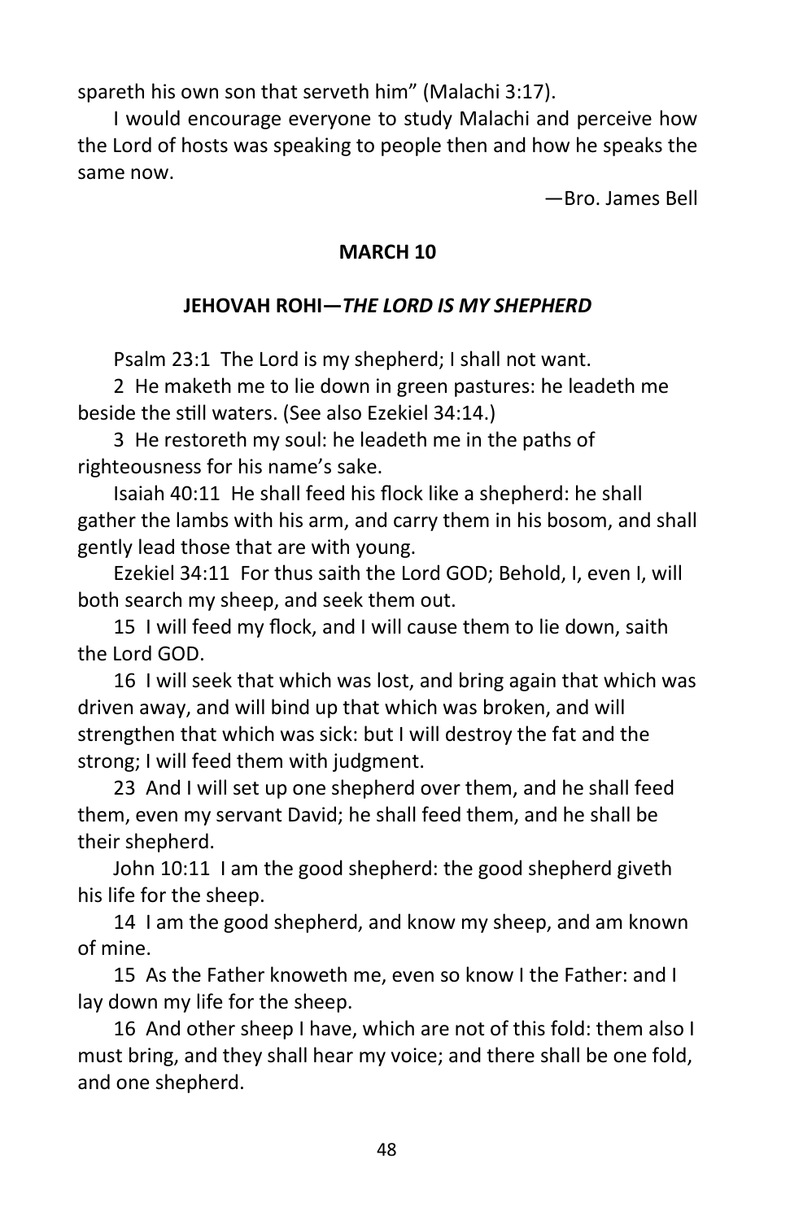spareth his own son that serveth him" (Malachi 3:17).

I would encourage everyone to study Malachi and perceive how the Lord of hosts was speaking to people then and how he speaks the same now.

—Bro. James Bell

## MARCH 10

### JEHOVAH ROHI—*THE LORD IS MY SHEPHERD*

Psalm 23:1 The Lord is my shepherd; I shall not want.

2 He maketh me to lie down in green pastures: he leadeth me beside the still waters. (See also Ezekiel 34:14.)

3 He restoreth my soul: he leadeth me in the paths of righteousness for his name's sake.

Isaiah 40:11 He shall feed his flock like a shepherd: he shall gather the lambs with his arm, and carry them in his bosom, and shall gently lead those that are with young.

Ezekiel 34:11 For thus saith the Lord GOD; Behold, I, even I, will both search my sheep, and seek them out.

15 I will feed my flock, and I will cause them to lie down, saith the Lord GOD.

16 I will seek that which was lost, and bring again that which was driven away, and will bind up that which was broken, and will strengthen that which was sick: but I will destroy the fat and the strong; I will feed them with judgment.

23 And I will set up one shepherd over them, and he shall feed them, even my servant David; he shall feed them, and he shall be their shepherd.

John 10:11 I am the good shepherd: the good shepherd giveth his life for the sheep.

14 I am the good shepherd, and know my sheep, and am known of mine.

15 As the Father knoweth me, even so know I the Father: and I lay down my life for the sheep.

16 And other sheep I have, which are not of this fold: them also I must bring, and they shall hear my voice; and there shall be one fold, and one shepherd.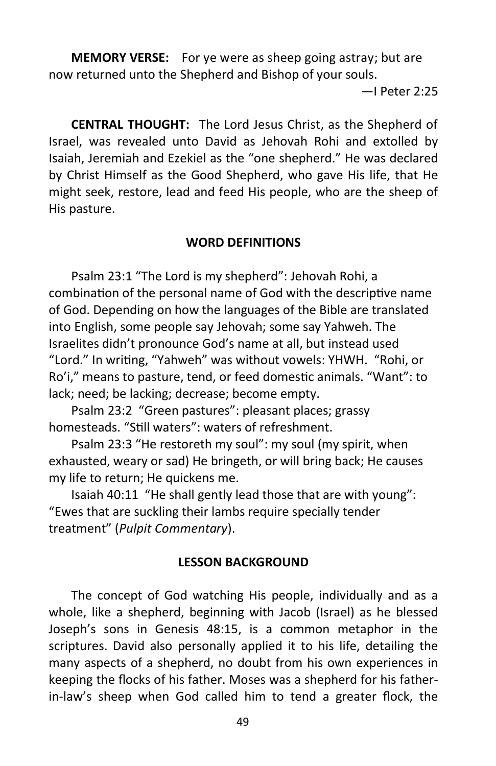**MEMORY VERSE:** For ye were as sheep going astray; but are now returned unto the Shepherd and Bishop of your souls.

—I Peter 2:25

**CENTRAL THOUGHT:** The Lord Jesus Christ, as the Shepherd of Israel, was revealed unto David as Jehovah Rohi and extolled by Isaiah, Jeremiah and Ezekiel as the "one shepherd." He was declared by Christ Himself as the Good Shepherd, who gave His life, that He might seek, restore, lead and feed His people, who are the sheep of His pasture.

## WORD DEFINITIONS

Psalm 23:1 "The Lord is my shepherd": Jehovah Rohi, a combination of the personal name of God with the descriptive name of God. Depending on how the languages of the Bible are translated into English, some people say Jehovah; some say Yahweh. The Israelites didn't pronounce God's name at all, but instead used "Lord." In writing, "Yahweh" was without vowels: YHWH. "Rohi, or Ro'i," means to pasture, tend, or feed domestic animals. "Want": to lack; need; be lacking; decrease; become empty.

Psalm 23:2 "Green pastures": pleasant places; grassy homesteads. "Still waters": waters of refreshment.

Psalm 23:3 "He restoreth my soul": my soul (my spirit, when exhausted, weary or sad) He bringeth, or will bring back; He causes my life to return; He quickens me.

Isaiah 40:11 "He shall gently lead those that are with young": "Ewes that are suckling their lambs require specially tender treatment" (*Pulpit Commentary*).

## LESSON BACKGROUND

The concept of God watching His people, individually and as a whole, like a shepherd, beginning with Jacob (Israel) as he blessed Joseph's sons in Genesis 48:15, is a common metaphor in the scriptures. David also personally applied it to his life, detailing the many aspects of a shepherd, no doubt from his own experiences in keeping the flocks of his father. Moses was a shepherd for his father-in-law's sheep when God called him to tend a greater flock, the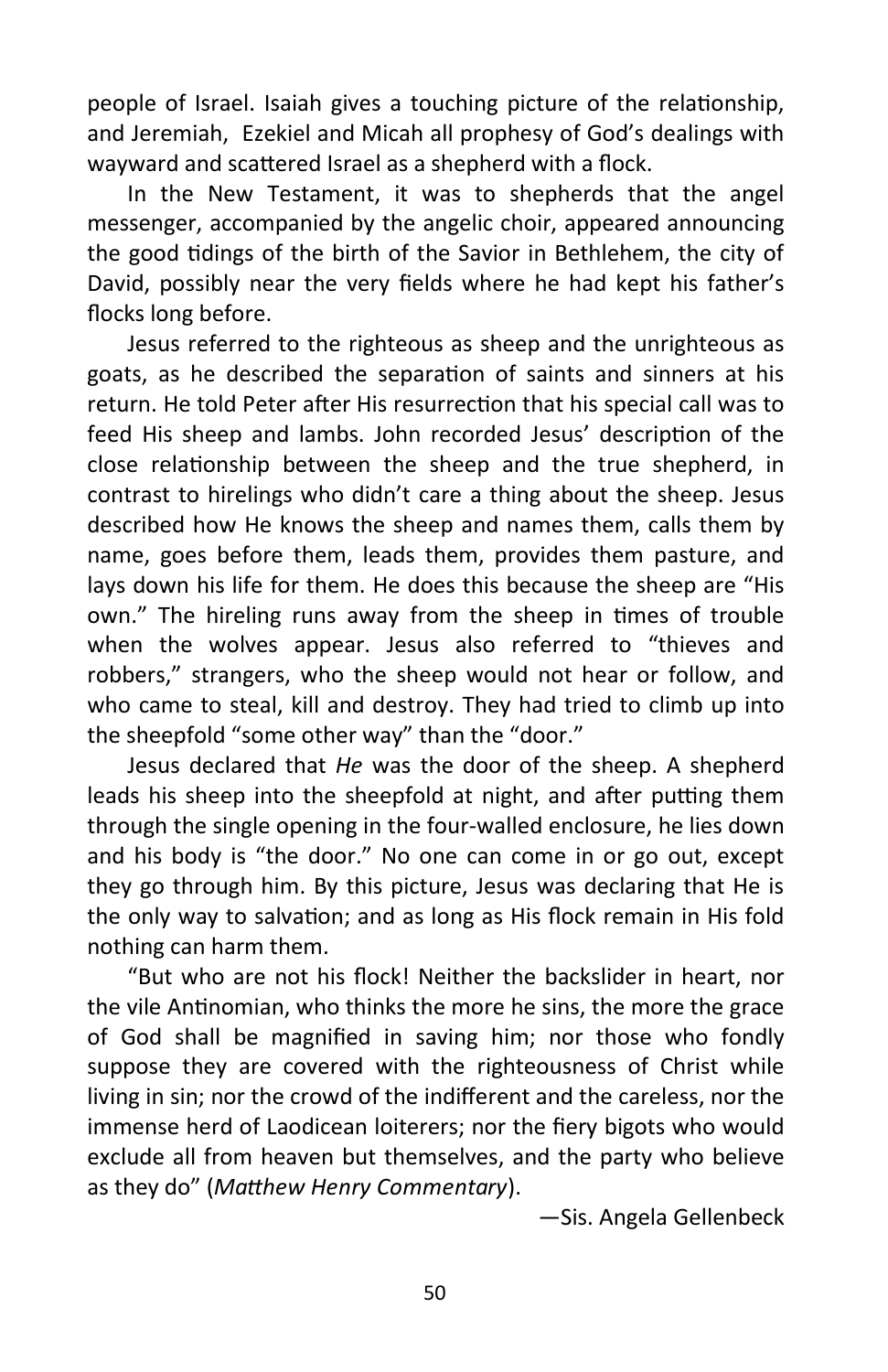people of Israel. Isaiah gives a touching picture of the relationship, and Jeremiah, Ezekiel and Micah all prophesy of God's dealings with wayward and scattered Israel as a shepherd with a flock.

In the New Testament, it was to shepherds that the angel messenger, accompanied by the angelic choir, appeared announcing the good tidings of the birth of the Savior in Bethlehem, the city of David, possibly near the very fields where he had kept his father's flocks long before.

Jesus referred to the righteous as sheep and the unrighteous as goats, as he described the separation of saints and sinners at his return. He told Peter after His resurrection that his special call was to feed His sheep and lambs. John recorded Jesus' description of the close relationship between the sheep and the true shepherd, in contrast to hirelings who didn't care a thing about the sheep. Jesus described how He knows the sheep and names them, calls them by name, goes before them, leads them, provides them pasture, and lays down his life for them. He does this because the sheep are "His own." The hireling runs away from the sheep in times of trouble when the wolves appear. Jesus also referred to "thieves and robbers," strangers, who the sheep would not hear or follow, and who came to steal, kill and destroy. They had tried to climb up into the sheepfold "some other way" than the "door."

Jesus declared that *He* was the door of the sheep. A shepherd leads his sheep into the sheepfold at night, and after putting them through the single opening in the four-walled enclosure, he lies down and his body is "the door." No one can come in or go out, except they go through him. By this picture, Jesus was declaring that He is the only way to salvation; and as long as His flock remain in His fold nothing can harm them.

"But who are not his flock! Neither the backslider in heart, nor the vile Antinomian, who thinks the more he sins, the more the grace of God shall be magnified in saving him; nor those who fondly suppose they are covered with the righteousness of Christ while living in sin; nor the crowd of the indifferent and the careless, nor the immense herd of Laodicean loiterers; nor the fiery bigots who would exclude all from heaven but themselves, and the party who believe as they do" (*Matthew Henry Commentary*).

—Sis. Angela Gellenbeck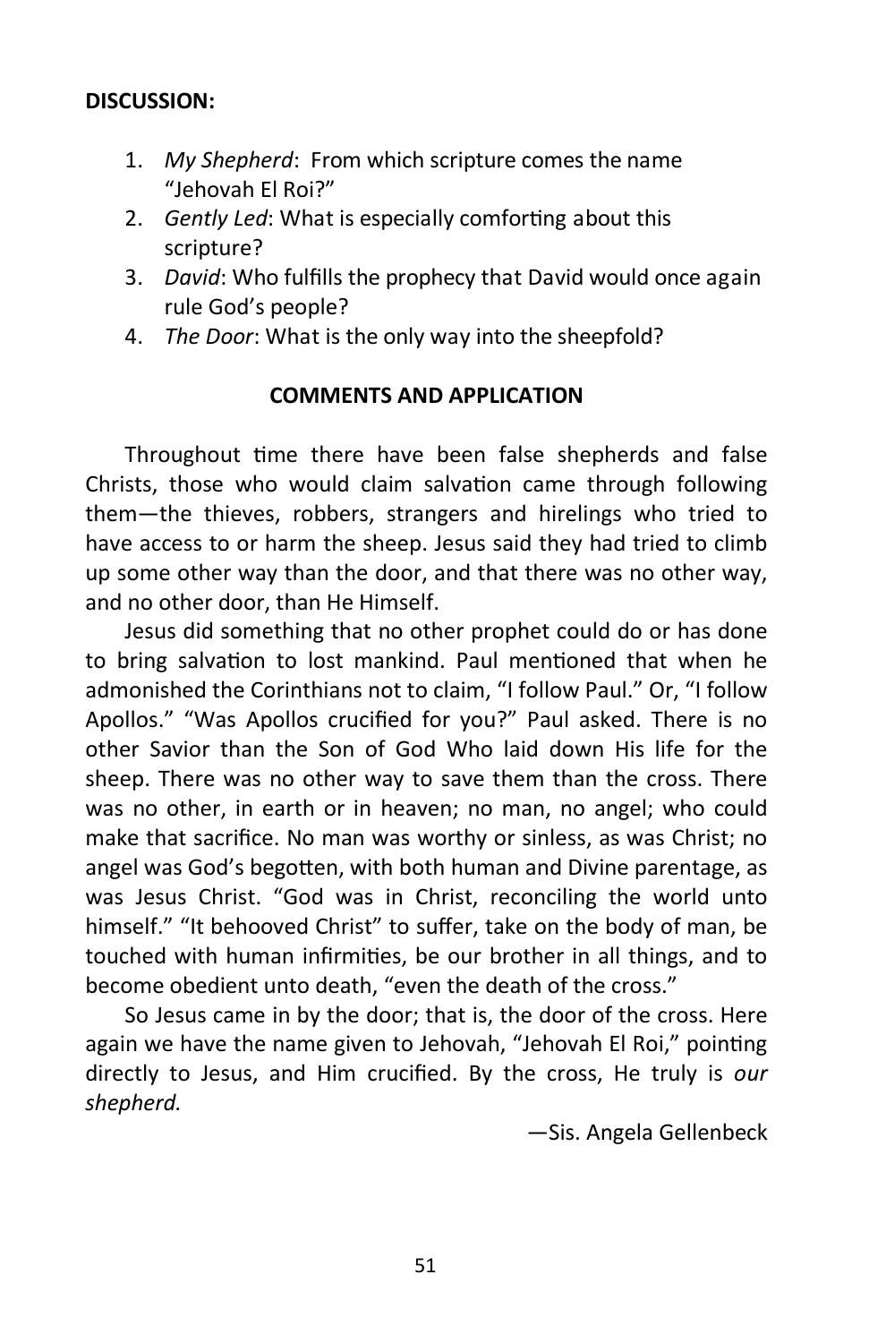**DISCUSSION:**

1. *My Shepherd*: From which scripture comes the name "Jehovah El Roi?"
2. *Gently Led*: What is especially comforting about this scripture?
3. *David*: Who fulfills the prophecy that David would once again rule God's people?
4. *The Door*: What is the only way into the sheepfold?

**COMMENTS AND APPLICATION**

Throughout time there have been false shepherds and false Christs, those who would claim salvation came through following them—the thieves, robbers, strangers and hirelings who tried to have access to or harm the sheep. Jesus said they had tried to climb up some other way than the door, and that there was no other way, and no other door, than He Himself.

Jesus did something that no other prophet could do or has done to bring salvation to lost mankind. Paul mentioned that when he admonished the Corinthians not to claim, "I follow Paul." Or, "I follow Apollos." "Was Apollos crucified for you?" Paul asked. There is no other Savior than the Son of God Who laid down His life for the sheep. There was no other way to save them than the cross. There was no other, in earth or in heaven; no man, no angel; who could make that sacrifice. No man was worthy or sinless, as was Christ; no angel was God's begotten, with both human and Divine parentage, as was Jesus Christ. "God was in Christ, reconciling the world unto himself." "It behooved Christ" to suffer, take on the body of man, be touched with human infirmities, be our brother in all things, and to become obedient unto death, "even the death of the cross."

So Jesus came in by the door; that is, the door of the cross. Here again we have the name given to Jehovah, "Jehovah El Roi," pointing directly to Jesus, and Him crucified. By the cross, He truly is *our shepherd.*

—Sis. Angela Gellenbeck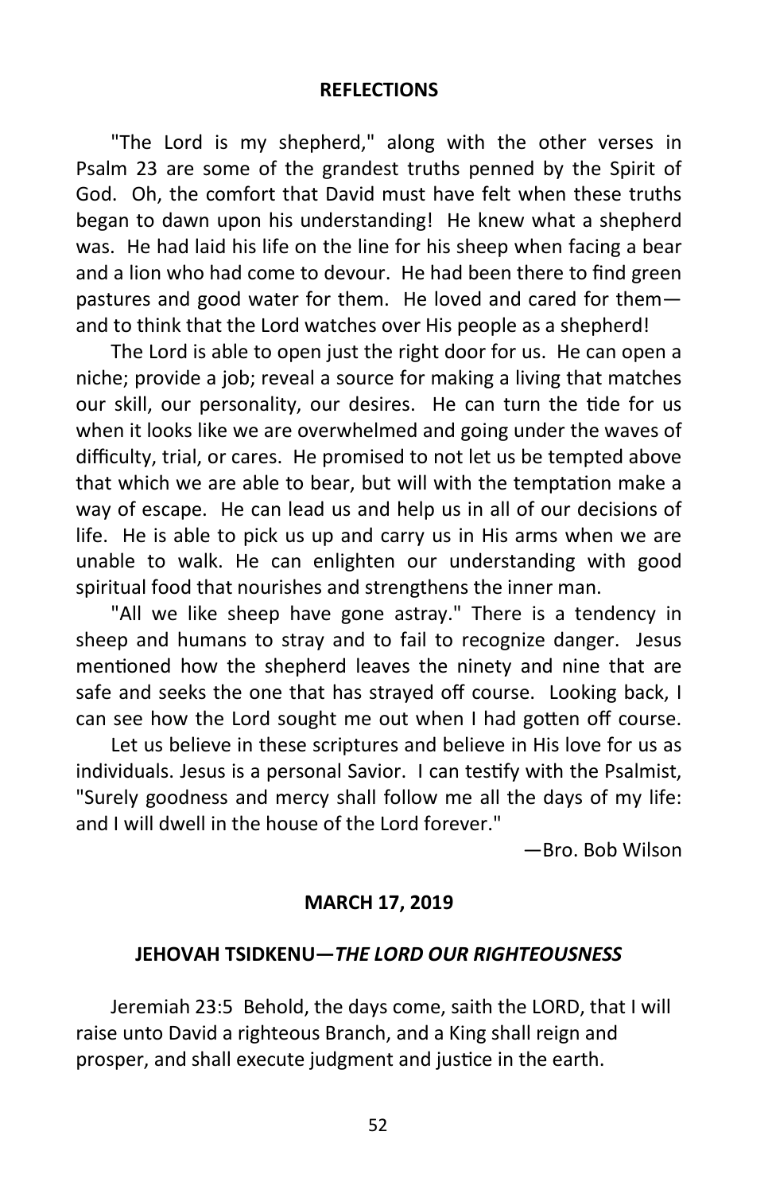## REFLECTIONS

"The Lord is my shepherd," along with the other verses in Psalm 23 are some of the grandest truths penned by the Spirit of God. Oh, the comfort that David must have felt when these truths began to dawn upon his understanding! He knew what a shepherd was. He had laid his life on the line for his sheep when facing a bear and a lion who had come to devour. He had been there to find green pastures and good water for them. He loved and cared for them—and to think that the Lord watches over His people as a shepherd!

The Lord is able to open just the right door for us. He can open a niche; provide a job; reveal a source for making a living that matches our skill, our personality, our desires. He can turn the tide for us when it looks like we are overwhelmed and going under the waves of difficulty, trial, or cares. He promised to not let us be tempted above that which we are able to bear, but will with the temptation make a way of escape. He can lead us and help us in all of our decisions of life. He is able to pick us up and carry us in His arms when we are unable to walk. He can enlighten our understanding with good spiritual food that nourishes and strengthens the inner man.

"All we like sheep have gone astray." There is a tendency in sheep and humans to stray and to fail to recognize danger. Jesus mentioned how the shepherd leaves the ninety and nine that are safe and seeks the one that has strayed off course. Looking back, I can see how the Lord sought me out when I had gotten off course.

Let us believe in these scriptures and believe in His love for us as individuals. Jesus is a personal Savior. I can testify with the Psalmist, "Surely goodness and mercy shall follow me all the days of my life: and I will dwell in the house of the Lord forever."

—Bro. Bob Wilson

## MARCH 17, 2019

### JEHOVAH TSIDKENU—*THE LORD OUR RIGHTEOUSNESS*

Jeremiah 23:5 Behold, the days come, saith the LORD, that I will raise unto David a righteous Branch, and a King shall reign and prosper, and shall execute judgment and justice in the earth.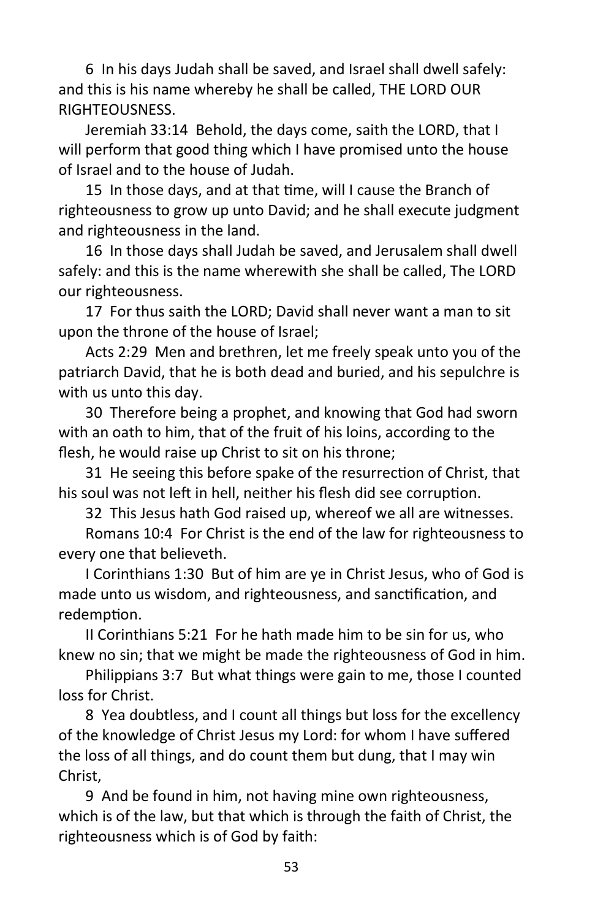6 In his days Judah shall be saved, and Israel shall dwell safely: and this is his name whereby he shall be called, THE LORD OUR RIGHTEOUSNESS.

Jeremiah 33:14 Behold, the days come, saith the LORD, that I will perform that good thing which I have promised unto the house of Israel and to the house of Judah.

15 In those days, and at that time, will I cause the Branch of righteousness to grow up unto David; and he shall execute judgment and righteousness in the land.

16 In those days shall Judah be saved, and Jerusalem shall dwell safely: and this is the name wherewith she shall be called, The LORD our righteousness.

17 For thus saith the LORD; David shall never want a man to sit upon the throne of the house of Israel;

Acts 2:29 Men and brethren, let me freely speak unto you of the patriarch David, that he is both dead and buried, and his sepulchre is with us unto this day.

30 Therefore being a prophet, and knowing that God had sworn with an oath to him, that of the fruit of his loins, according to the flesh, he would raise up Christ to sit on his throne;

31 He seeing this before spake of the resurrection of Christ, that his soul was not left in hell, neither his flesh did see corruption.

32 This Jesus hath God raised up, whereof we all are witnesses.

Romans 10:4 For Christ is the end of the law for righteousness to every one that believeth.

I Corinthians 1:30 But of him are ye in Christ Jesus, who of God is made unto us wisdom, and righteousness, and sanctification, and redemption.

II Corinthians 5:21 For he hath made him to be sin for us, who knew no sin; that we might be made the righteousness of God in him.

Philippians 3:7 But what things were gain to me, those I counted loss for Christ.

8 Yea doubtless, and I count all things but loss for the excellency of the knowledge of Christ Jesus my Lord: for whom I have suffered the loss of all things, and do count them but dung, that I may win Christ,

9 And be found in him, not having mine own righteousness, which is of the law, but that which is through the faith of Christ, the righteousness which is of God by faith: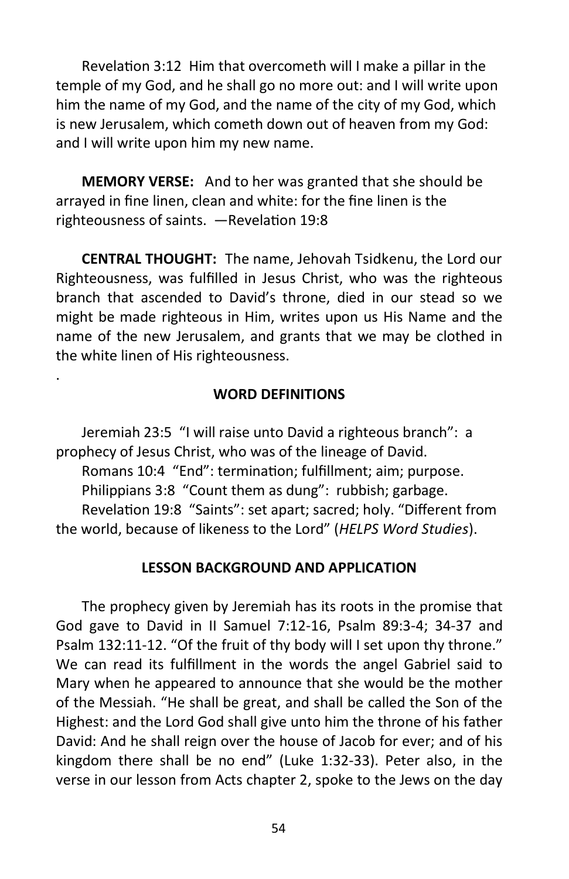Revelation 3:12 Him that overcometh will I make a pillar in the temple of my God, and he shall go no more out: and I will write upon him the name of my God, and the name of the city of my God, which is new Jerusalem, which cometh down out of heaven from my God: and I will write upon him my new name.

**MEMORY VERSE:** And to her was granted that she should be arrayed in fine linen, clean and white: for the fine linen is the righteousness of saints. —Revelation 19:8

**CENTRAL THOUGHT:** The name, Jehovah Tsidkenu, the Lord our Righteousness, was fulfilled in Jesus Christ, who was the righteous branch that ascended to David's throne, died in our stead so we might be made righteous in Him, writes upon us His Name and the name of the new Jerusalem, and grants that we may be clothed in the white linen of His righteousness.

.

## WORD DEFINITIONS

Jeremiah 23:5 "I will raise unto David a righteous branch": a prophecy of Jesus Christ, who was of the lineage of David.

Romans 10:4 "End": termination; fulfillment; aim; purpose.

Philippians 3:8 "Count them as dung": rubbish; garbage.

Revelation 19:8 "Saints": set apart; sacred; holy. "Different from the world, because of likeness to the Lord" (*HELPS Word Studies*).

## LESSON BACKGROUND AND APPLICATION

The prophecy given by Jeremiah has its roots in the promise that God gave to David in II Samuel 7:12-16, Psalm 89:3-4; 34-37 and Psalm 132:11-12. "Of the fruit of thy body will I set upon thy throne." We can read its fulfillment in the words the angel Gabriel said to Mary when he appeared to announce that she would be the mother of the Messiah. "He shall be great, and shall be called the Son of the Highest: and the Lord God shall give unto him the throne of his father David: And he shall reign over the house of Jacob for ever; and of his kingdom there shall be no end" (Luke 1:32-33). Peter also, in the verse in our lesson from Acts chapter 2, spoke to the Jews on the day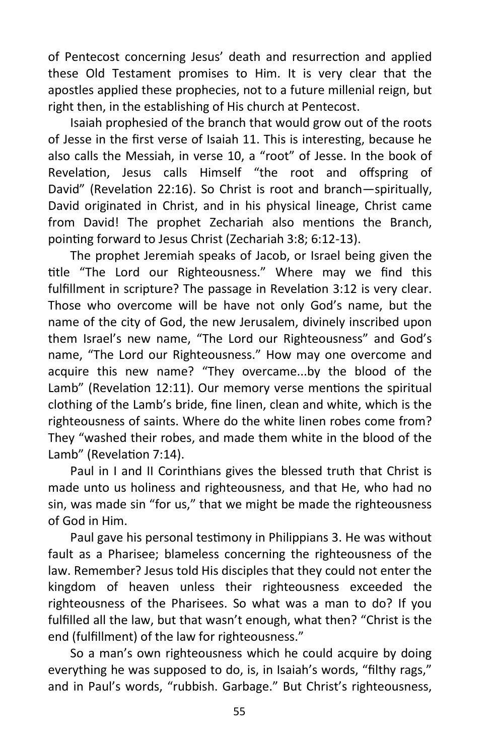of Pentecost concerning Jesus' death and resurrection and applied these Old Testament promises to Him. It is very clear that the apostles applied these prophecies, not to a future millenial reign, but right then, in the establishing of His church at Pentecost.

Isaiah prophesied of the branch that would grow out of the roots of Jesse in the first verse of Isaiah 11. This is interesting, because he also calls the Messiah, in verse 10, a "root" of Jesse. In the book of Revelation, Jesus calls Himself "the root and offspring of David" (Revelation 22:16). So Christ is root and branch—spiritually, David originated in Christ, and in his physical lineage, Christ came from David! The prophet Zechariah also mentions the Branch, pointing forward to Jesus Christ (Zechariah 3:8; 6:12-13).

The prophet Jeremiah speaks of Jacob, or Israel being given the title "The Lord our Righteousness." Where may we find this fulfillment in scripture? The passage in Revelation 3:12 is very clear. Those who overcome will be have not only God's name, but the name of the city of God, the new Jerusalem, divinely inscribed upon them Israel's new name, "The Lord our Righteousness" and God's name, "The Lord our Righteousness." How may one overcome and acquire this new name? "They overcame...by the blood of the Lamb" (Revelation 12:11). Our memory verse mentions the spiritual clothing of the Lamb's bride, fine linen, clean and white, which is the righteousness of saints. Where do the white linen robes come from? They "washed their robes, and made them white in the blood of the Lamb" (Revelation 7:14).

Paul in I and II Corinthians gives the blessed truth that Christ is made unto us holiness and righteousness, and that He, who had no sin, was made sin "for us," that we might be made the righteousness of God in Him.

Paul gave his personal testimony in Philippians 3. He was without fault as a Pharisee; blameless concerning the righteousness of the law. Remember? Jesus told His disciples that they could not enter the kingdom of heaven unless their righteousness exceeded the righteousness of the Pharisees. So what was a man to do? If you fulfilled all the law, but that wasn't enough, what then? "Christ is the end (fulfillment) of the law for righteousness."

So a man's own righteousness which he could acquire by doing everything he was supposed to do, is, in Isaiah's words, "filthy rags," and in Paul's words, "rubbish. Garbage." But Christ's righteousness,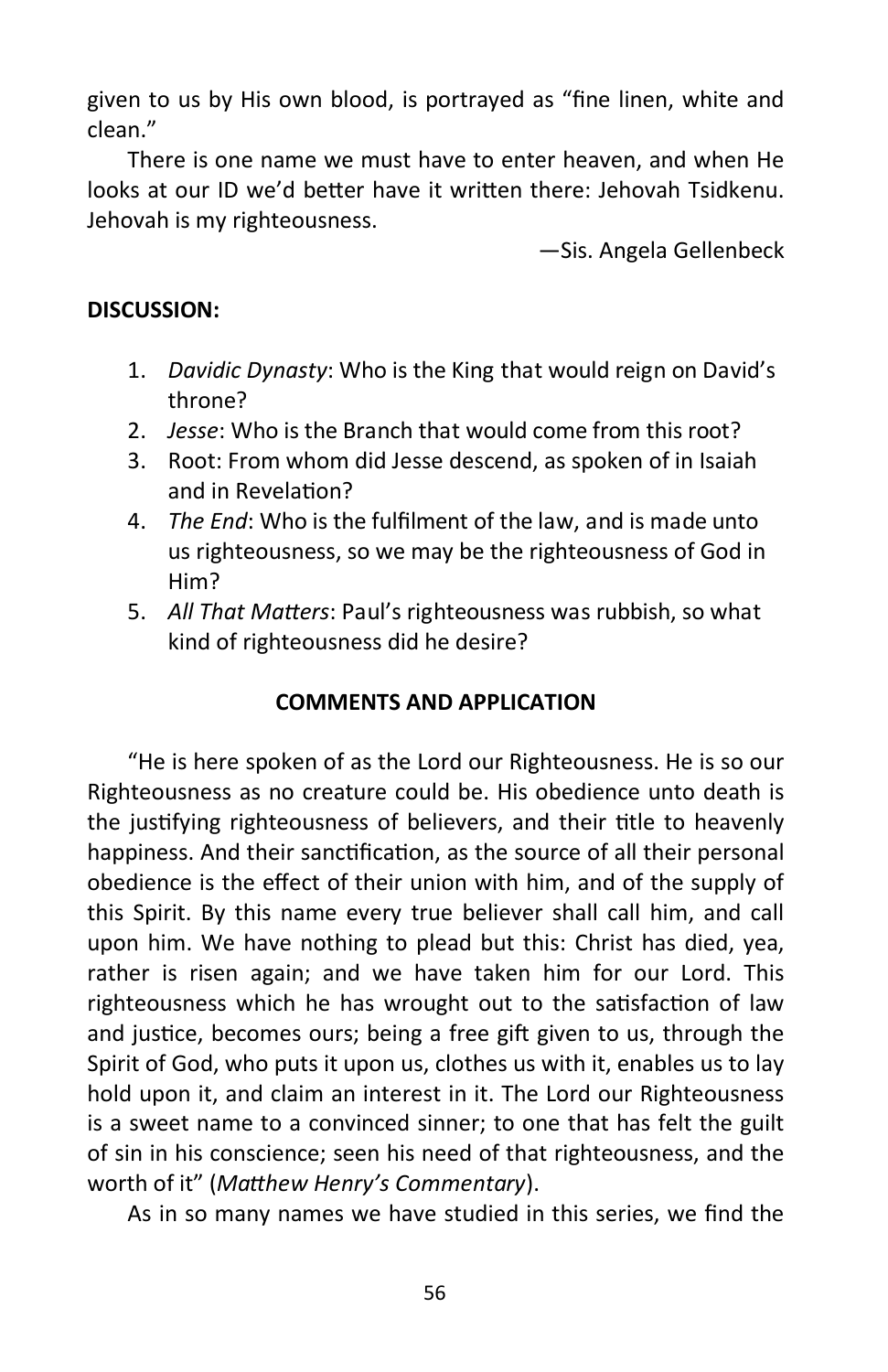given to us by His own blood, is portrayed as "fine linen, white and clean."

There is one name we must have to enter heaven, and when He looks at our ID we'd better have it written there: Jehovah Tsidkenu. Jehovah is my righteousness.

—Sis. Angela Gellenbeck

**DISCUSSION:**

1. *Davidic Dynasty*: Who is the King that would reign on David's throne?
2. *Jesse*: Who is the Branch that would come from this root?
3. Root: From whom did Jesse descend, as spoken of in Isaiah and in Revelation?
4. *The End*: Who is the fulfilment of the law, and is made unto us righteousness, so we may be the righteousness of God in Him?
5. *All That Matters*: Paul's righteousness was rubbish, so what kind of righteousness did he desire?

**COMMENTS AND APPLICATION**

"He is here spoken of as the Lord our Righteousness. He is so our Righteousness as no creature could be. His obedience unto death is the justifying righteousness of believers, and their title to heavenly happiness. And their sanctification, as the source of all their personal obedience is the effect of their union with him, and of the supply of this Spirit. By this name every true believer shall call him, and call upon him. We have nothing to plead but this: Christ has died, yea, rather is risen again; and we have taken him for our Lord. This righteousness which he has wrought out to the satisfaction of law and justice, becomes ours; being a free gift given to us, through the Spirit of God, who puts it upon us, clothes us with it, enables us to lay hold upon it, and claim an interest in it. The Lord our Righteousness is a sweet name to a convinced sinner; to one that has felt the guilt of sin in his conscience; seen his need of that righteousness, and the worth of it" (*Matthew Henry's Commentary*).

As in so many names we have studied in this series, we find the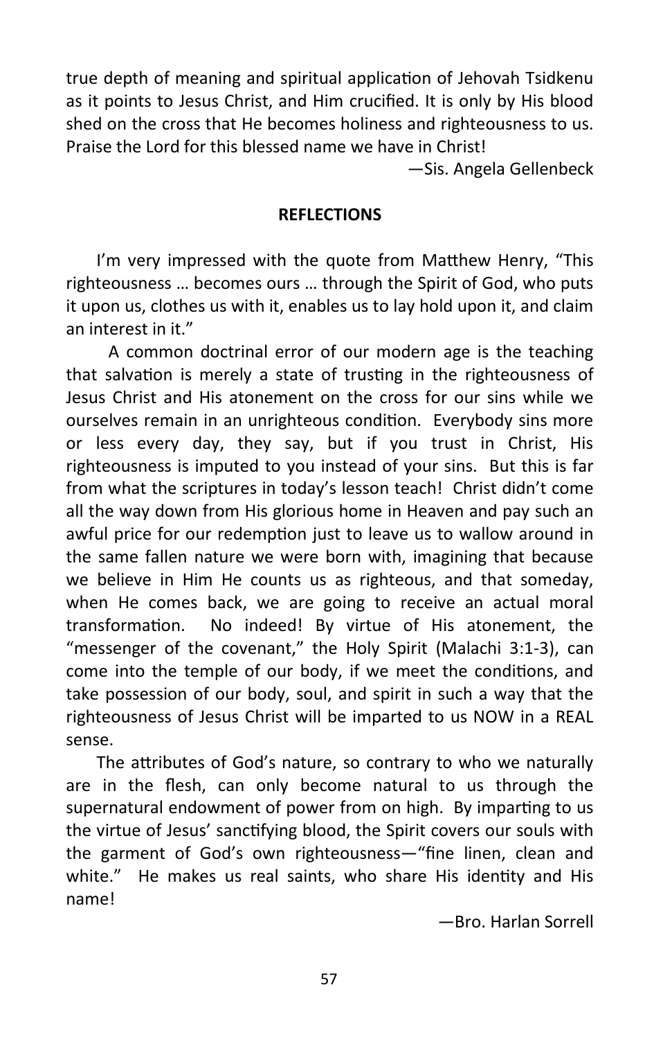true depth of meaning and spiritual application of Jehovah Tsidkenu as it points to Jesus Christ, and Him crucified. It is only by His blood shed on the cross that He becomes holiness and righteousness to us. Praise the Lord for this blessed name we have in Christ!

—Sis. Angela Gellenbeck

**REFLECTIONS**

I'm very impressed with the quote from Matthew Henry, "This righteousness … becomes ours … through the Spirit of God, who puts it upon us, clothes us with it, enables us to lay hold upon it, and claim an interest in it."

A common doctrinal error of our modern age is the teaching that salvation is merely a state of trusting in the righteousness of Jesus Christ and His atonement on the cross for our sins while we ourselves remain in an unrighteous condition. Everybody sins more or less every day, they say, but if you trust in Christ, His righteousness is imputed to you instead of your sins. But this is far from what the scriptures in today's lesson teach! Christ didn't come all the way down from His glorious home in Heaven and pay such an awful price for our redemption just to leave us to wallow around in the same fallen nature we were born with, imagining that because we believe in Him He counts us as righteous, and that someday, when He comes back, we are going to receive an actual moral transformation. No indeed! By virtue of His atonement, the "messenger of the covenant," the Holy Spirit (Malachi 3:1-3), can come into the temple of our body, if we meet the conditions, and take possession of our body, soul, and spirit in such a way that the righteousness of Jesus Christ will be imparted to us NOW in a REAL sense.

The attributes of God's nature, so contrary to who we naturally are in the flesh, can only become natural to us through the supernatural endowment of power from on high. By imparting to us the virtue of Jesus' sanctifying blood, the Spirit covers our souls with the garment of God's own righteousness—"fine linen, clean and white." He makes us real saints, who share His identity and His name!

—Bro. Harlan Sorrell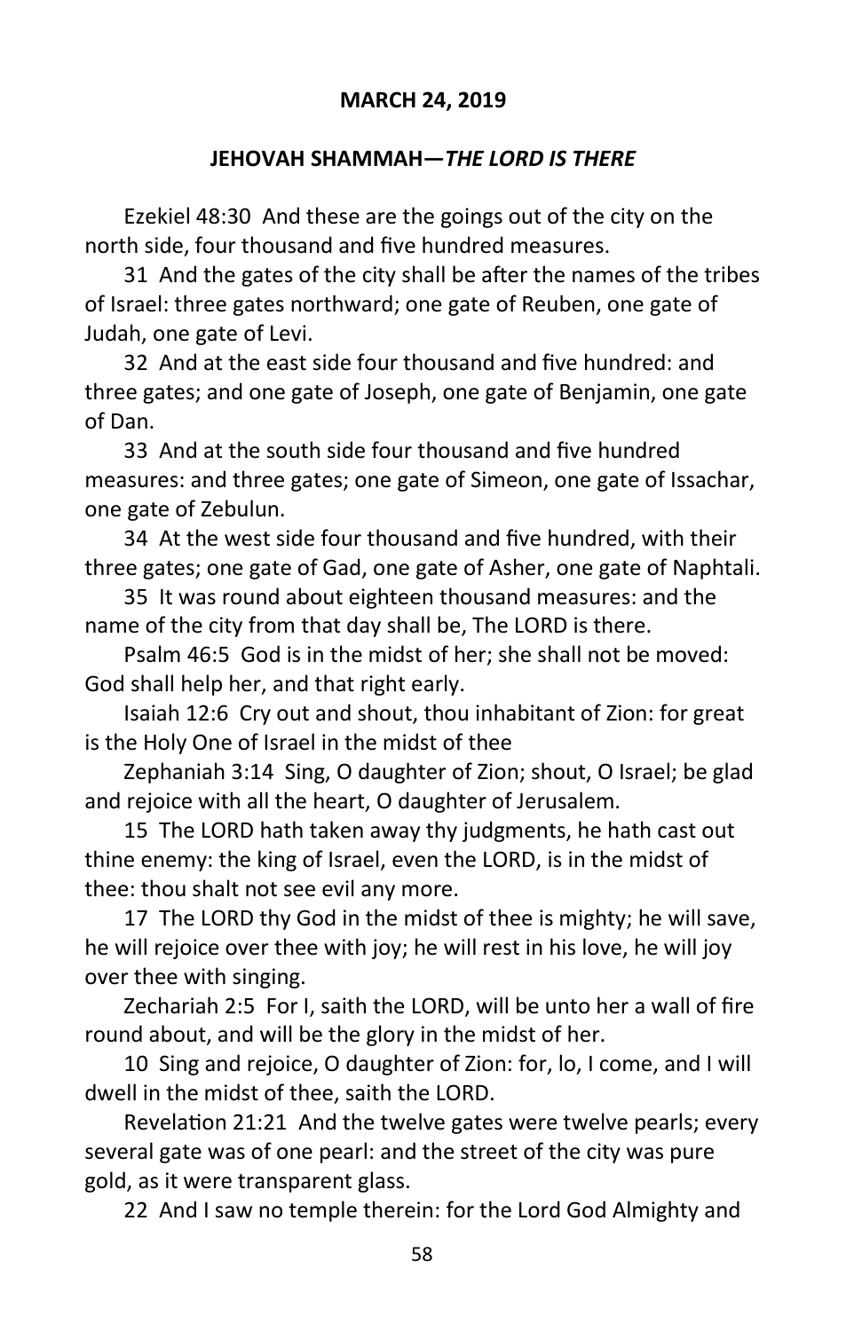**MARCH 24, 2019**

**JEHOVAH SHAMMAH—*THE LORD IS THERE***

Ezekiel 48:30 And these are the goings out of the city on the north side, four thousand and five hundred measures.

31 And the gates of the city shall be after the names of the tribes of Israel: three gates northward; one gate of Reuben, one gate of Judah, one gate of Levi.

32 And at the east side four thousand and five hundred: and three gates; and one gate of Joseph, one gate of Benjamin, one gate of Dan.

33 And at the south side four thousand and five hundred measures: and three gates; one gate of Simeon, one gate of Issachar, one gate of Zebulun.

34 At the west side four thousand and five hundred, with their three gates; one gate of Gad, one gate of Asher, one gate of Naphtali.

35 It was round about eighteen thousand measures: and the name of the city from that day shall be, The LORD is there.

Psalm 46:5 God is in the midst of her; she shall not be moved: God shall help her, and that right early.

Isaiah 12:6 Cry out and shout, thou inhabitant of Zion: for great is the Holy One of Israel in the midst of thee

Zephaniah 3:14 Sing, O daughter of Zion; shout, O Israel; be glad and rejoice with all the heart, O daughter of Jerusalem.

15 The LORD hath taken away thy judgments, he hath cast out thine enemy: the king of Israel, even the LORD, is in the midst of thee: thou shalt not see evil any more.

17 The LORD thy God in the midst of thee is mighty; he will save, he will rejoice over thee with joy; he will rest in his love, he will joy over thee with singing.

Zechariah 2:5 For I, saith the LORD, will be unto her a wall of fire round about, and will be the glory in the midst of her.

10 Sing and rejoice, O daughter of Zion: for, lo, I come, and I will dwell in the midst of thee, saith the LORD.

Revelation 21:21 And the twelve gates were twelve pearls; every several gate was of one pearl: and the street of the city was pure gold, as it were transparent glass.

22 And I saw no temple therein: for the Lord God Almighty and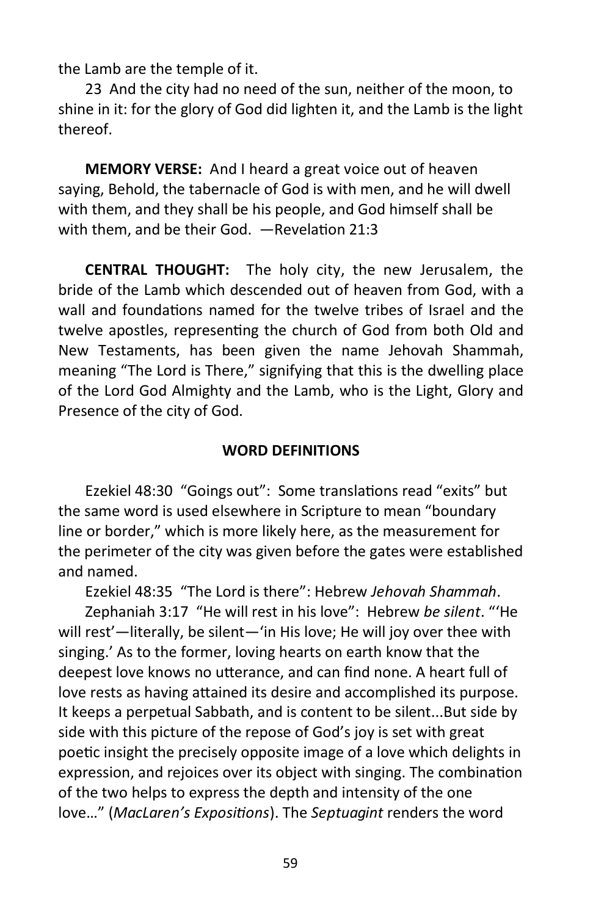the Lamb are the temple of it.

23 And the city had no need of the sun, neither of the moon, to shine in it: for the glory of God did lighten it, and the Lamb is the light thereof.

**MEMORY VERSE:** And I heard a great voice out of heaven saying, Behold, the tabernacle of God is with men, and he will dwell with them, and they shall be his people, and God himself shall be with them, and be their God. —Revelation 21:3

**CENTRAL THOUGHT:** The holy city, the new Jerusalem, the bride of the Lamb which descended out of heaven from God, with a wall and foundations named for the twelve tribes of Israel and the twelve apostles, representing the church of God from both Old and New Testaments, has been given the name Jehovah Shammah, meaning "The Lord is There," signifying that this is the dwelling place of the Lord God Almighty and the Lamb, who is the Light, Glory and Presence of the city of God.

## WORD DEFINITIONS

Ezekiel 48:30 "Goings out": Some translations read "exits" but the same word is used elsewhere in Scripture to mean "boundary line or border," which is more likely here, as the measurement for the perimeter of the city was given before the gates were established and named.

Ezekiel 48:35 "The Lord is there": Hebrew *Jehovah Shammah*.

Zephaniah 3:17 "He will rest in his love": Hebrew *be silent*. "'He will rest'—literally, be silent—'in His love; He will joy over thee with singing.' As to the former, loving hearts on earth know that the deepest love knows no utterance, and can find none. A heart full of love rests as having attained its desire and accomplished its purpose. It keeps a perpetual Sabbath, and is content to be silent...But side by side with this picture of the repose of God's joy is set with great poetic insight the precisely opposite image of a love which delights in expression, and rejoices over its object with singing. The combination of the two helps to express the depth and intensity of the one love..." (*MacLaren's Expositions*). The *Septuagint* renders the word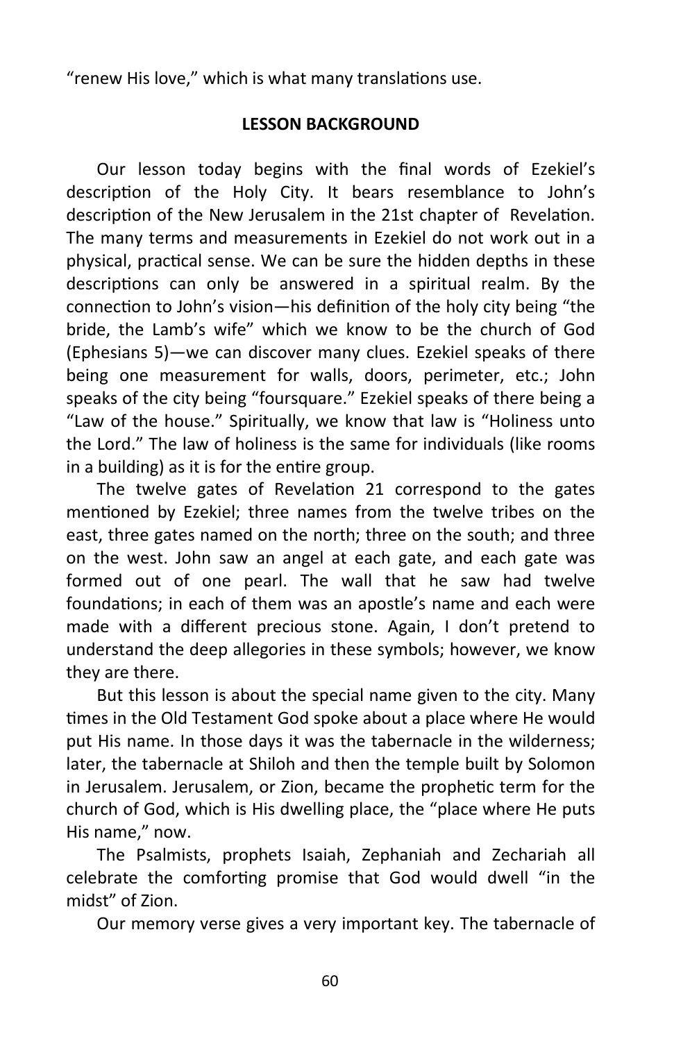"renew His love," which is what many translations use.

**LESSON BACKGROUND**

Our lesson today begins with the final words of Ezekiel's description of the Holy City. It bears resemblance to John's description of the New Jerusalem in the 21st chapter of Revelation. The many terms and measurements in Ezekiel do not work out in a physical, practical sense. We can be sure the hidden depths in these descriptions can only be answered in a spiritual realm. By the connection to John's vision—his definition of the holy city being "the bride, the Lamb's wife" which we know to be the church of God (Ephesians 5)—we can discover many clues. Ezekiel speaks of there being one measurement for walls, doors, perimeter, etc.; John speaks of the city being "foursquare." Ezekiel speaks of there being a "Law of the house." Spiritually, we know that law is "Holiness unto the Lord." The law of holiness is the same for individuals (like rooms in a building) as it is for the entire group.

The twelve gates of Revelation 21 correspond to the gates mentioned by Ezekiel; three names from the twelve tribes on the east, three gates named on the north; three on the south; and three on the west. John saw an angel at each gate, and each gate was formed out of one pearl. The wall that he saw had twelve foundations; in each of them was an apostle's name and each were made with a different precious stone. Again, I don't pretend to understand the deep allegories in these symbols; however, we know they are there.

But this lesson is about the special name given to the city. Many times in the Old Testament God spoke about a place where He would put His name. In those days it was the tabernacle in the wilderness; later, the tabernacle at Shiloh and then the temple built by Solomon in Jerusalem. Jerusalem, or Zion, became the prophetic term for the church of God, which is His dwelling place, the "place where He puts His name," now.

The Psalmists, prophets Isaiah, Zephaniah and Zechariah all celebrate the comforting promise that God would dwell "in the midst" of Zion.

Our memory verse gives a very important key. The tabernacle of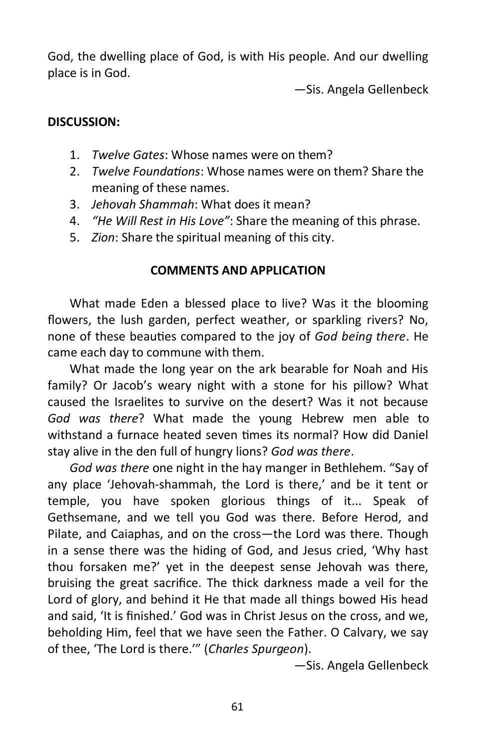God, the dwelling place of God, is with His people. And our dwelling place is in God.

—Sis. Angela Gellenbeck

**DISCUSSION:**

1. *Twelve Gates*: Whose names were on them?
2. *Twelve Foundations*: Whose names were on them? Share the meaning of these names.
3. *Jehovah Shammah*: What does it mean?
4. *"He Will Rest in His Love"*: Share the meaning of this phrase.
5. *Zion*: Share the spiritual meaning of this city.

**COMMENTS AND APPLICATION**

What made Eden a blessed place to live? Was it the blooming flowers, the lush garden, perfect weather, or sparkling rivers? No, none of these beauties compared to the joy of *God being there*. He came each day to commune with them.

What made the long year on the ark bearable for Noah and His family? Or Jacob's weary night with a stone for his pillow? What caused the Israelites to survive on the desert? Was it not because *God was there*? What made the young Hebrew men able to withstand a furnace heated seven times its normal? How did Daniel stay alive in the den full of hungry lions? *God was there*.

*God was there* one night in the hay manger in Bethlehem. "Say of any place 'Jehovah-shammah, the Lord is there,' and be it tent or temple, you have spoken glorious things of it... Speak of Gethsemane, and we tell you God was there. Before Herod, and Pilate, and Caiaphas, and on the cross—the Lord was there. Though in a sense there was the hiding of God, and Jesus cried, 'Why hast thou forsaken me?' yet in the deepest sense Jehovah was there, bruising the great sacrifice. The thick darkness made a veil for the Lord of glory, and behind it He that made all things bowed His head and said, 'It is finished.' God was in Christ Jesus on the cross, and we, beholding Him, feel that we have seen the Father. O Calvary, we say of thee, 'The Lord is there.'" (*Charles Spurgeon*).

—Sis. Angela Gellenbeck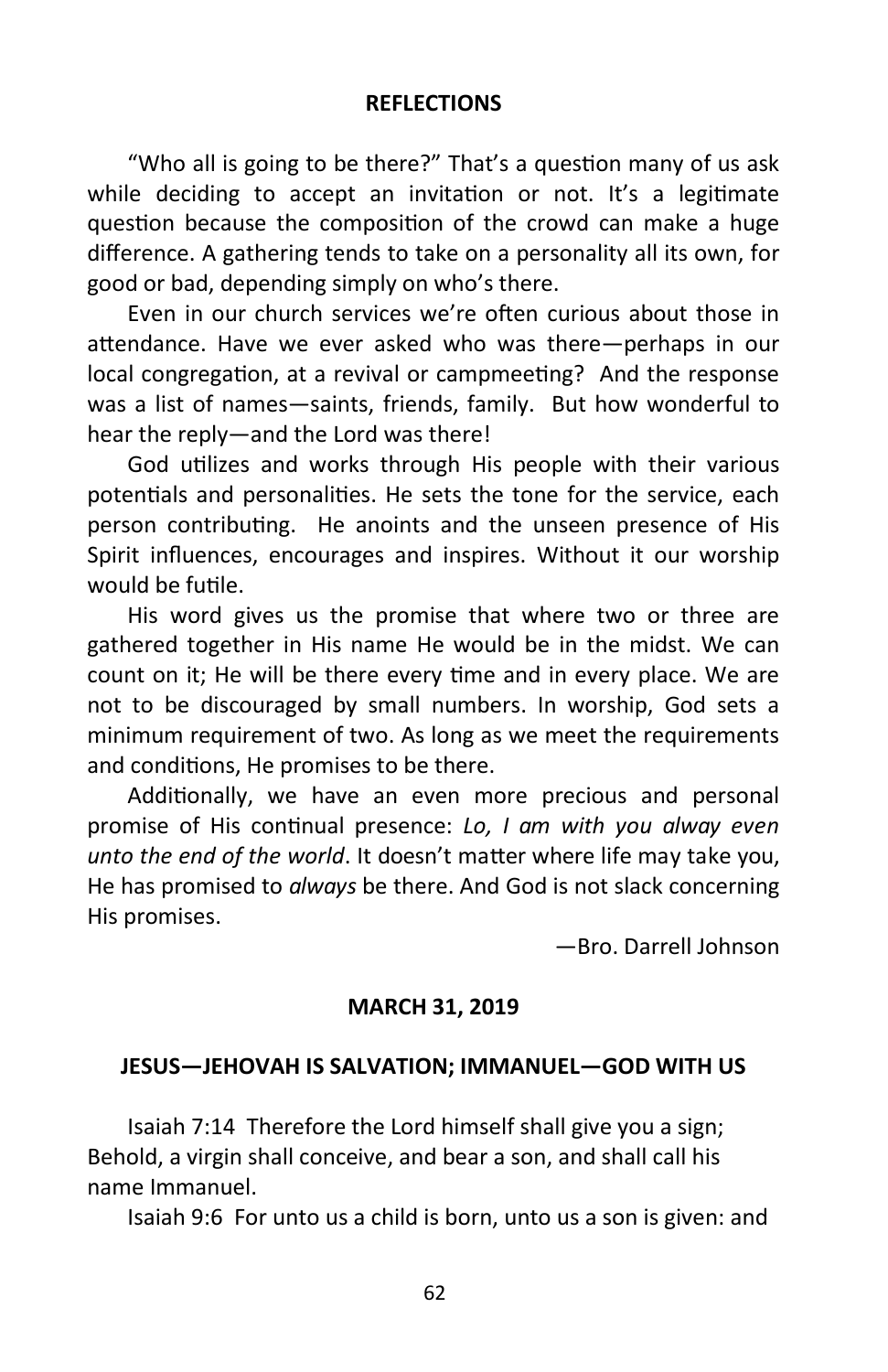## REFLECTIONS

"Who all is going to be there?" That's a question many of us ask while deciding to accept an invitation or not. It's a legitimate question because the composition of the crowd can make a huge difference. A gathering tends to take on a personality all its own, for good or bad, depending simply on who's there.

Even in our church services we're often curious about those in attendance. Have we ever asked who was there—perhaps in our local congregation, at a revival or campmeeting? And the response was a list of names—saints, friends, family. But how wonderful to hear the reply—and the Lord was there!

God utilizes and works through His people with their various potentials and personalities. He sets the tone for the service, each person contributing. He anoints and the unseen presence of His Spirit influences, encourages and inspires. Without it our worship would be futile.

His word gives us the promise that where two or three are gathered together in His name He would be in the midst. We can count on it; He will be there every time and in every place. We are not to be discouraged by small numbers. In worship, God sets a minimum requirement of two. As long as we meet the requirements and conditions, He promises to be there.

Additionally, we have an even more precious and personal promise of His continual presence: *Lo, I am with you alway even unto the end of the world*. It doesn't matter where life may take you, He has promised to *always* be there. And God is not slack concerning His promises.

—Bro. Darrell Johnson

## MARCH 31, 2019

### JESUS—JEHOVAH IS SALVATION; IMMANUEL—GOD WITH US

Isaiah 7:14 Therefore the Lord himself shall give you a sign; Behold, a virgin shall conceive, and bear a son, and shall call his name Immanuel.

Isaiah 9:6 For unto us a child is born, unto us a son is given: and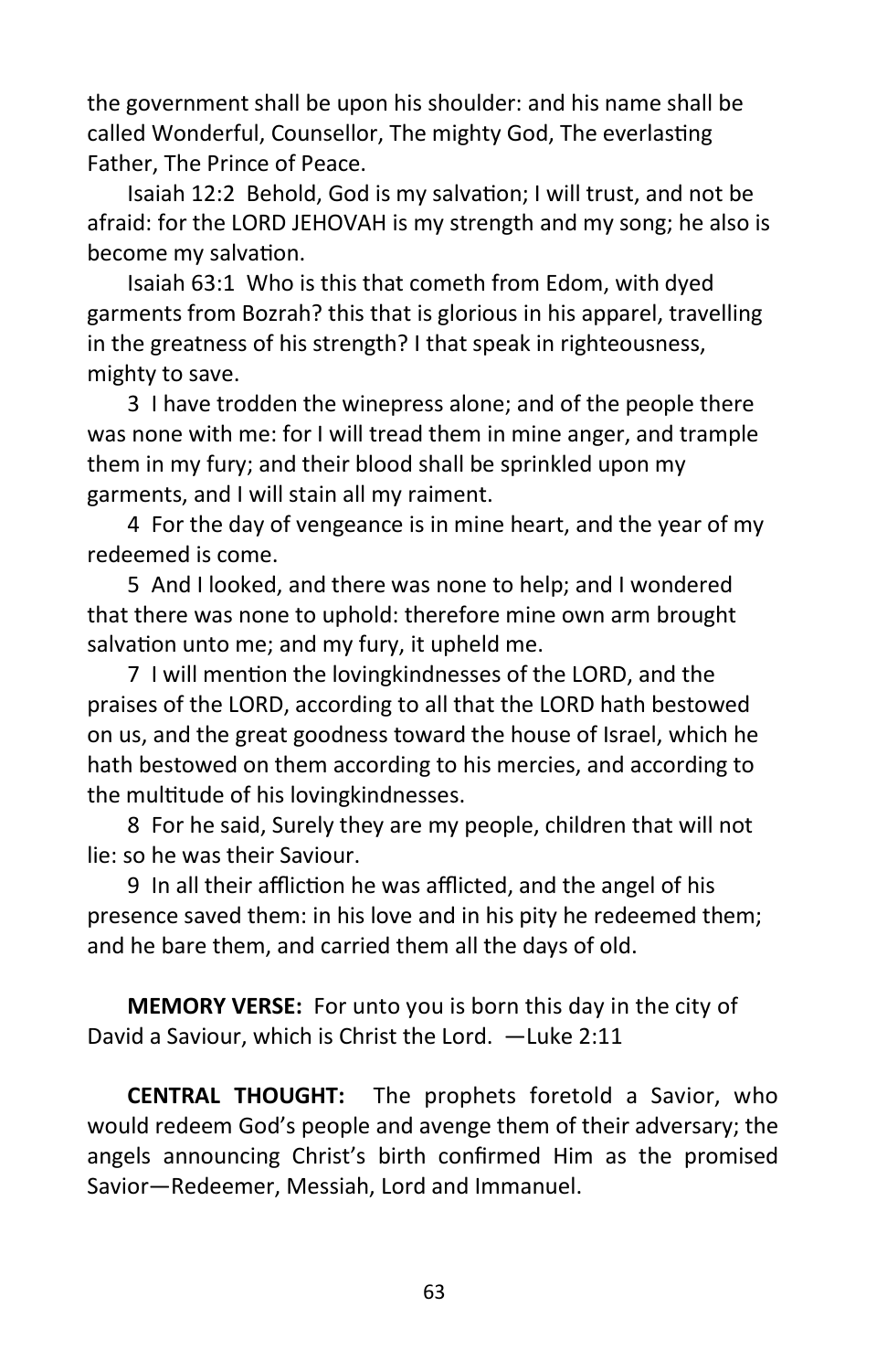the government shall be upon his shoulder: and his name shall be called Wonderful, Counsellor, The mighty God, The everlasting Father, The Prince of Peace.

Isaiah 12:2 Behold, God is my salvation; I will trust, and not be afraid: for the LORD JEHOVAH is my strength and my song; he also is become my salvation.

Isaiah 63:1 Who is this that cometh from Edom, with dyed garments from Bozrah? this that is glorious in his apparel, travelling in the greatness of his strength? I that speak in righteousness, mighty to save.

3 I have trodden the winepress alone; and of the people there was none with me: for I will tread them in mine anger, and trample them in my fury; and their blood shall be sprinkled upon my garments, and I will stain all my raiment.

4 For the day of vengeance is in mine heart, and the year of my redeemed is come.

5 And I looked, and there was none to help; and I wondered that there was none to uphold: therefore mine own arm brought salvation unto me; and my fury, it upheld me.

7 I will mention the lovingkindnesses of the LORD, and the praises of the LORD, according to all that the LORD hath bestowed on us, and the great goodness toward the house of Israel, which he hath bestowed on them according to his mercies, and according to the multitude of his lovingkindnesses.

8 For he said, Surely they are my people, children that will not lie: so he was their Saviour.

9 In all their affliction he was afflicted, and the angel of his presence saved them: in his love and in his pity he redeemed them; and he bare them, and carried them all the days of old.

**MEMORY VERSE:** For unto you is born this day in the city of David a Saviour, which is Christ the Lord. —Luke 2:11

**CENTRAL THOUGHT:** The prophets foretold a Savior, who would redeem God's people and avenge them of their adversary; the angels announcing Christ's birth confirmed Him as the promised Savior—Redeemer, Messiah, Lord and Immanuel.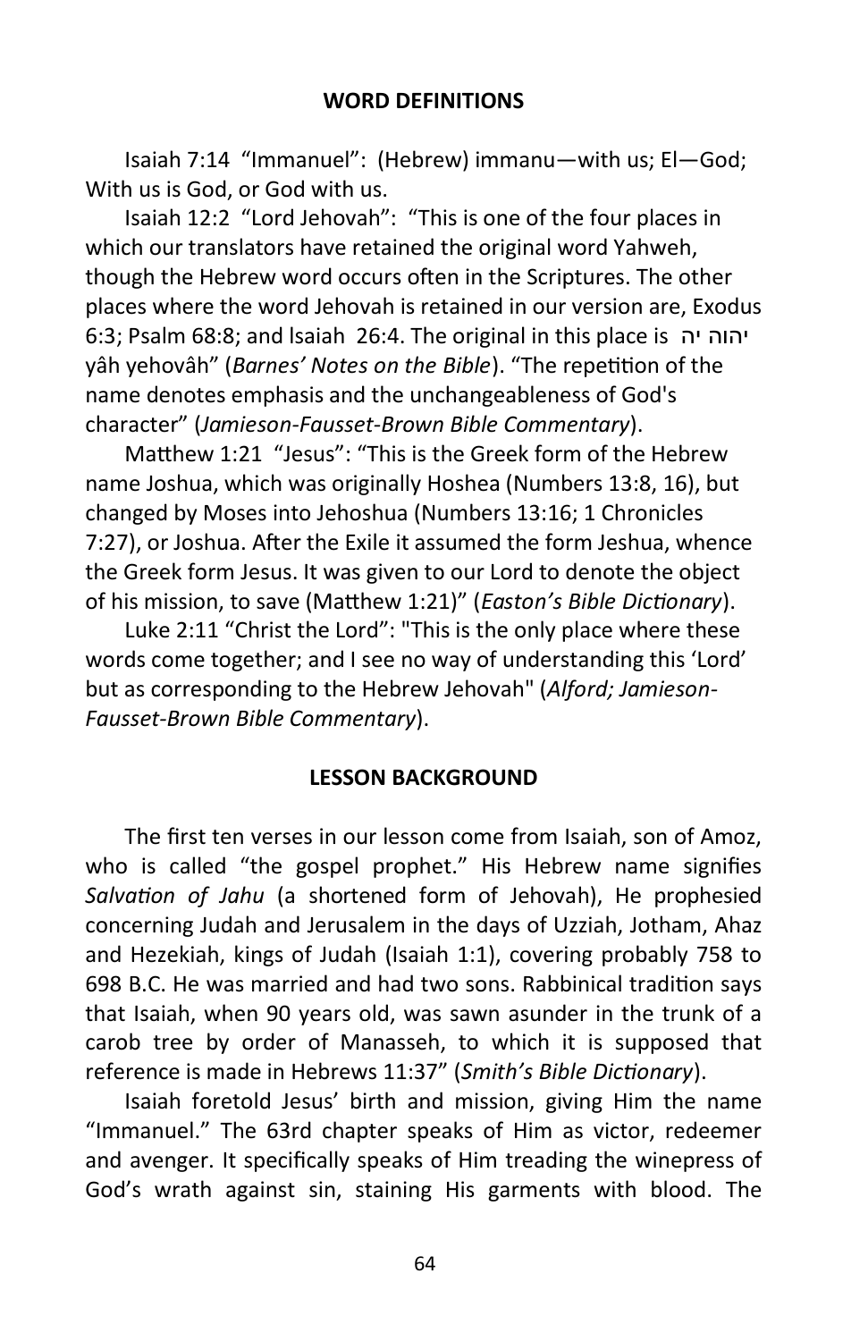## WORD DEFINITIONS

Isaiah 7:14 "Immanuel": (Hebrew) immanu—with us; El—God; With us is God, or God with us.

Isaiah 12:2 "Lord Jehovah": "This is one of the four places in which our translators have retained the original word Yahweh, though the Hebrew word occurs often in the Scriptures. The other places where the word Jehovah is retained in our version are, Exodus 6:3; Psalm 68:8; and Isaiah 26:4. The original in this place is יה יהוה yâh yehovâh" (*Barnes' Notes on the Bible*). "The repetition of the name denotes emphasis and the unchangeableness of God's character" (*Jamieson-Fausset-Brown Bible Commentary*).

Matthew 1:21 "Jesus": "This is the Greek form of the Hebrew name Joshua, which was originally Hoshea (Numbers 13:8, 16), but changed by Moses into Jehoshua (Numbers 13:16; 1 Chronicles 7:27), or Joshua. After the Exile it assumed the form Jeshua, whence the Greek form Jesus. It was given to our Lord to denote the object of his mission, to save (Matthew 1:21)" (*Easton's Bible Dictionary*).

Luke 2:11 "Christ the Lord": "This is the only place where these words come together; and I see no way of understanding this 'Lord' but as corresponding to the Hebrew Jehovah" (*Alford; Jamieson-Fausset-Brown Bible Commentary*).

## LESSON BACKGROUND

The first ten verses in our lesson come from Isaiah, son of Amoz, who is called "the gospel prophet." His Hebrew name signifies *Salvation of Jahu* (a shortened form of Jehovah), He prophesied concerning Judah and Jerusalem in the days of Uzziah, Jotham, Ahaz and Hezekiah, kings of Judah (Isaiah 1:1), covering probably 758 to 698 B.C. He was married and had two sons. Rabbinical tradition says that Isaiah, when 90 years old, was sawn asunder in the trunk of a carob tree by order of Manasseh, to which it is supposed that reference is made in Hebrews 11:37" (*Smith's Bible Dictionary*).

Isaiah foretold Jesus' birth and mission, giving Him the name "Immanuel." The 63rd chapter speaks of Him as victor, redeemer and avenger. It specifically speaks of Him treading the winepress of God's wrath against sin, staining His garments with blood. The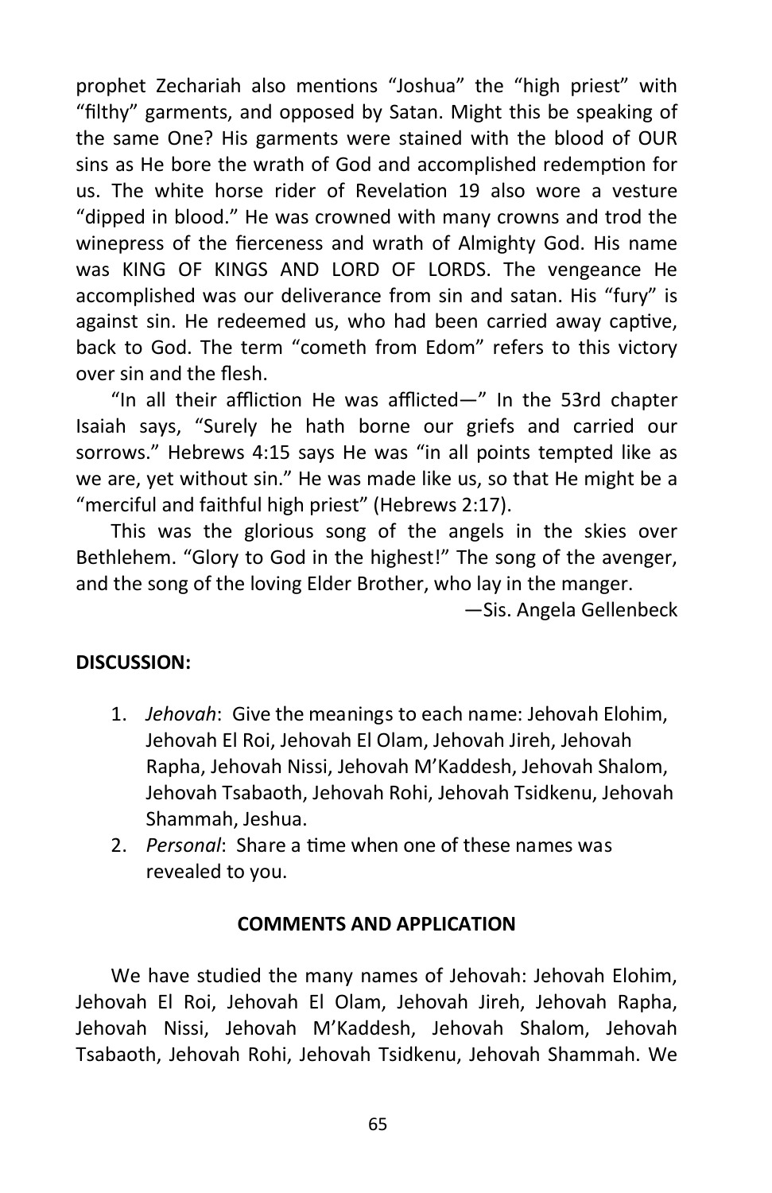prophet Zechariah also mentions "Joshua" the "high priest" with "filthy" garments, and opposed by Satan. Might this be speaking of the same One? His garments were stained with the blood of OUR sins as He bore the wrath of God and accomplished redemption for us. The white horse rider of Revelation 19 also wore a vesture "dipped in blood." He was crowned with many crowns and trod the winepress of the fierceness and wrath of Almighty God. His name was KING OF KINGS AND LORD OF LORDS. The vengeance He accomplished was our deliverance from sin and satan. His "fury" is against sin. He redeemed us, who had been carried away captive, back to God. The term "cometh from Edom" refers to this victory over sin and the flesh.

"In all their affliction He was afflicted—" In the 53rd chapter Isaiah says, "Surely he hath borne our griefs and carried our sorrows." Hebrews 4:15 says He was "in all points tempted like as we are, yet without sin." He was made like us, so that He might be a "merciful and faithful high priest" (Hebrews 2:17).

This was the glorious song of the angels in the skies over Bethlehem. "Glory to God in the highest!" The song of the avenger, and the song of the loving Elder Brother, who lay in the manger.

—Sis. Angela Gellenbeck

**DISCUSSION:**

1. *Jehovah*: Give the meanings to each name: Jehovah Elohim, Jehovah El Roi, Jehovah El Olam, Jehovah Jireh, Jehovah Rapha, Jehovah Nissi, Jehovah M'Kaddesh, Jehovah Shalom, Jehovah Tsabaoth, Jehovah Rohi, Jehovah Tsidkenu, Jehovah Shammah, Jeshua.
2. *Personal*: Share a time when one of these names was revealed to you.

**COMMENTS AND APPLICATION**

We have studied the many names of Jehovah: Jehovah Elohim, Jehovah El Roi, Jehovah El Olam, Jehovah Jireh, Jehovah Rapha, Jehovah Nissi, Jehovah M'Kaddesh, Jehovah Shalom, Jehovah Tsabaoth, Jehovah Rohi, Jehovah Tsidkenu, Jehovah Shammah. We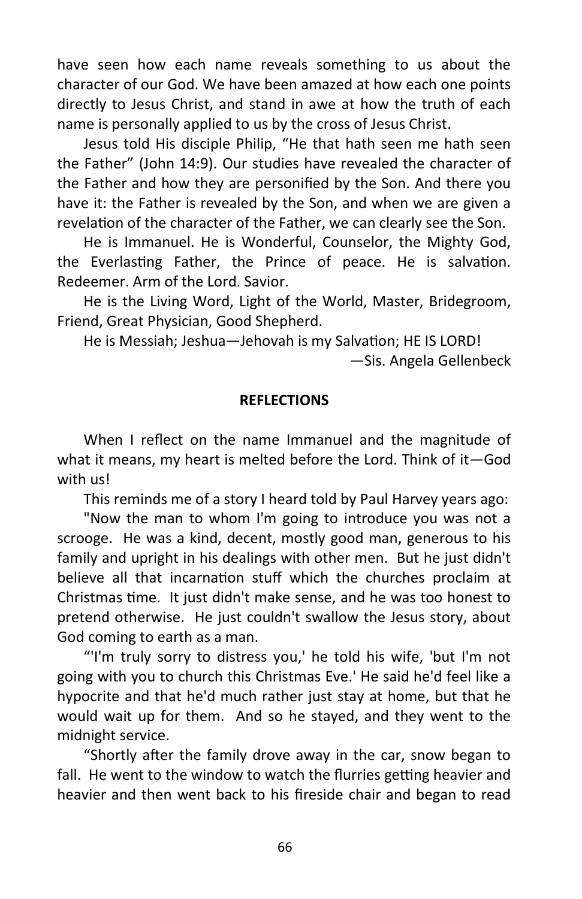have seen how each name reveals something to us about the character of our God. We have been amazed at how each one points directly to Jesus Christ, and stand in awe at how the truth of each name is personally applied to us by the cross of Jesus Christ.

Jesus told His disciple Philip, “He that hath seen me hath seen the Father” (John 14:9). Our studies have revealed the character of the Father and how they are personified by the Son. And there you have it: the Father is revealed by the Son, and when we are given a revelation of the character of the Father, we can clearly see the Son.

He is Immanuel. He is Wonderful, Counselor, the Mighty God, the Everlasting Father, the Prince of peace. He is salvation. Redeemer. Arm of the Lord. Savior.

He is the Living Word, Light of the World, Master, Bridegroom, Friend, Great Physician, Good Shepherd.

He is Messiah; Jeshua—Jehovah is my Salvation; HE IS LORD!

—Sis. Angela Gellenbeck

**REFLECTIONS**

When I reflect on the name Immanuel and the magnitude of what it means, my heart is melted before the Lord. Think of it—God with us!

This reminds me of a story I heard told by Paul Harvey years ago:

"Now the man to whom I'm going to introduce you was not a scrooge. He was a kind, decent, mostly good man, generous to his family and upright in his dealings with other men. But he just didn't believe all that incarnation stuff which the churches proclaim at Christmas time. It just didn't make sense, and he was too honest to pretend otherwise. He just couldn't swallow the Jesus story, about God coming to earth as a man.

“'I'm truly sorry to distress you,' he told his wife, 'but I'm not going with you to church this Christmas Eve.' He said he'd feel like a hypocrite and that he'd much rather just stay at home, but that he would wait up for them. And so he stayed, and they went to the midnight service.

“Shortly after the family drove away in the car, snow began to fall. He went to the window to watch the flurries getting heavier and heavier and then went back to his fireside chair and began to read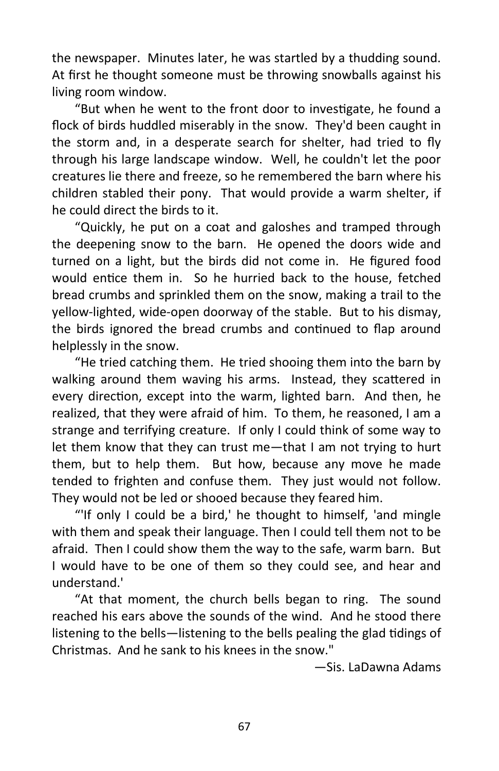the newspaper. Minutes later, he was startled by a thudding sound. At first he thought someone must be throwing snowballs against his living room window.

"But when he went to the front door to investigate, he found a flock of birds huddled miserably in the snow. They'd been caught in the storm and, in a desperate search for shelter, had tried to fly through his large landscape window. Well, he couldn't let the poor creatures lie there and freeze, so he remembered the barn where his children stabled their pony. That would provide a warm shelter, if he could direct the birds to it.

"Quickly, he put on a coat and galoshes and tramped through the deepening snow to the barn. He opened the doors wide and turned on a light, but the birds did not come in. He figured food would entice them in. So he hurried back to the house, fetched bread crumbs and sprinkled them on the snow, making a trail to the yellow-lighted, wide-open doorway of the stable. But to his dismay, the birds ignored the bread crumbs and continued to flap around helplessly in the snow.

"He tried catching them. He tried shooing them into the barn by walking around them waving his arms. Instead, they scattered in every direction, except into the warm, lighted barn. And then, he realized, that they were afraid of him. To them, he reasoned, I am a strange and terrifying creature. If only I could think of some way to let them know that they can trust me—that I am not trying to hurt them, but to help them. But how, because any move he made tended to frighten and confuse them. They just would not follow. They would not be led or shooed because they feared him.

"'If only I could be a bird,' he thought to himself, 'and mingle with them and speak their language. Then I could tell them not to be afraid. Then I could show them the way to the safe, warm barn. But I would have to be one of them so they could see, and hear and understand.'

"At that moment, the church bells began to ring. The sound reached his ears above the sounds of the wind. And he stood there listening to the bells—listening to the bells pealing the glad tidings of Christmas. And he sank to his knees in the snow."

—Sis. LaDawna Adams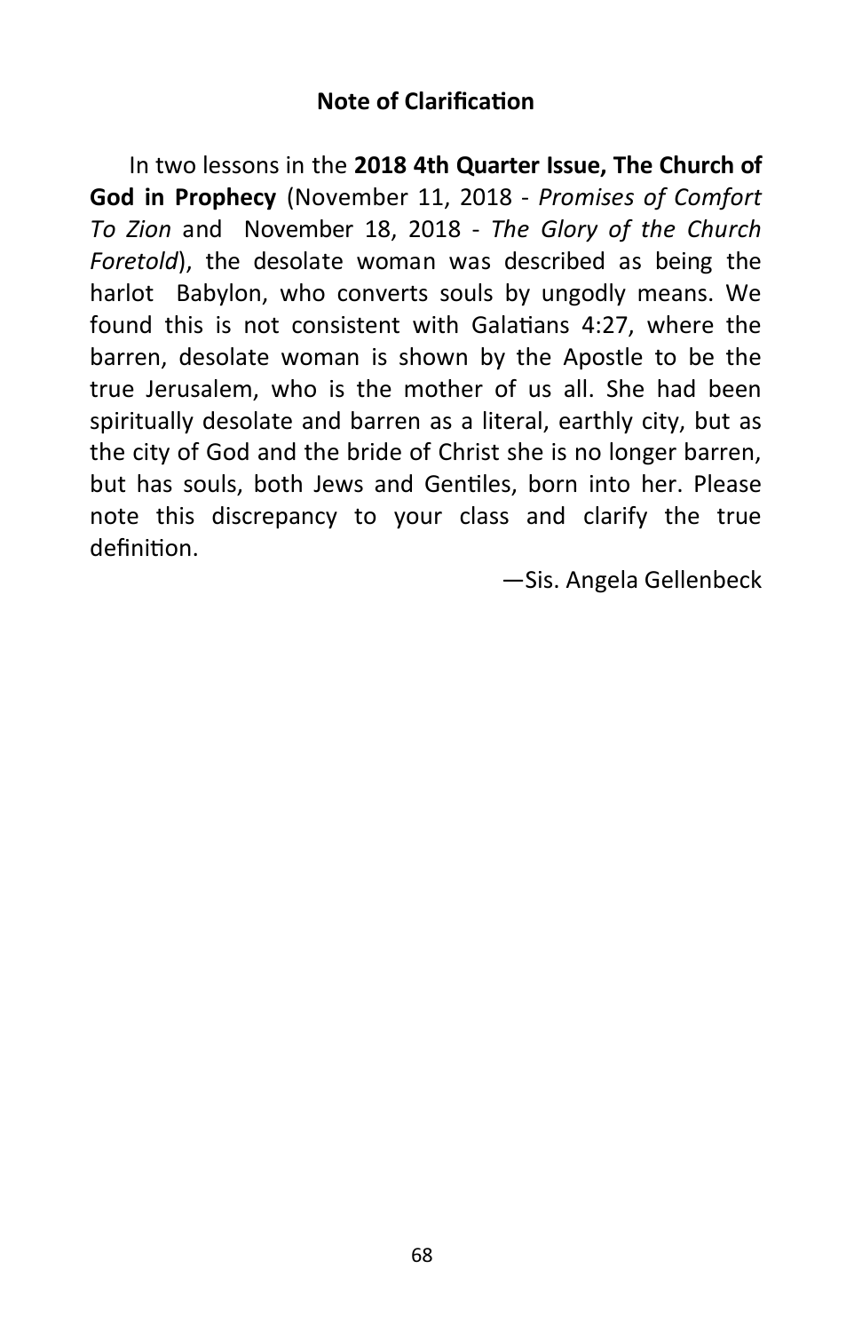## Note of Clarification

In two lessons in the **2018 4th Quarter Issue, The Church of God in Prophecy** (November 11, 2018 - *Promises of Comfort To Zion* and November 18, 2018 - *The Glory of the Church Foretold*), the desolate woman was described as being the harlot Babylon, who converts souls by ungodly means. We found this is not consistent with Galatians 4:27, where the barren, desolate woman is shown by the Apostle to be the true Jerusalem, who is the mother of us all. She had been spiritually desolate and barren as a literal, earthly city, but as the city of God and the bride of Christ she is no longer barren, but has souls, both Jews and Gentiles, born into her. Please note this discrepancy to your class and clarify the true definition.

—Sis. Angela Gellenbeck